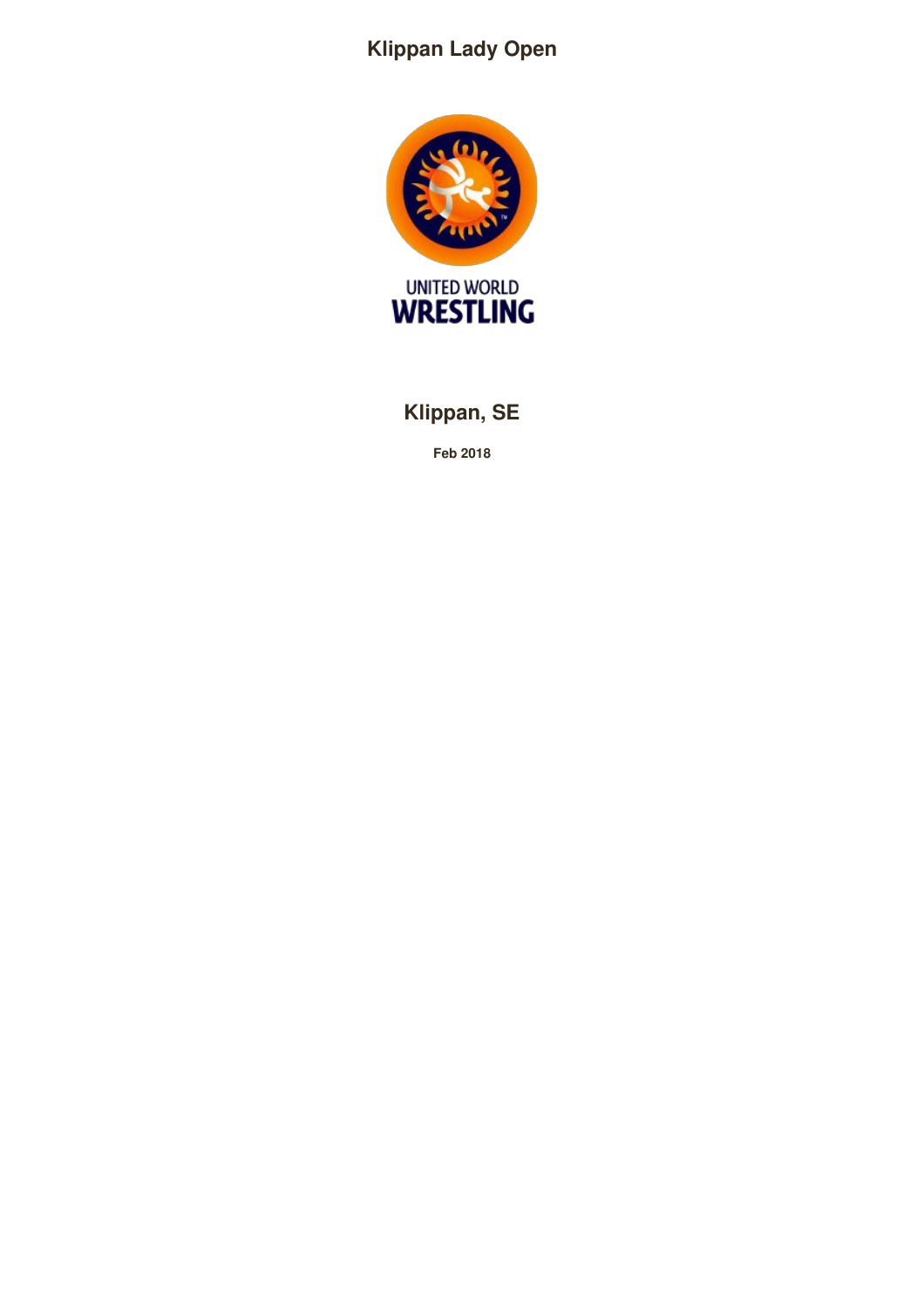# Klippan Lady Open

UNITED WORLD
WRESTLING

## Klippan, SE

**Feb 2018**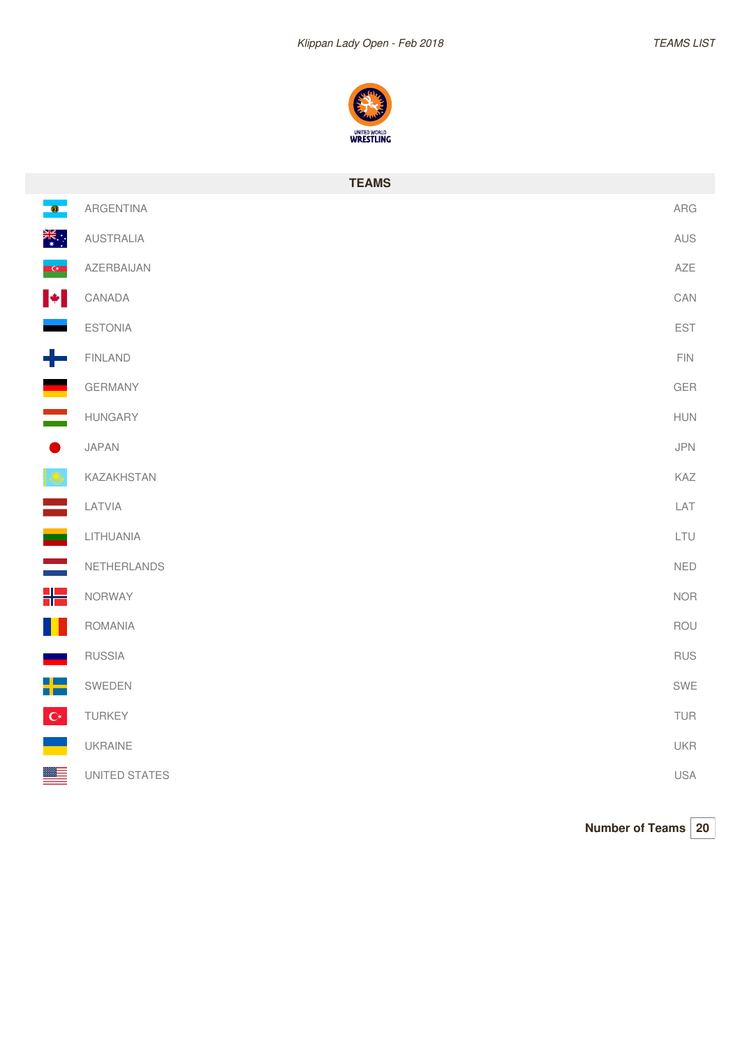## TEAMS

| Team | Code |
|---|---|
| ARGENTINA | ARG |
| AUSTRALIA | AUS |
| AZERBAIJAN | AZE |
| CANADA | CAN |
| ESTONIA | EST |
| FINLAND | FIN |
| GERMANY | GER |
| HUNGARY | HUN |
| JAPAN | JPN |
| KAZAKHSTAN | KAZ |
| LATVIA | LAT |
| LITHUANIA | LTU |
| NETHERLANDS | NED |
| NORWAY | NOR |
| ROMANIA | ROU |
| RUSSIA | RUS |
| SWEDEN | SWE |
| TURKEY | TUR |
| UKRAINE | UKR |
| UNITED STATES | USA |

**Number of Teams** 20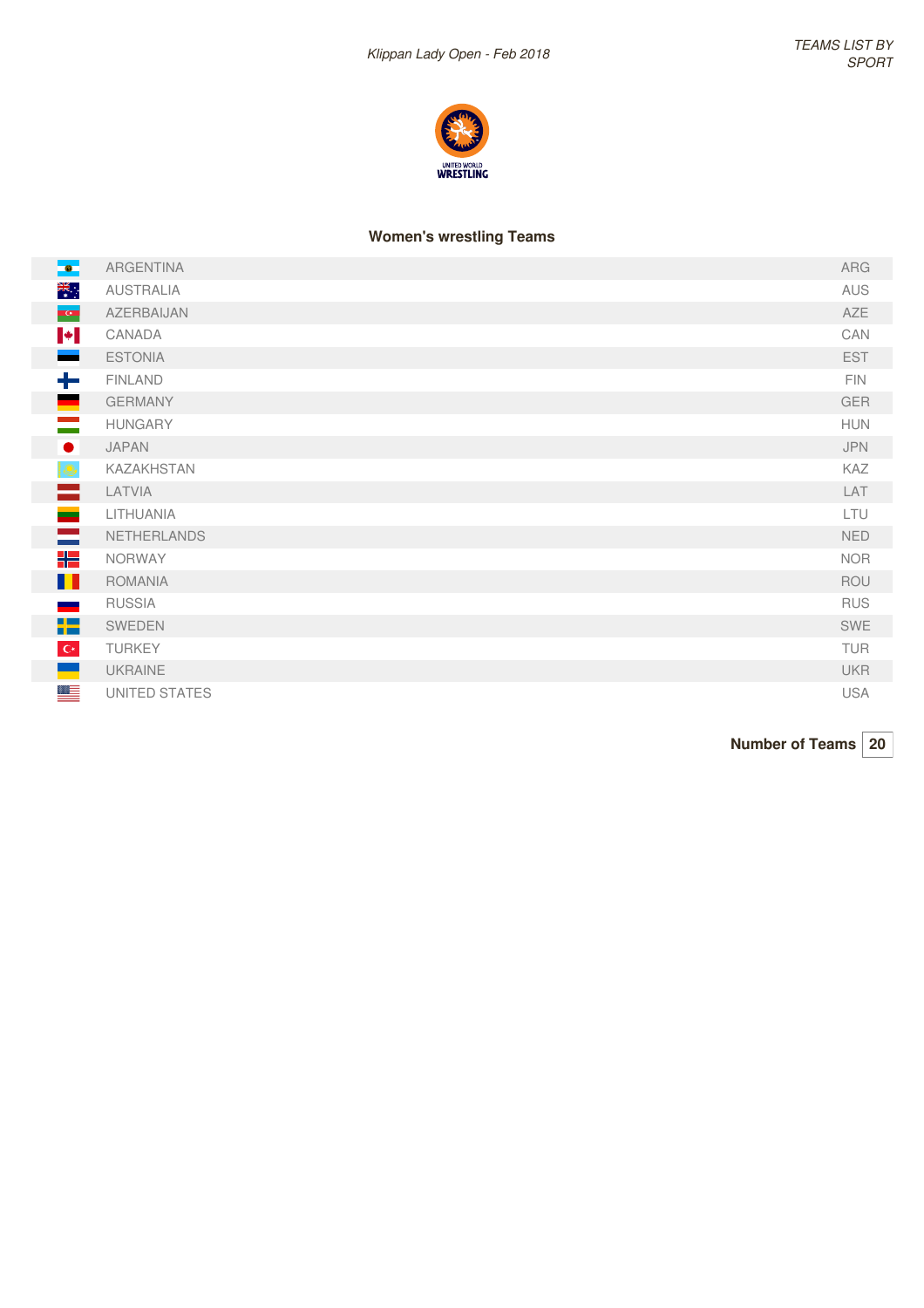Klippan Lady Open - Feb 2018

TEAMS LIST BY SPORT

## Women's wrestling Teams

| Country | Code |
|---|---|
| ARGENTINA | ARG |
| AUSTRALIA | AUS |
| AZERBAIJAN | AZE |
| CANADA | CAN |
| ESTONIA | EST |
| FINLAND | FIN |
| GERMANY | GER |
| HUNGARY | HUN |
| JAPAN | JPN |
| KAZAKHSTAN | KAZ |
| LATVIA | LAT |
| LITHUANIA | LTU |
| NETHERLANDS | NED |
| NORWAY | NOR |
| ROMANIA | ROU |
| RUSSIA | RUS |
| SWEDEN | SWE |
| TURKEY | TUR |
| UKRAINE | UKR |
| UNITED STATES | USA |

**Number of Teams** **20**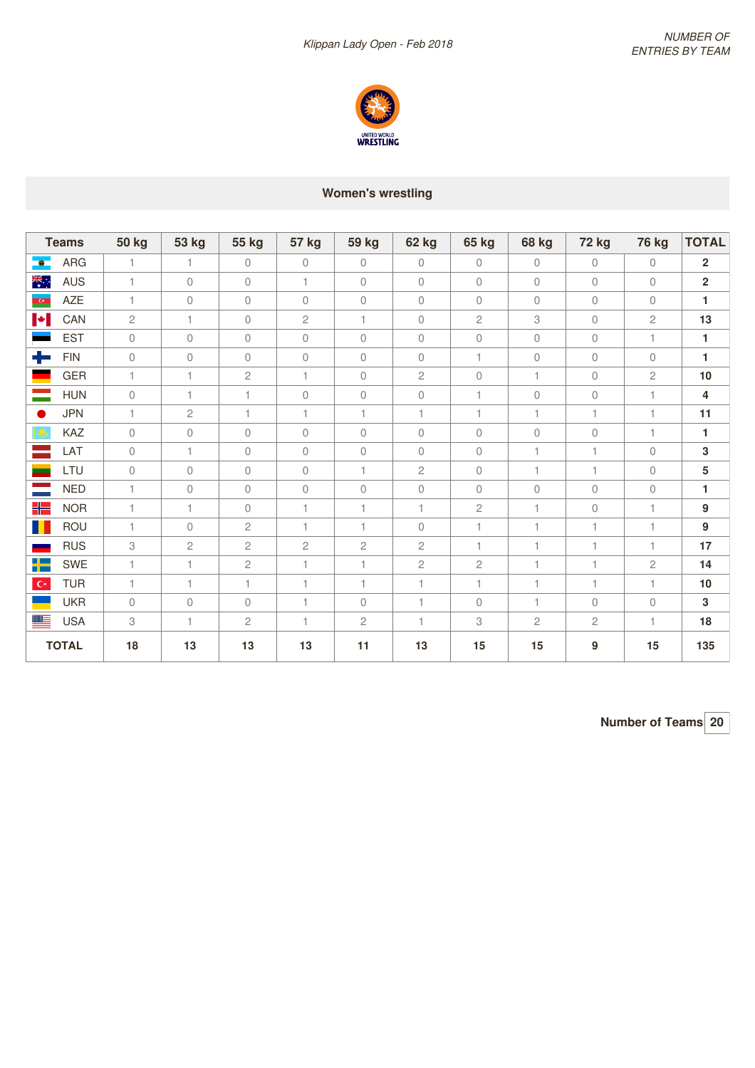*Klippan Lady Open - Feb 2018*

*NUMBER OF ENTRIES BY TEAM*

UNITED WORLD WRESTLING

## Women's wrestling

| Teams | 50 kg | 53 kg | 55 kg | 57 kg | 59 kg | 62 kg | 65 kg | 68 kg | 72 kg | 76 kg | TOTAL |
|---|---|---|---|---|---|---|---|---|---|---|---|
| ARG | 1 | 1 | 0 | 0 | 0 | 0 | 0 | 0 | 0 | 0 | **2** |
| AUS | 1 | 0 | 0 | 1 | 0 | 0 | 0 | 0 | 0 | 0 | **2** |
| AZE | 1 | 0 | 0 | 0 | 0 | 0 | 0 | 0 | 0 | 0 | **1** |
| CAN | 2 | 1 | 0 | 2 | 1 | 0 | 2 | 3 | 0 | 2 | **13** |
| EST | 0 | 0 | 0 | 0 | 0 | 0 | 0 | 0 | 0 | 1 | **1** |
| FIN | 0 | 0 | 0 | 0 | 0 | 0 | 1 | 0 | 0 | 0 | **1** |
| GER | 1 | 1 | 2 | 1 | 0 | 2 | 0 | 1 | 0 | 2 | **10** |
| HUN | 0 | 1 | 1 | 0 | 0 | 0 | 1 | 0 | 0 | 1 | **4** |
| JPN | 1 | 2 | 1 | 1 | 1 | 1 | 1 | 1 | 1 | 1 | **11** |
| KAZ | 0 | 0 | 0 | 0 | 0 | 0 | 0 | 0 | 0 | 1 | **1** |
| LAT | 0 | 1 | 0 | 0 | 0 | 0 | 0 | 1 | 1 | 0 | **3** |
| LTU | 0 | 0 | 0 | 0 | 1 | 2 | 0 | 1 | 1 | 0 | **5** |
| NED | 1 | 0 | 0 | 0 | 0 | 0 | 0 | 0 | 0 | 0 | **1** |
| NOR | 1 | 1 | 0 | 1 | 1 | 1 | 2 | 1 | 0 | 1 | **9** |
| ROU | 1 | 0 | 2 | 1 | 1 | 0 | 1 | 1 | 1 | 1 | **9** |
| RUS | 3 | 2 | 2 | 2 | 2 | 2 | 1 | 1 | 1 | 1 | **17** |
| SWE | 1 | 1 | 2 | 1 | 1 | 2 | 2 | 1 | 1 | 2 | **14** |
| TUR | 1 | 1 | 1 | 1 | 1 | 1 | 1 | 1 | 1 | 1 | **10** |
| UKR | 0 | 0 | 0 | 1 | 0 | 1 | 0 | 1 | 0 | 0 | **3** |
| USA | 3 | 1 | 2 | 1 | 2 | 1 | 3 | 2 | 2 | 1 | **18** |
| **TOTAL** | **18** | **13** | **13** | **13** | **11** | **13** | **15** | **15** | **9** | **15** | **135** |

**Number of Teams** | **20**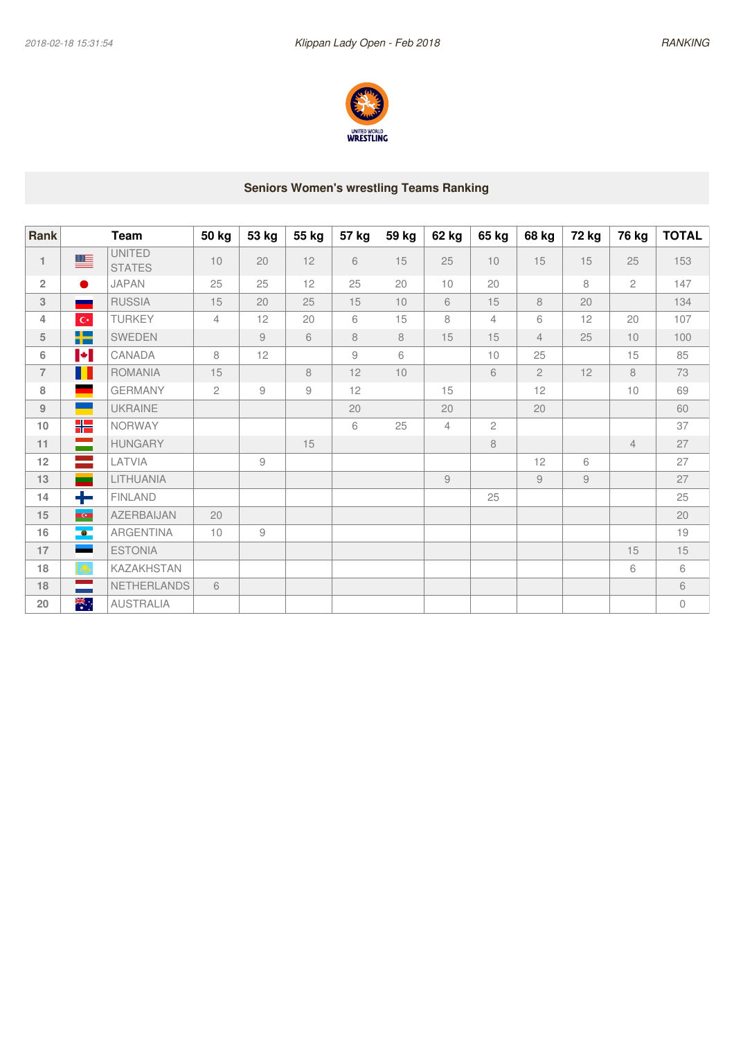## Seniors Women's wrestling Teams Ranking

| Rank | Team | 50 kg | 53 kg | 55 kg | 57 kg | 59 kg | 62 kg | 65 kg | 68 kg | 72 kg | 76 kg | TOTAL |
|---|---|---|---|---|---|---|---|---|---|---|---|---|
| 1 | UNITED STATES | 10 | 20 | 12 | 6 | 15 | 25 | 10 | 15 | 15 | 25 | 153 |
| 2 | JAPAN | 25 | 25 | 12 | 25 | 20 | 10 | 20 | | 8 | 2 | 147 |
| 3 | RUSSIA | 15 | 20 | 25 | 15 | 10 | 6 | 15 | 8 | 20 | | 134 |
| 4 | TURKEY | 4 | 12 | 20 | 6 | 15 | 8 | 4 | 6 | 12 | 20 | 107 |
| 5 | SWEDEN | | 9 | 6 | 8 | 8 | 15 | 15 | 4 | 25 | 10 | 100 |
| 6 | CANADA | 8 | 12 | | 9 | 6 | | 10 | 25 | | 15 | 85 |
| 7 | ROMANIA | 15 | | 8 | 12 | 10 | | 6 | 2 | 12 | 8 | 73 |
| 8 | GERMANY | 2 | 9 | 9 | 12 | | 15 | | 12 | | 10 | 69 |
| 9 | UKRAINE | | | | 20 | | 20 | | 20 | | | 60 |
| 10 | NORWAY | | | | 6 | 25 | 4 | 2 | | | | 37 |
| 11 | HUNGARY | | | 15 | | | | 8 | | | 4 | 27 |
| 12 | LATVIA | | 9 | | | | | | 12 | 6 | | 27 |
| 13 | LITHUANIA | | | | | | 9 | | 9 | 9 | | 27 |
| 14 | FINLAND | | | | | | | 25 | | | | 25 |
| 15 | AZERBAIJAN | 20 | | | | | | | | | | 20 |
| 16 | ARGENTINA | 10 | 9 | | | | | | | | | 19 |
| 17 | ESTONIA | | | | | | | | | | 15 | 15 |
| 18 | KAZAKHSTAN | | | | | | | | | | 6 | 6 |
| 18 | NETHERLANDS | 6 | | | | | | | | | | 6 |
| 20 | AUSTRALIA | | | | | | | | | | | 0 |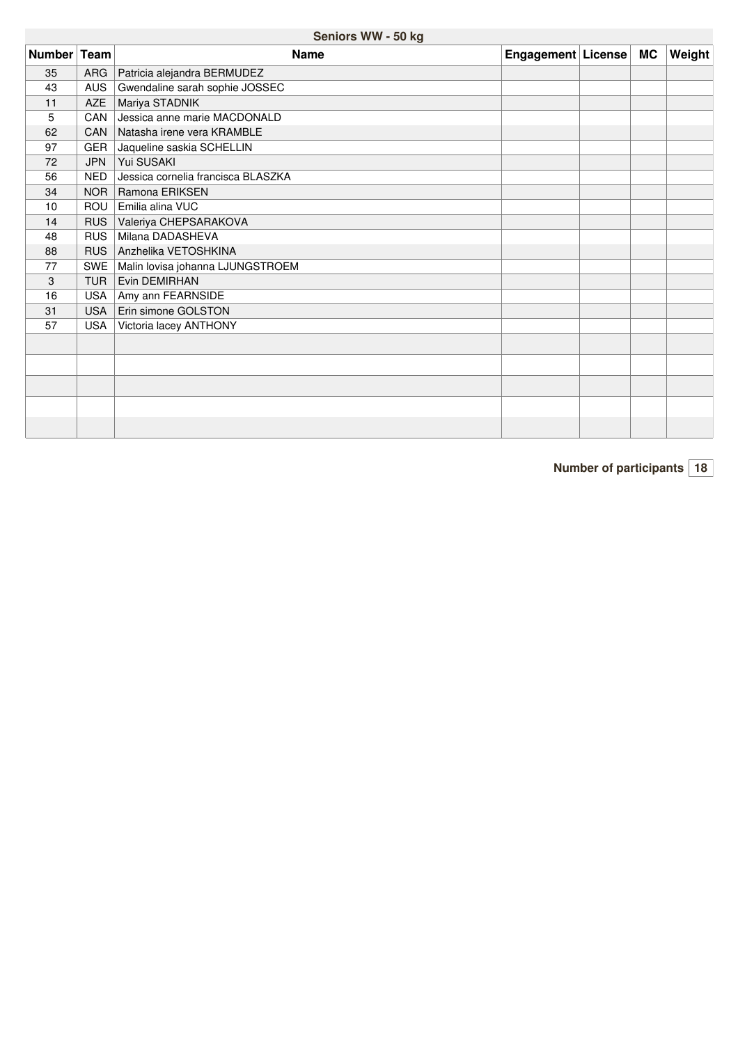## Seniors WW - 50 kg

| Number | Team | Name | Engagement | License | MC | Weight |
|---|---|---|---|---|---|---|
| 35 | ARG | Patricia alejandra BERMUDEZ | | | | |
| 43 | AUS | Gwendaline sarah sophie JOSSEC | | | | |
| 11 | AZE | Mariya STADNIK | | | | |
| 5 | CAN | Jessica anne marie MACDONALD | | | | |
| 62 | CAN | Natasha irene vera KRAMBLE | | | | |
| 97 | GER | Jaqueline saskia SCHELLIN | | | | |
| 72 | JPN | Yui SUSAKI | | | | |
| 56 | NED | Jessica cornelia francisca BLASZKA | | | | |
| 34 | NOR | Ramona ERIKSEN | | | | |
| 10 | ROU | Emilia alina VUC | | | | |
| 14 | RUS | Valeriya CHEPSARAKOVA | | | | |
| 48 | RUS | Milana DADASHEVA | | | | |
| 88 | RUS | Anzhelika VETOSHKINA | | | | |
| 77 | SWE | Malin lovisa johanna LJUNGSTROEM | | | | |
| 3 | TUR | Evin DEMIRHAN | | | | |
| 16 | USA | Amy ann FEARNSIDE | | | | |
| 31 | USA | Erin simone GOLSTON | | | | |
| 57 | USA | Victoria lacey ANTHONY | | | | |
| | | | | | | |
| | | | | | | |
| | | | | | | |
| | | | | | | |
| | | | | | | |

**Number of participants** 18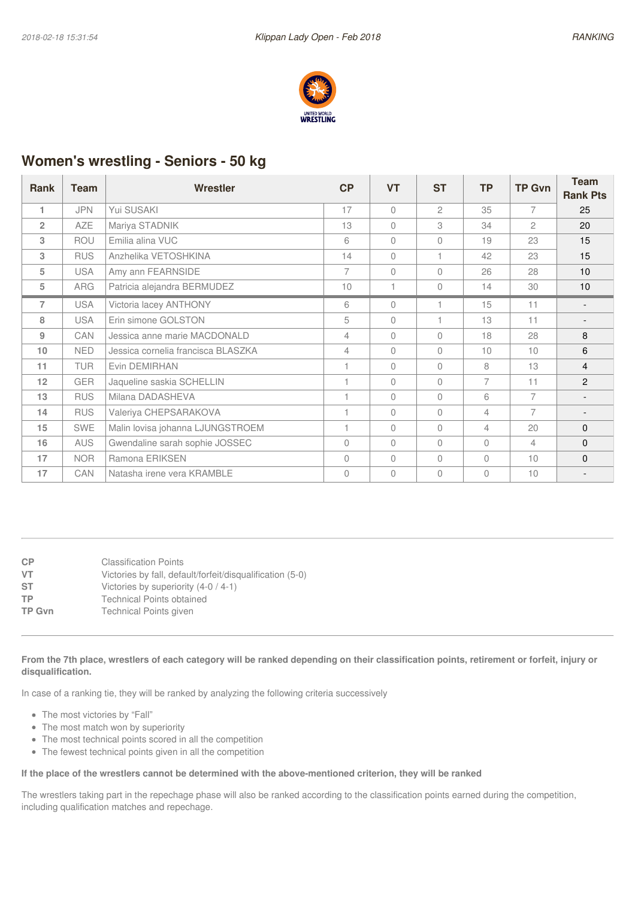## Women's wrestling - Seniors - 50 kg

| Rank | Team | Wrestler | CP | VT | ST | TP | TP Gvn | Team Rank Pts |
|---|---|---|---|---|---|---|---|---|
| 1 | JPN | Yui SUSAKI | 17 | 0 | 2 | 35 | 7 | 25 |
| 2 | AZE | Mariya STADNIK | 13 | 0 | 3 | 34 | 2 | 20 |
| 3 | ROU | Emilia alina VUC | 6 | 0 | 0 | 19 | 23 | 15 |
| 3 | RUS | Anzhelika VETOSHKINA | 14 | 0 | 1 | 42 | 23 | 15 |
| 5 | USA | Amy ann FEARNSIDE | 7 | 0 | 0 | 26 | 28 | 10 |
| 5 | ARG | Patricia alejandra BERMUDEZ | 10 | 1 | 0 | 14 | 30 | 10 |
| 7 | USA | Victoria lacey ANTHONY | 6 | 0 | 1 | 15 | 11 | - |
| 8 | USA | Erin simone GOLSTON | 5 | 0 | 1 | 13 | 11 | - |
| 9 | CAN | Jessica anne marie MACDONALD | 4 | 0 | 0 | 18 | 28 | 8 |
| 10 | NED | Jessica cornelia francisca BLASZKA | 4 | 0 | 0 | 10 | 10 | 6 |
| 11 | TUR | Evin DEMIRHAN | 1 | 0 | 0 | 8 | 13 | 4 |
| 12 | GER | Jaqueline saskia SCHELLIN | 1 | 0 | 0 | 7 | 11 | 2 |
| 13 | RUS | Milana DADASHEVA | 1 | 0 | 0 | 6 | 7 | - |
| 14 | RUS | Valeriya CHEPSARAKOVA | 1 | 0 | 0 | 4 | 7 | - |
| 15 | SWE | Malin lovisa johanna LJUNGSTROEM | 1 | 0 | 0 | 4 | 20 | 0 |
| 16 | AUS | Gwendaline sarah sophie JOSSEC | 0 | 0 | 0 | 0 | 4 | 0 |
| 17 | NOR | Ramona ERIKSEN | 0 | 0 | 0 | 0 | 10 | 0 |
| 17 | CAN | Natasha irene vera KRAMBLE | 0 | 0 | 0 | 0 | 10 | - |

**CP** Classification Points
**VT** Victories by fall, default/forfeit/disqualification (5-0)
**ST** Victories by superiority (4-0 / 4-1)
**TP** Technical Points obtained
**TP Gvn** Technical Points given

**From the 7th place, wrestlers of each category will be ranked depending on their classification points, retirement or forfeit, injury or disqualification.**

In case of a ranking tie, they will be ranked by analyzing the following criteria successively

- The most victories by "Fall"
- The most match won by superiority
- The most technical points scored in all the competition
- The fewest technical points given in all the competition

**If the place of the wrestlers cannot be determined with the above-mentioned criterion, they will be ranked**

The wrestlers taking part in the repechage phase will also be ranked according to the classification points earned during the competition, including qualification matches and repechage.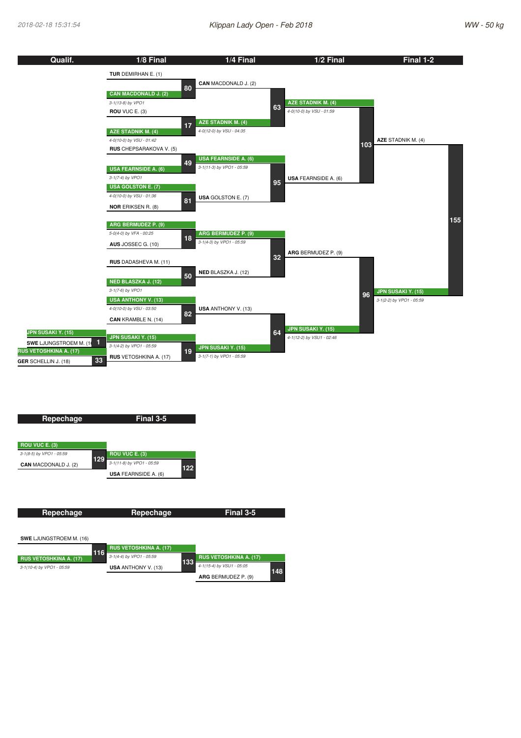Klippan Lady Open - Feb 2018

WW - 50 kg

## Main bracket

### Qualif.

| Bout | Wrestler 1 | Wrestler 2 | Winner | Result |
|---|---|---|---|---|
| 1 | JPN SUSAKI Y. (15) | SWE LJUNGSTROEM M. (1 | JPN SUSAKI Y. (15) | |
| 33 | RUS VETOSHKINA A. (17) | GER SCHELLIN J. (18) | RUS VETOSHKINA A. (17) | |

### 1/8 Final

| Bout | Wrestler 1 | Wrestler 2 | Winner | Result |
|---|---|---|---|---|
| 80 | TUR DEMIRHAN E. (1) | CAN MACDONALD J. (2) | CAN MACDONALD J. (2) | 3-1(13-8) by VPO1 |
| 17 | ROU VUC E. (3) | AZE STADNIK M. (4) | AZE STADNIK M. (4) | 4-0(10-0) by VSU - 01:42 |
| 49 | RUS CHEPSARAKOVA V. (5) | USA FEARNSIDE A. (6) | USA FEARNSIDE A. (6) | 3-1(7-4) by VPO1 |
| 81 | USA GOLSTON E. (7) | NOR ERIKSEN R. (8) | USA GOLSTON E. (7) | 4-0(10-0) by VSU - 01:36 |
| 18 | ARG BERMUDEZ P. (9) | AUS JOSSEC G. (10) | ARG BERMUDEZ P. (9) | 5-0(4-0) by VFA - 00:25 |
| 50 | RUS DADASHEVA M. (11) | NED BLASZKA J. (12) | NED BLASZKA J. (12) | 3-1(7-6) by VPO1 |
| 82 | USA ANTHONY V. (13) | CAN KRAMBLE N. (14) | USA ANTHONY V. (13) | 4-0(10-0) by VSU - 03:50 |
| 19 | JPN SUSAKI Y. (15) | RUS VETOSHKINA A. (17) | JPN SUSAKI Y. (15) | 3-1(4-2) by VPO1 - 05:59 |

### 1/4 Final

| Bout | Wrestler 1 | Wrestler 2 | Winner | Result |
|---|---|---|---|---|
| 63 | CAN MACDONALD J. (2) | AZE STADNIK M. (4) | AZE STADNIK M. (4) | 4-0(12-0) by VSU - 04:35 |
| 95 | USA FEARNSIDE A. (6) | USA GOLSTON E. (7) | USA FEARNSIDE A. (6) | 3-1(11-3) by VPO1 - 05:59 |
| 32 | ARG BERMUDEZ P. (9) | NED BLASZKA J. (12) | ARG BERMUDEZ P. (9) | 3-1(4-3) by VPO1 - 05:59 |
| 64 | USA ANTHONY V. (13) | JPN SUSAKI Y. (15) | JPN SUSAKI Y. (15) | 3-1(7-1) by VPO1 - 05:59 |

### 1/2 Final

| Bout | Wrestler 1 | Wrestler 2 | Winner | Result |
|---|---|---|---|---|
| 103 | AZE STADNIK M. (4) | USA FEARNSIDE A. (6) | AZE STADNIK M. (4) | 4-0(10-0) by VSU - 01:59 |
| 96 | ARG BERMUDEZ P. (9) | JPN SUSAKI Y. (15) | JPN SUSAKI Y. (15) | 4-1(12-2) by VSU1 - 02:46 |

### Final 1-2

| Bout | Wrestler 1 | Wrestler 2 | Winner | Result |
|---|---|---|---|---|
| 155 | AZE STADNIK M. (4) | JPN SUSAKI Y. (15) | JPN SUSAKI Y. (15) | 3-1(2-2) by VPO1 - 05:59 |

## Repechage / Final 3-5

| Round | Bout | Wrestler 1 | Wrestler 2 | Winner | Result |
|---|---|---|---|---|---|
| Repechage | 129 | ROU VUC E. (3) | CAN MACDONALD J. (2) | ROU VUC E. (3) | 3-1(8-5) by VPO1 - 05:59 |
| Final 3-5 | 122 | ROU VUC E. (3) | USA FEARNSIDE A. (6) | ROU VUC E. (3) | 3-1(11-8) by VPO1 - 05:59 |

## Repechage / Repechage / Final 3-5

| Round | Bout | Wrestler 1 | Wrestler 2 | Winner | Result |
|---|---|---|---|---|---|
| Repechage | 116 | SWE LJUNGSTROEM M. (16) | RUS VETOSHKINA A. (17) | RUS VETOSHKINA A. (17) | 3-1(10-4) by VPO1 - 05:59 |
| Repechage | 133 | RUS VETOSHKINA A. (17) | USA ANTHONY V. (13) | RUS VETOSHKINA A. (17) | 3-1(4-4) by VPO1 - 05:59 |
| Final 3-5 | 148 | RUS VETOSHKINA A. (17) | ARG BERMUDEZ P. (9) | RUS VETOSHKINA A. (17) | 4-1(15-4) by VSU1 - 05:05 |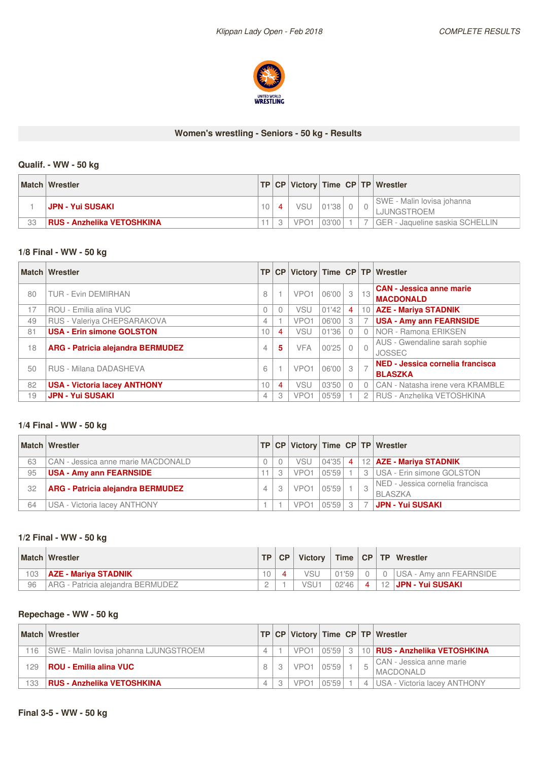## Women's wrestling - Seniors - 50 kg - Results

### Qualif. - WW - 50 kg

| Match | Wrestler | TP | CP | Victory | Time | CP | TP | Wrestler |
|---|---|---|---|---|---|---|---|---|
| 1 | **JPN - Yui SUSAKI** | 10 | 4 | VSU | 01'38 | 0 | 0 | SWE - Malin lovisa johanna LJUNGSTROEM |
| 33 | **RUS - Anzhelika VETOSHKINA** | 11 | 3 | VPO1 | 03'00 | 1 | 7 | GER - Jaqueline saskia SCHELLIN |

### 1/8 Final - WW - 50 kg

| Match | Wrestler | TP | CP | Victory | Time | CP | TP | Wrestler |
|---|---|---|---|---|---|---|---|---|
| 80 | TUR - Evin DEMIRHAN | 8 | 1 | VPO1 | 06'00 | 3 | 13 | **CAN - Jessica anne marie MACDONALD** |
| 17 | ROU - Emilia alina VUC | 0 | 0 | VSU | 01'42 | 4 | 10 | **AZE - Mariya STADNIK** |
| 49 | RUS - Valeriya CHEPSARAKOVA | 4 | 1 | VPO1 | 06'00 | 3 | 7 | **USA - Amy ann FEARNSIDE** |
| 81 | **USA - Erin simone GOLSTON** | 10 | 4 | VSU | 01'36 | 0 | 0 | NOR - Ramona ERIKSEN |
| 18 | **ARG - Patricia alejandra BERMUDEZ** | 4 | 5 | VFA | 00'25 | 0 | 0 | AUS - Gwendaline sarah sophie JOSSEC |
| 50 | RUS - Milana DADASHEVA | 6 | 1 | VPO1 | 06'00 | 3 | 7 | **NED - Jessica cornelia francisca BLASZKA** |
| 82 | **USA - Victoria lacey ANTHONY** | 10 | 4 | VSU | 03'50 | 0 | 0 | CAN - Natasha irene vera KRAMBLE |
| 19 | **JPN - Yui SUSAKI** | 4 | 3 | VPO1 | 05'59 | 1 | 2 | RUS - Anzhelika VETOSHKINA |

### 1/4 Final - WW - 50 kg

| Match | Wrestler | TP | CP | Victory | Time | CP | TP | Wrestler |
|---|---|---|---|---|---|---|---|---|
| 63 | CAN - Jessica anne marie MACDONALD | 0 | 0 | VSU | 04'35 | 4 | 12 | **AZE - Mariya STADNIK** |
| 95 | **USA - Amy ann FEARNSIDE** | 11 | 3 | VPO1 | 05'59 | 1 | 3 | USA - Erin simone GOLSTON |
| 32 | **ARG - Patricia alejandra BERMUDEZ** | 4 | 3 | VPO1 | 05'59 | 1 | 3 | NED - Jessica cornelia francisca BLASZKA |
| 64 | USA - Victoria lacey ANTHONY | 1 | 1 | VPO1 | 05'59 | 3 | 7 | **JPN - Yui SUSAKI** |

### 1/2 Final - WW - 50 kg

| Match | Wrestler | TP | CP | Victory | Time | CP | TP | Wrestler |
|---|---|---|---|---|---|---|---|---|
| 103 | **AZE - Mariya STADNIK** | 10 | 4 | VSU | 01'59 | 0 | 0 | USA - Amy ann FEARNSIDE |
| 96 | ARG - Patricia alejandra BERMUDEZ | 2 | 1 | VSU1 | 02'46 | 4 | 12 | **JPN - Yui SUSAKI** |

### Repechage - WW - 50 kg

| Match | Wrestler | TP | CP | Victory | Time | CP | TP | Wrestler |
|---|---|---|---|---|---|---|---|---|
| 116 | SWE - Malin lovisa johanna LJUNGSTROEM | 4 | 1 | VPO1 | 05'59 | 3 | 10 | **RUS - Anzhelika VETOSHKINA** |
| 129 | **ROU - Emilia alina VUC** | 8 | 3 | VPO1 | 05'59 | 1 | 5 | CAN - Jessica anne marie MACDONALD |
| 133 | **RUS - Anzhelika VETOSHKINA** | 4 | 3 | VPO1 | 05'59 | 1 | 4 | USA - Victoria lacey ANTHONY |

### Final 3-5 - WW - 50 kg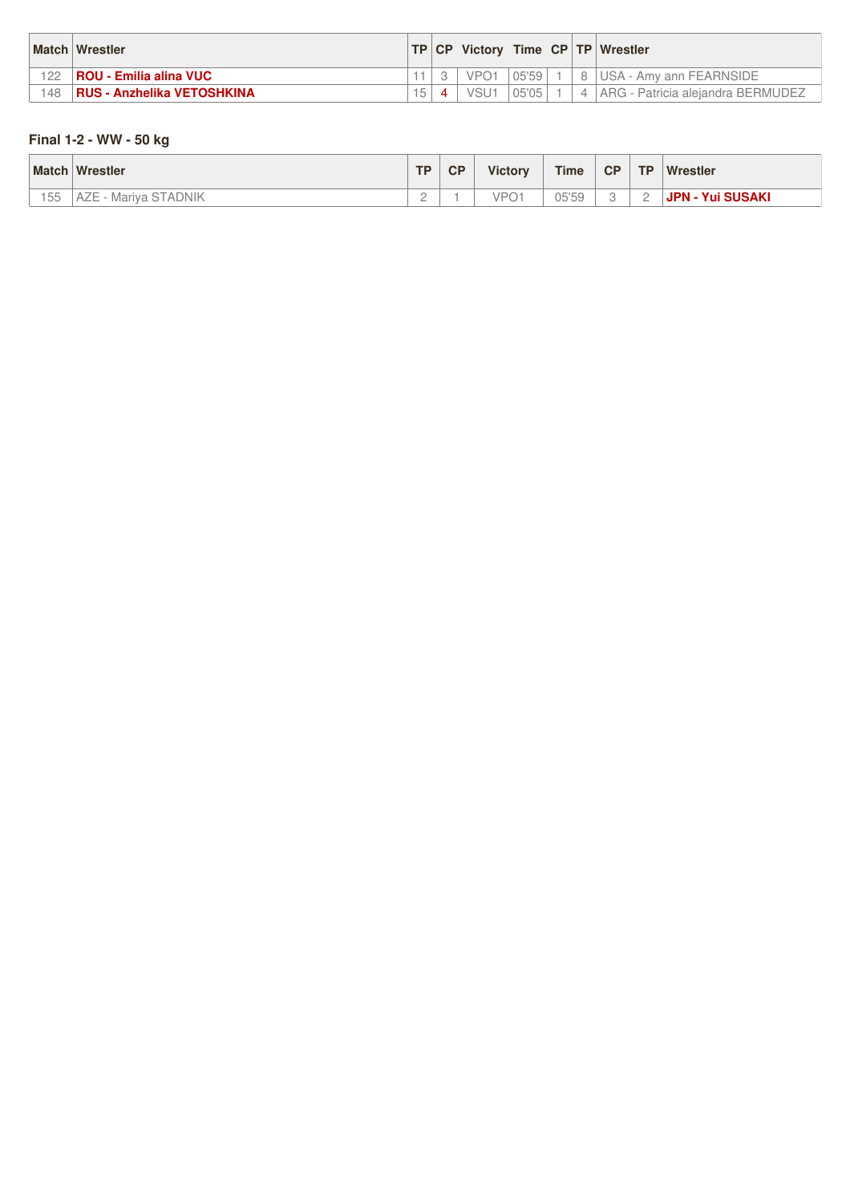| Match | Wrestler | TP | CP | Victory | Time | CP | TP | Wrestler |
|---|---|---|---|---|---|---|---|---|
| 122 | **ROU - Emilia alina VUC** | 11 | 3 | VPO1 | 05'59 | 1 | 8 | USA - Amy ann FEARNSIDE |
| 148 | **RUS - Anzhelika VETOSHKINA** | 15 | 4 | VSU1 | 05'05 | 1 | 4 | ARG - Patricia alejandra BERMUDEZ |

### Final 1-2 - WW - 50 kg

| Match | Wrestler | TP | CP | Victory | Time | CP | TP | Wrestler |
|---|---|---|---|---|---|---|---|---|
| 155 | AZE - Mariya STADNIK | 2 | 1 | VPO1 | 05'59 | 3 | 2 | **JPN - Yui SUSAKI** |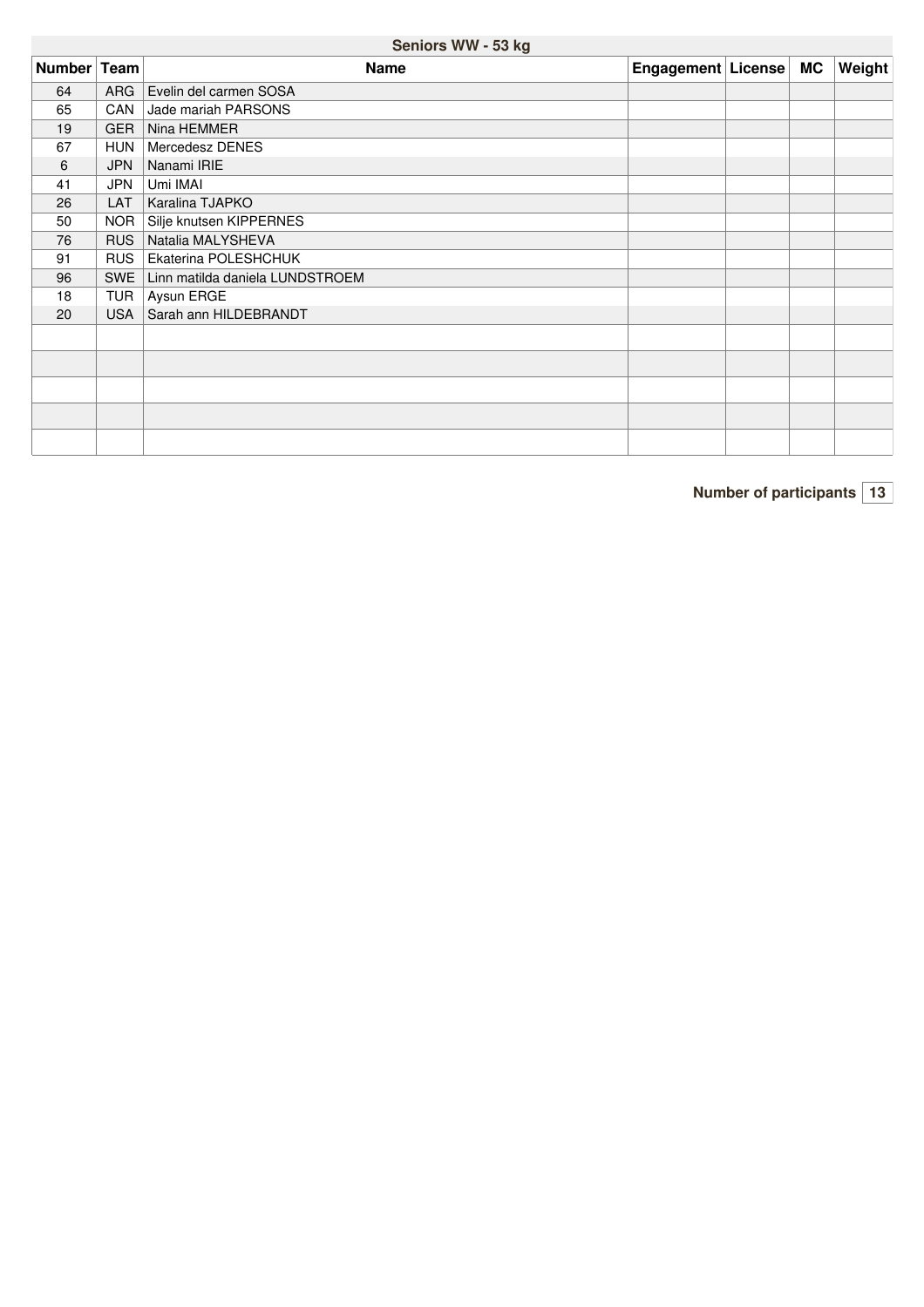## Seniors WW - 53 kg

| Number | Team | Name | Engagement | License | MC | Weight |
|---|---|---|---|---|---|---|
| 64 | ARG | Evelin del carmen SOSA | | | | |
| 65 | CAN | Jade mariah PARSONS | | | | |
| 19 | GER | Nina HEMMER | | | | |
| 67 | HUN | Mercedesz DENES | | | | |
| 6 | JPN | Nanami IRIE | | | | |
| 41 | JPN | Umi IMAI | | | | |
| 26 | LAT | Karalina TJAPKO | | | | |
| 50 | NOR | Silje knutsen KIPPERNES | | | | |
| 76 | RUS | Natalia MALYSHEVA | | | | |
| 91 | RUS | Ekaterina POLESHCHUK | | | | |
| 96 | SWE | Linn matilda daniela LUNDSTROEM | | | | |
| 18 | TUR | Aysun ERGE | | | | |
| 20 | USA | Sarah ann HILDEBRANDT | | | | |
| | | | | | | |
| | | | | | | |
| | | | | | | |
| | | | | | | |
| | | | | | | |

**Number of participants** 13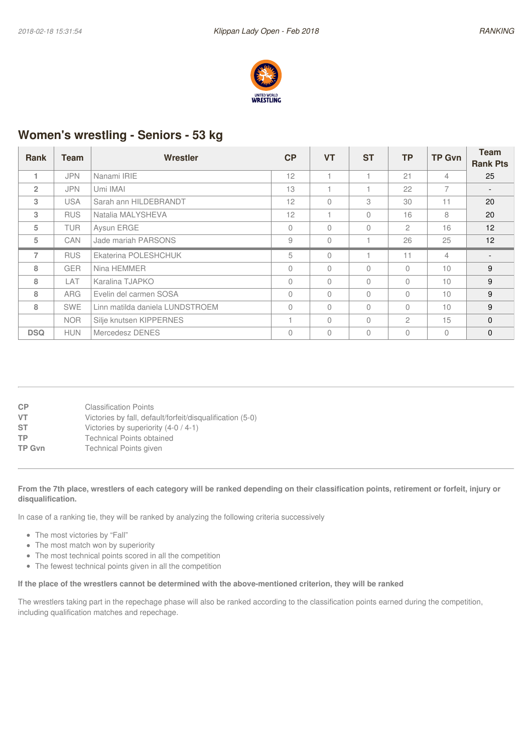## Women's wrestling - Seniors - 53 kg

| Rank | Team | Wrestler | CP | VT | ST | TP | TP Gvn | Team Rank Pts |
|---|---|---|---|---|---|---|---|---|
| 1 | JPN | Nanami IRIE | 12 | 1 | 1 | 21 | 4 | 25 |
| 2 | JPN | Umi IMAI | 13 | 1 | 1 | 22 | 7 | - |
| 3 | USA | Sarah ann HILDEBRANDT | 12 | 0 | 3 | 30 | 11 | 20 |
| 3 | RUS | Natalia MALYSHEVA | 12 | 1 | 0 | 16 | 8 | 20 |
| 5 | TUR | Aysun ERGE | 0 | 0 | 0 | 2 | 16 | 12 |
| 5 | CAN | Jade mariah PARSONS | 9 | 0 | 1 | 26 | 25 | 12 |
| 7 | RUS | Ekaterina POLESHCHUK | 5 | 0 | 1 | 11 | 4 | - |
| 8 | GER | Nina HEMMER | 0 | 0 | 0 | 0 | 10 | 9 |
| 8 | LAT | Karalina TJAPKO | 0 | 0 | 0 | 0 | 10 | 9 |
| 8 | ARG | Evelin del carmen SOSA | 0 | 0 | 0 | 0 | 10 | 9 |
| 8 | SWE | Linn matilda daniela LUNDSTROEM | 0 | 0 | 0 | 0 | 10 | 9 |
| | NOR | Silje knutsen KIPPERNES | 1 | 0 | 0 | 2 | 15 | 0 |
| DSQ | HUN | Mercedesz DENES | 0 | 0 | 0 | 0 | 0 | 0 |

| | |
|---|---|
| **CP** | Classification Points |
| **VT** | Victories by fall, default/forfeit/disqualification (5-0) |
| **ST** | Victories by superiority (4-0 / 4-1) |
| **TP** | Technical Points obtained |
| **TP Gvn** | Technical Points given |

**From the 7th place, wrestlers of each category will be ranked depending on their classification points, retirement or forfeit, injury or disqualification.**

In case of a ranking tie, they will be ranked by analyzing the following criteria successively

- The most victories by "Fall"
- The most match won by superiority
- The most technical points scored in all the competition
- The fewest technical points given in all the competition

**If the place of the wrestlers cannot be determined with the above-mentioned criterion, they will be ranked**

The wrestlers taking part in the repechage phase will also be ranked according to the classification points earned during the competition, including qualification matches and repechage.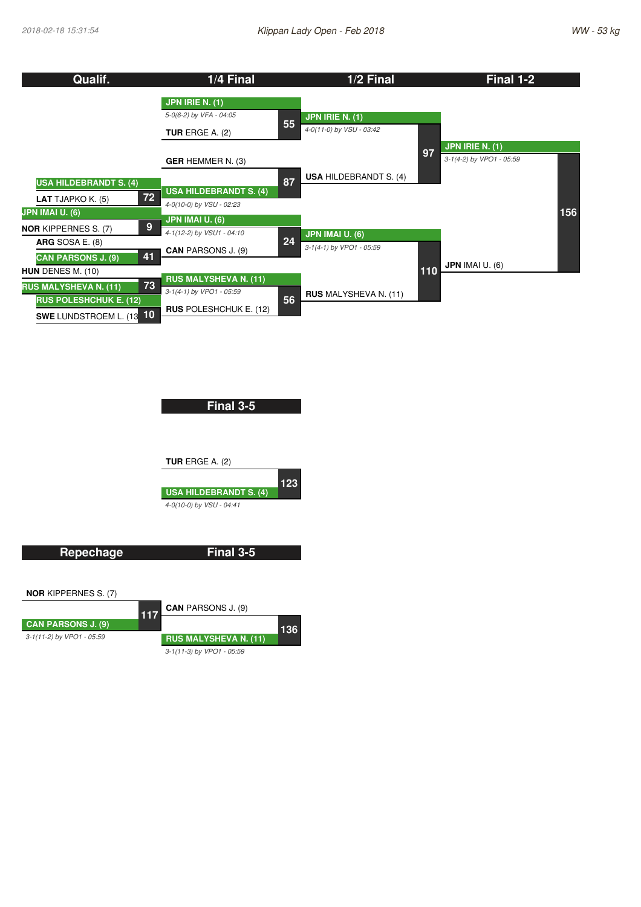Klippan Lady Open - Feb 2018

WW - 53 kg

## Qualif. / 1/4 Final / 1/2 Final / Final 1-2

### Qualif.

| Bout | Wrestler | Wrestler | Winner |
|---|---|---|---|
| 72 | **USA** HILDEBRANDT S. (4) | **LAT** TJAPKO K. (5) | USA HILDEBRANDT S. (4) |
| 9 | **JPN** IMAI U. (6) | **NOR** KIPPERNES S. (7) | JPN IMAI U. (6) |
| 41 | **ARG** SOSA E. (8) | **CAN** PARSONS J. (9) | CAN PARSONS J. (9) |
| 73 | **HUN** DENES M. (10) | **RUS** MALYSHEVA N. (11) | RUS MALYSHEVA N. (11) |
| 10 | **RUS** POLESHCHUK E. (12) | **SWE** LUNDSTROEM L. (13) | RUS POLESHCHUK E. (12) |

### 1/4 Final

| Bout | Wrestler | Wrestler | Winner | Result |
|---|---|---|---|---|
| 55 | **JPN** IRIE N. (1) | **TUR** ERGE A. (2) | JPN IRIE N. (1) | 5-0(6-2) by VFA - 04:05 |
| 87 | **GER** HEMMER N. (3) | **USA** HILDEBRANDT S. (4) | USA HILDEBRANDT S. (4) | 4-0(10-0) by VSU - 02:23 |
| 24 | **JPN** IMAI U. (6) | **CAN** PARSONS J. (9) | JPN IMAI U. (6) | 4-1(12-2) by VSU1 - 04:10 |
| 56 | **RUS** MALYSHEVA N. (11) | **RUS** POLESHCHUK E. (12) | RUS MALYSHEVA N. (11) | 3-1(4-1) by VPO1 - 05:59 |

### 1/2 Final

| Bout | Wrestler | Wrestler | Winner | Result |
|---|---|---|---|---|
| 97 | **JPN** IRIE N. (1) | **USA** HILDEBRANDT S. (4) | JPN IRIE N. (1) | 4-0(11-0) by VSU - 03:42 |
| 110 | **JPN** IMAI U. (6) | **RUS** MALYSHEVA N. (11) | JPN IMAI U. (6) | 3-1(4-1) by VPO1 - 05:59 |

### Final 1-2

| Bout | Wrestler | Wrestler | Winner | Result |
|---|---|---|---|---|
| 156 | **JPN** IRIE N. (1) | **JPN** IMAI U. (6) | JPN IRIE N. (1) | 3-1(4-2) by VPO1 - 05:59 |

## Final 3-5

| Bout | Wrestler | Wrestler | Winner | Result |
|---|---|---|---|---|
| 123 | **TUR** ERGE A. (2) | **USA** HILDEBRANDT S. (4) | USA HILDEBRANDT S. (4) | 4-0(10-0) by VSU - 04:41 |

## Repechage / Final 3-5

| Round | Bout | Wrestler | Wrestler | Winner | Result |
|---|---|---|---|---|---|
| Repechage | 117 | **NOR** KIPPERNES S. (7) | **CAN** PARSONS J. (9) | CAN PARSONS J. (9) | 3-1(11-2) by VPO1 - 05:59 |
| Final 3-5 | 136 | **CAN** PARSONS J. (9) | **RUS** MALYSHEVA N. (11) | RUS MALYSHEVA N. (11) | 3-1(11-3) by VPO1 - 05:59 |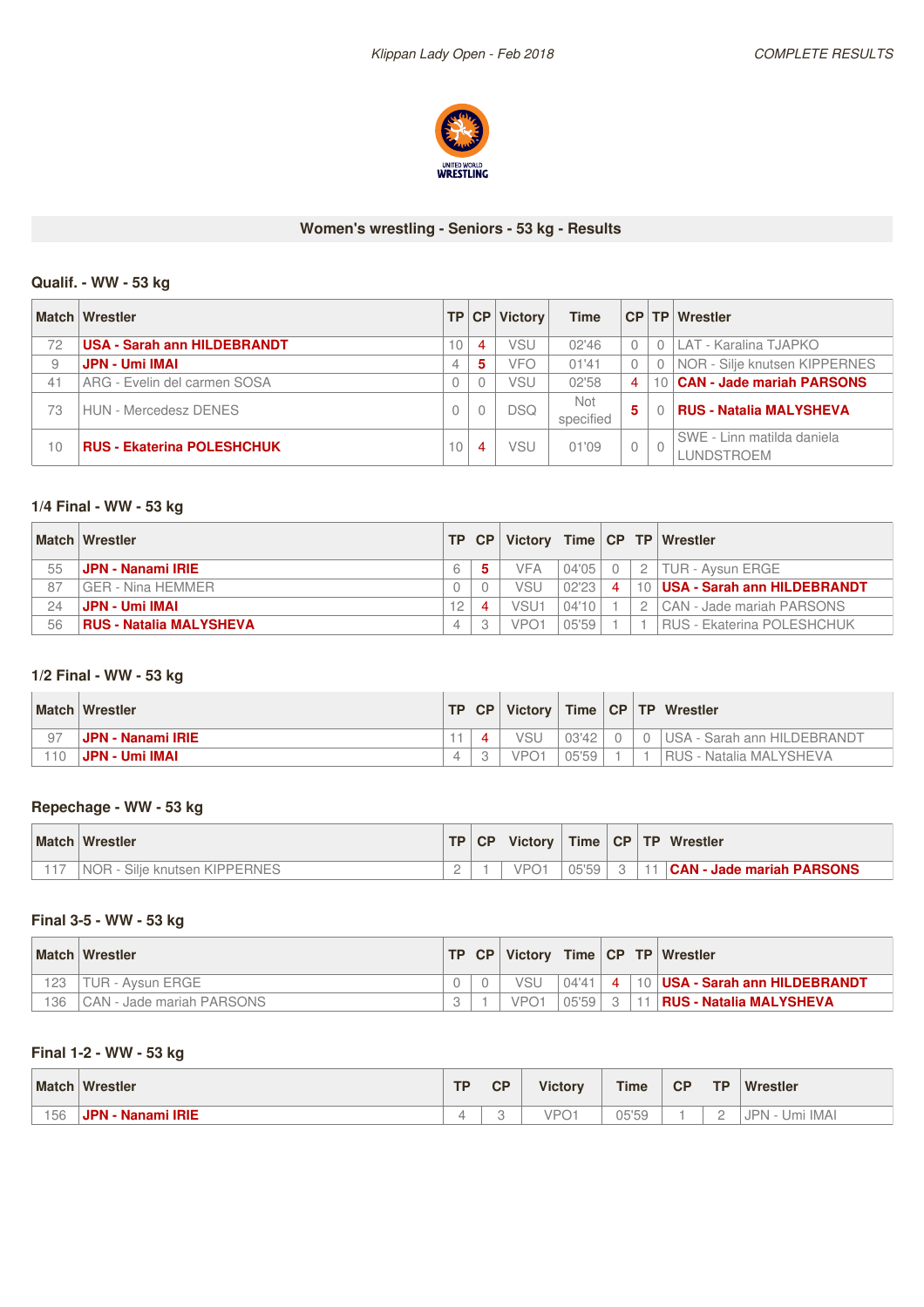## Women's wrestling - Seniors - 53 kg - Results

### Qualif. - WW - 53 kg

| Match | Wrestler | TP | CP | Victory | Time | CP | TP | Wrestler |
|---|---|---|---|---|---|---|---|---|
| 72 | **USA - Sarah ann HILDEBRANDT** | 10 | 4 | VSU | 02'46 | 0 | 0 | LAT - Karalina TJAPKO |
| 9 | **JPN - Umi IMAI** | 4 | 5 | VFO | 01'41 | 0 | 0 | NOR - Silje knutsen KIPPERNES |
| 41 | ARG - Evelin del carmen SOSA | 0 | 0 | VSU | 02'58 | 4 | 10 | **CAN - Jade mariah PARSONS** |
| 73 | HUN - Mercedesz DENES | 0 | 0 | DSQ | Not specified | 5 | 0 | **RUS - Natalia MALYSHEVA** |
| 10 | **RUS - Ekaterina POLESHCHUK** | 10 | 4 | VSU | 01'09 | 0 | 0 | SWE - Linn matilda daniela LUNDSTROEM |

### 1/4 Final - WW - 53 kg

| Match | Wrestler | TP | CP | Victory | Time | CP | TP | Wrestler |
|---|---|---|---|---|---|---|---|---|
| 55 | **JPN - Nanami IRIE** | 6 | 5 | VFA | 04'05 | 0 | 2 | TUR - Aysun ERGE |
| 87 | GER - Nina HEMMER | 0 | 0 | VSU | 02'23 | 4 | 10 | **USA - Sarah ann HILDEBRANDT** |
| 24 | **JPN - Umi IMAI** | 12 | 4 | VSU1 | 04'10 | 1 | 2 | CAN - Jade mariah PARSONS |
| 56 | **RUS - Natalia MALYSHEVA** | 4 | 3 | VPO1 | 05'59 | 1 | 1 | RUS - Ekaterina POLESHCHUK |

### 1/2 Final - WW - 53 kg

| Match | Wrestler | TP | CP | Victory | Time | CP | TP | Wrestler |
|---|---|---|---|---|---|---|---|---|
| 97 | **JPN - Nanami IRIE** | 11 | 4 | VSU | 03'42 | 0 | 0 | USA - Sarah ann HILDEBRANDT |
| 110 | **JPN - Umi IMAI** | 4 | 3 | VPO1 | 05'59 | 1 | 1 | RUS - Natalia MALYSHEVA |

### Repechage - WW - 53 kg

| Match | Wrestler | TP | CP | Victory | Time | CP | TP | Wrestler |
|---|---|---|---|---|---|---|---|---|
| 117 | NOR - Silje knutsen KIPPERNES | 2 | 1 | VPO1 | 05'59 | 3 | 11 | **CAN - Jade mariah PARSONS** |

### Final 3-5 - WW - 53 kg

| Match | Wrestler | TP | CP | Victory | Time | CP | TP | Wrestler |
|---|---|---|---|---|---|---|---|---|
| 123 | TUR - Aysun ERGE | 0 | 0 | VSU | 04'41 | 4 | 10 | **USA - Sarah ann HILDEBRANDT** |
| 136 | CAN - Jade mariah PARSONS | 3 | 1 | VPO1 | 05'59 | 3 | 11 | **RUS - Natalia MALYSHEVA** |

### Final 1-2 - WW - 53 kg

| Match | Wrestler | TP | CP | Victory | Time | CP | TP | Wrestler |
|---|---|---|---|---|---|---|---|---|
| 156 | **JPN - Nanami IRIE** | 4 | 3 | VPO1 | 05'59 | 1 | 2 | JPN - Umi IMAI |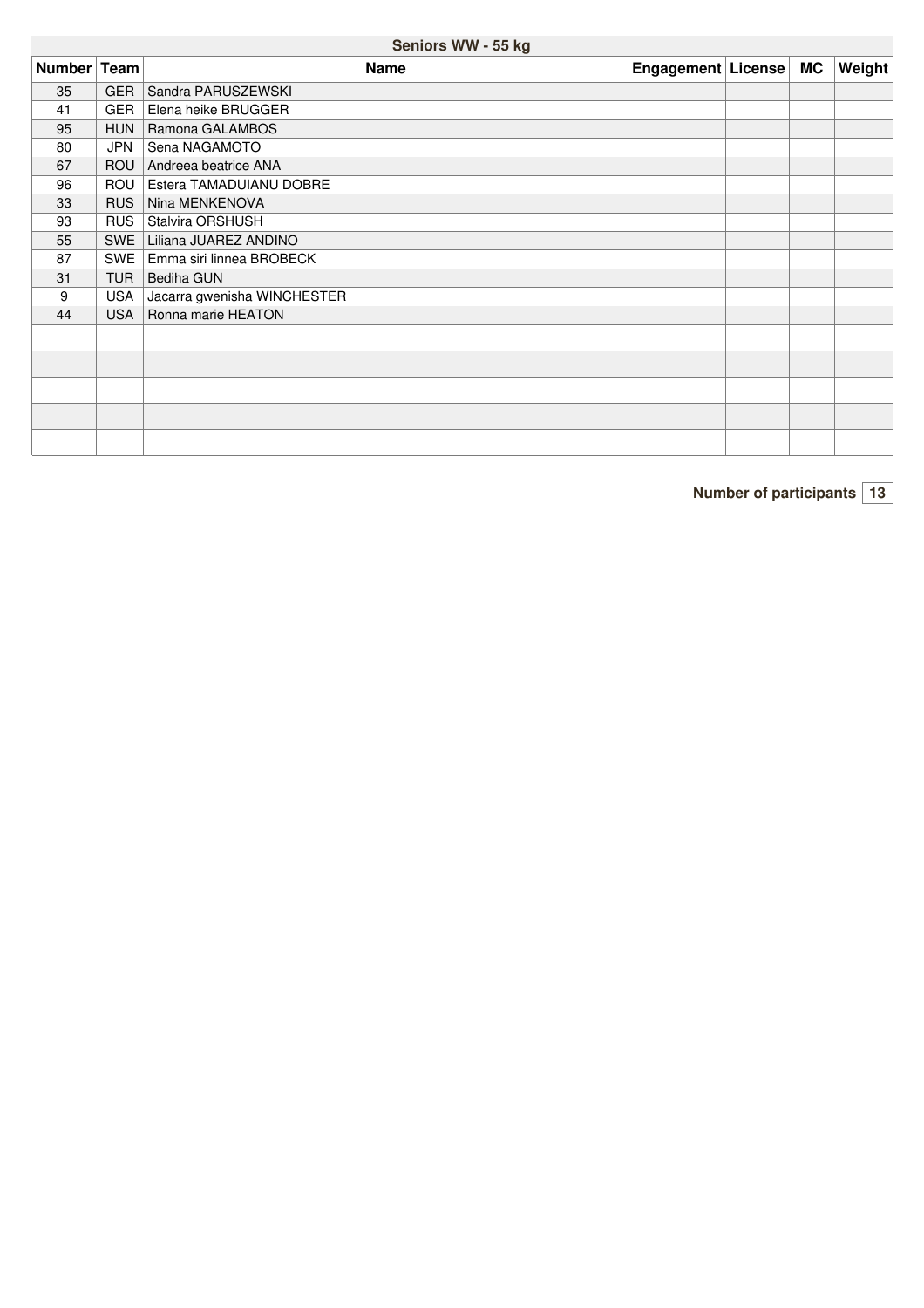## Seniors WW - 55 kg

| Number | Team | Name | Engagement | License | MC | Weight |
|---|---|---|---|---|---|---|
| 35 | GER | Sandra PARUSZEWSKI | | | | |
| 41 | GER | Elena heike BRUGGER | | | | |
| 95 | HUN | Ramona GALAMBOS | | | | |
| 80 | JPN | Sena NAGAMOTO | | | | |
| 67 | ROU | Andreea beatrice ANA | | | | |
| 96 | ROU | Estera TAMADUIANU DOBRE | | | | |
| 33 | RUS | Nina MENKENOVA | | | | |
| 93 | RUS | Stalvira ORSHUSH | | | | |
| 55 | SWE | Liliana JUAREZ ANDINO | | | | |
| 87 | SWE | Emma siri linnea BROBECK | | | | |
| 31 | TUR | Bediha GUN | | | | |
| 9 | USA | Jacarra gwenisha WINCHESTER | | | | |
| 44 | USA | Ronna marie HEATON | | | | |
| | | | | | | |
| | | | | | | |
| | | | | | | |
| | | | | | | |
| | | | | | | |

**Number of participants** 13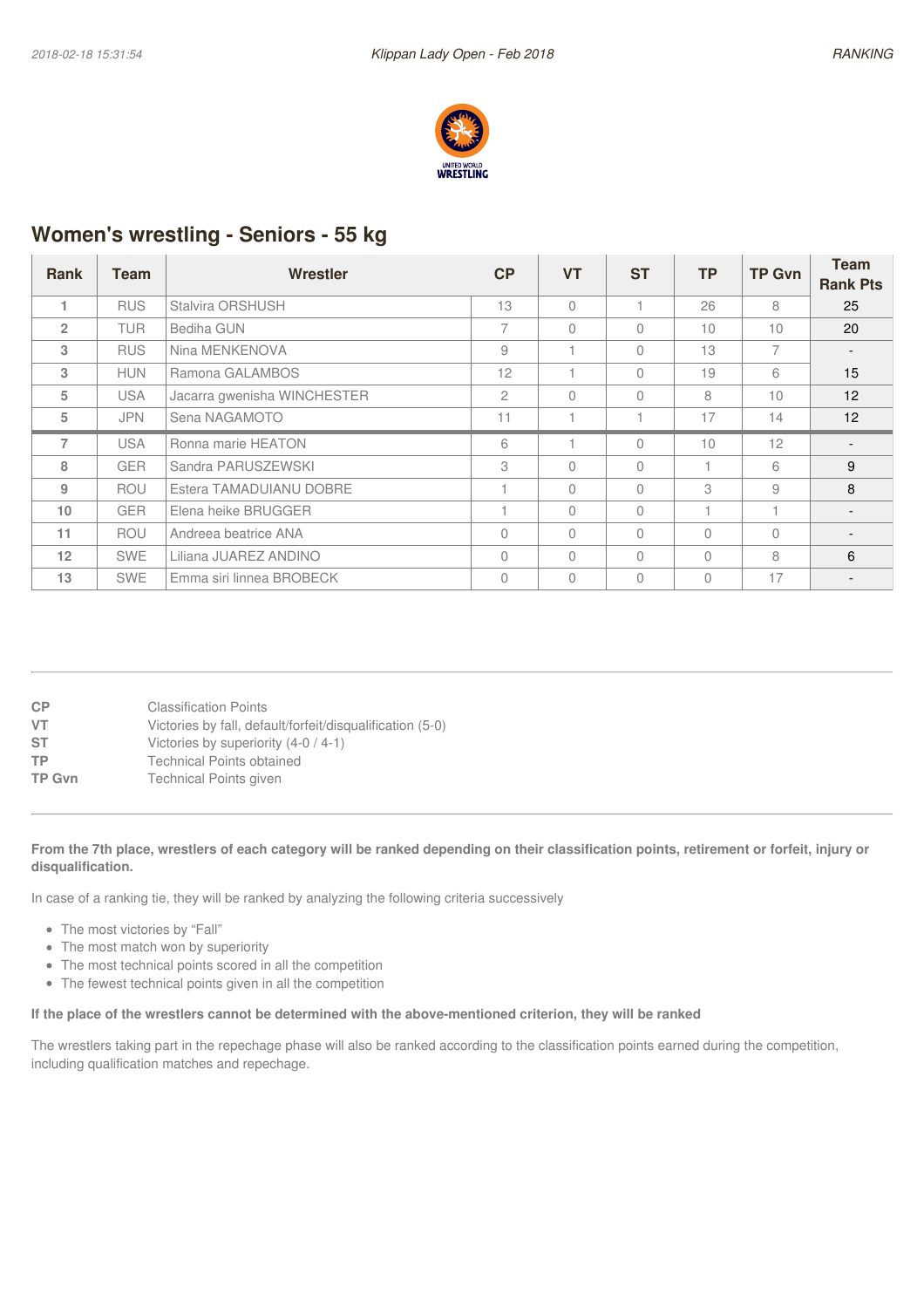## Women's wrestling - Seniors - 55 kg

| Rank | Team | Wrestler | CP | VT | ST | TP | TP Gvn | Team Rank Pts |
|---|---|---|---|---|---|---|---|---|
| 1 | RUS | Stalvira ORSHUSH | 13 | 0 | 1 | 26 | 8 | 25 |
| 2 | TUR | Bediha GUN | 7 | 0 | 0 | 10 | 10 | 20 |
| 3 | RUS | Nina MENKENOVA | 9 | 1 | 0 | 13 | 7 | - |
| 3 | HUN | Ramona GALAMBOS | 12 | 1 | 0 | 19 | 6 | 15 |
| 5 | USA | Jacarra gwenisha WINCHESTER | 2 | 0 | 0 | 8 | 10 | 12 |
| 5 | JPN | Sena NAGAMOTO | 11 | 1 | 1 | 17 | 14 | 12 |
| 7 | USA | Ronna marie HEATON | 6 | 1 | 0 | 10 | 12 | - |
| 8 | GER | Sandra PARUSZEWSKI | 3 | 0 | 0 | 1 | 6 | 9 |
| 9 | ROU | Estera TAMADUIANU DOBRE | 1 | 0 | 0 | 3 | 9 | 8 |
| 10 | GER | Elena heike BRUGGER | 1 | 0 | 0 | 1 | 1 | - |
| 11 | ROU | Andreea beatrice ANA | 0 | 0 | 0 | 0 | 0 | - |
| 12 | SWE | Liliana JUAREZ ANDINO | 0 | 0 | 0 | 0 | 8 | 6 |
| 13 | SWE | Emma siri linnea BROBECK | 0 | 0 | 0 | 0 | 17 | - |

**CP** Classification Points
**VT** Victories by fall, default/forfeit/disqualification (5-0)
**ST** Victories by superiority (4-0 / 4-1)
**TP** Technical Points obtained
**TP Gvn** Technical Points given

**From the 7th place, wrestlers of each category will be ranked depending on their classification points, retirement or forfeit, injury or disqualification.**

In case of a ranking tie, they will be ranked by analyzing the following criteria successively

- The most victories by "Fall"
- The most match won by superiority
- The most technical points scored in all the competition
- The fewest technical points given in all the competition

**If the place of the wrestlers cannot be determined with the above-mentioned criterion, they will be ranked**

The wrestlers taking part in the repechage phase will also be ranked according to the classification points earned during the competition, including qualification matches and repechage.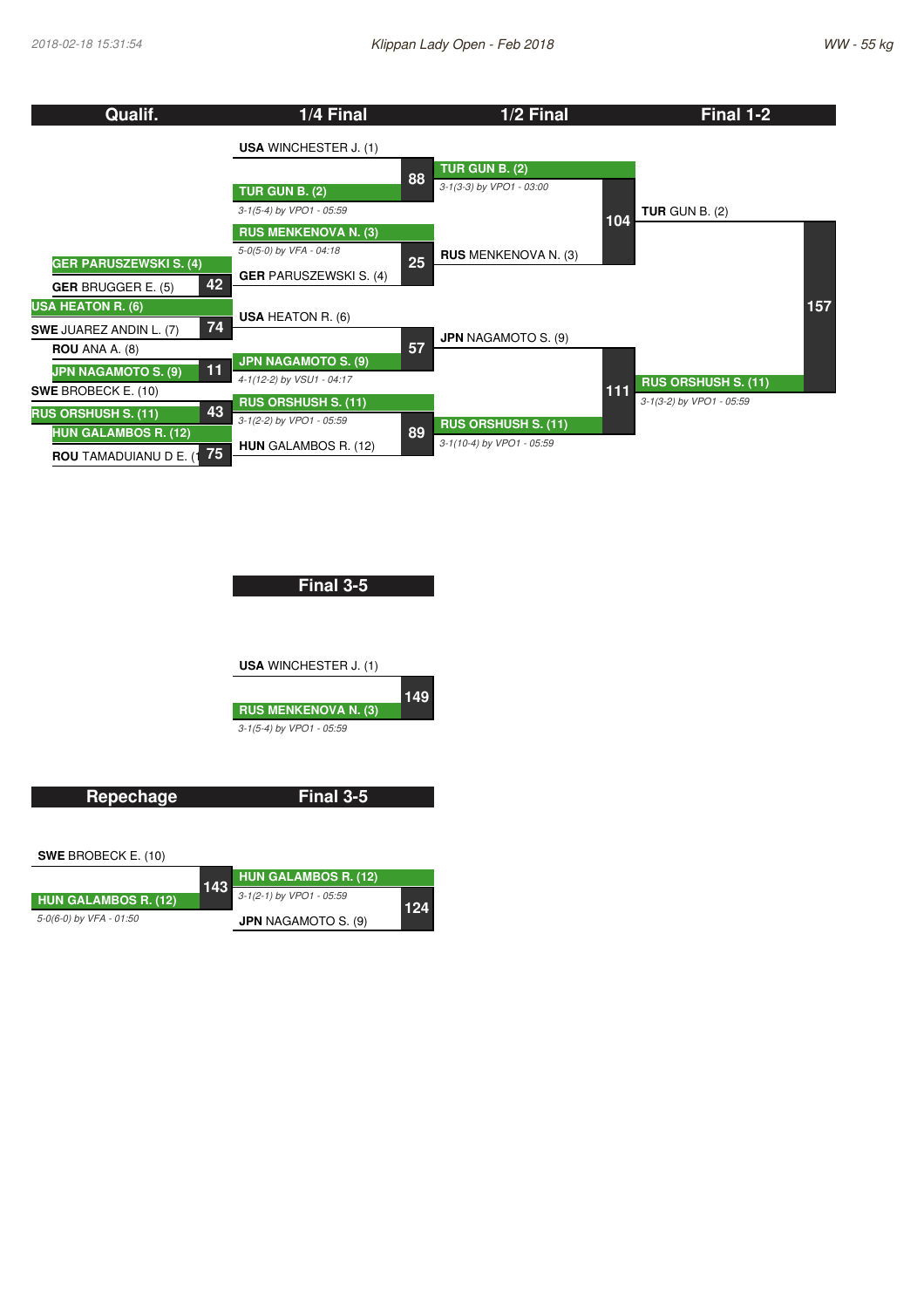# Klippan Lady Open - Feb 2018

2018-02-18 15:31:54 — WW - 55 kg

## Qualif.

| Bout | Wrestler 1 | Wrestler 2 | Winner | Result |
|---|---|---|---|---|
| 42 | GER PARUSZEWSKI S. (4) | GER BRUGGER E. (5) | GER PARUSZEWSKI S. (4) | |
| 74 | USA HEATON R. (6) | SWE JUAREZ ANDIN L. (7) | USA HEATON R. (6) | |
| 11 | ROU ANA A. (8) | JPN NAGAMOTO S. (9) | JPN NAGAMOTO S. (9) | |
| 43 | SWE BROBECK E. (10) | RUS ORSHUSH S. (11) | RUS ORSHUSH S. (11) | |
| 75 | HUN GALAMBOS R. (12) | ROU TAMADUIANU D E. (1 | HUN GALAMBOS R. (12) | |

## 1/4 Final

| Bout | Wrestler 1 | Wrestler 2 | Winner | Result |
|---|---|---|---|---|
| 88 | USA WINCHESTER J. (1) | TUR GUN B. (2) | TUR GUN B. (2) | 3-1(5-4) by VPO1 - 05:59 |
| 25 | RUS MENKENOVA N. (3) | GER PARUSZEWSKI S. (4) | RUS MENKENOVA N. (3) | 5-0(5-0) by VFA - 04:18 |
| 57 | USA HEATON R. (6) | JPN NAGAMOTO S. (9) | JPN NAGAMOTO S. (9) | 4-1(12-2) by VSU1 - 04:17 |
| 89 | RUS ORSHUSH S. (11) | HUN GALAMBOS R. (12) | RUS ORSHUSH S. (11) | 3-1(2-2) by VPO1 - 05:59 |

## 1/2 Final

| Bout | Wrestler 1 | Wrestler 2 | Winner | Result |
|---|---|---|---|---|
| 104 | TUR GUN B. (2) | RUS MENKENOVA N. (3) | TUR GUN B. (2) | 3-1(3-3) by VPO1 - 03:00 |
| 111 | JPN NAGAMOTO S. (9) | RUS ORSHUSH S. (11) | RUS ORSHUSH S. (11) | 3-1(10-4) by VPO1 - 05:59 |

## Final 1-2

| Bout | Wrestler 1 | Wrestler 2 | Winner | Result |
|---|---|---|---|---|
| 157 | TUR GUN B. (2) | RUS ORSHUSH S. (11) | RUS ORSHUSH S. (11) | 3-1(3-2) by VPO1 - 05:59 |

## Final 3-5

| Bout | Wrestler 1 | Wrestler 2 | Winner | Result |
|---|---|---|---|---|
| 149 | USA WINCHESTER J. (1) | RUS MENKENOVA N. (3) | RUS MENKENOVA N. (3) | 3-1(5-4) by VPO1 - 05:59 |

## Repechage

| Bout | Wrestler 1 | Wrestler 2 | Winner | Result |
|---|---|---|---|---|
| 143 | SWE BROBECK E. (10) | HUN GALAMBOS R. (12) | HUN GALAMBOS R. (12) | 5-0(6-0) by VFA - 01:50 |

## Final 3-5

| Bout | Wrestler 1 | Wrestler 2 | Winner | Result |
|---|---|---|---|---|
| 124 | HUN GALAMBOS R. (12) | JPN NAGAMOTO S. (9) | HUN GALAMBOS R. (12) | 3-1(2-1) by VPO1 - 05:59 |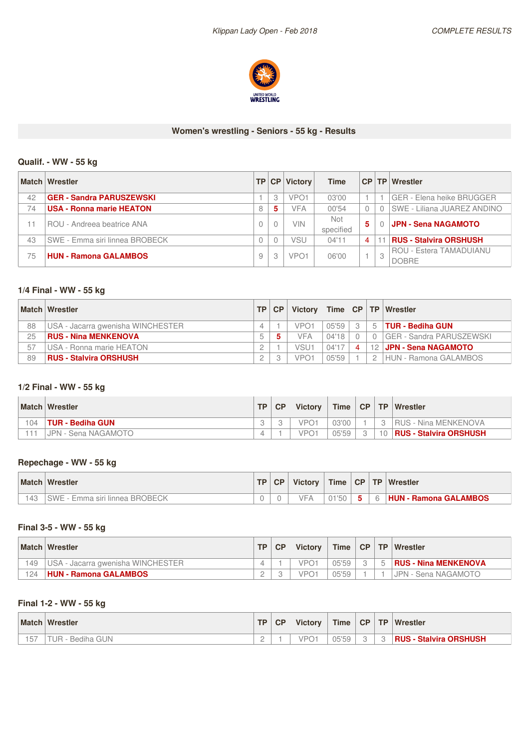## Women's wrestling - Seniors - 55 kg - Results

### Qualif. - WW - 55 kg

| Match | Wrestler | TP | CP | Victory | Time | CP | TP | Wrestler |
|---|---|---|---|---|---|---|---|---|
| 42 | **GER - Sandra PARUSZEWSKI** | 1 | 3 | VPO1 | 03'00 | 1 | 1 | GER - Elena heike BRUGGER |
| 74 | **USA - Ronna marie HEATON** | 8 | **5** | VFA | 00'54 | 0 | 0 | SWE - Liliana JUAREZ ANDINO |
| 11 | ROU - Andreea beatrice ANA | 0 | 0 | VIN | Not specified | **5** | 0 | **JPN - Sena NAGAMOTO** |
| 43 | SWE - Emma siri linnea BROBECK | 0 | 0 | VSU | 04'11 | 4 | 11 | **RUS - Stalvira ORSHUSH** |
| 75 | **HUN - Ramona GALAMBOS** | 9 | 3 | VPO1 | 06'00 | 1 | 3 | ROU - Estera TAMADUIANU DOBRE |

### 1/4 Final - WW - 55 kg

| Match | Wrestler | TP | CP | Victory | Time | CP | TP | Wrestler |
|---|---|---|---|---|---|---|---|---|
| 88 | USA - Jacarra gwenisha WINCHESTER | 4 | 1 | VPO1 | 05'59 | 3 | 5 | **TUR - Bediha GUN** |
| 25 | **RUS - Nina MENKENOVA** | 5 | **5** | VFA | 04'18 | 0 | 0 | GER - Sandra PARUSZEWSKI |
| 57 | USA - Ronna marie HEATON | 2 | 1 | VSU1 | 04'17 | 4 | 12 | **JPN - Sena NAGAMOTO** |
| 89 | **RUS - Stalvira ORSHUSH** | 2 | 3 | VPO1 | 05'59 | 1 | 2 | HUN - Ramona GALAMBOS |

### 1/2 Final - WW - 55 kg

| Match | Wrestler | TP | CP | Victory | Time | CP | TP | Wrestler |
|---|---|---|---|---|---|---|---|---|
| 104 | **TUR - Bediha GUN** | 3 | 3 | VPO1 | 03'00 | 1 | 3 | RUS - Nina MENKENOVA |
| 111 | JPN - Sena NAGAMOTO | 4 | 1 | VPO1 | 05'59 | 3 | 10 | **RUS - Stalvira ORSHUSH** |

### Repechage - WW - 55 kg

| Match | Wrestler | TP | CP | Victory | Time | CP | TP | Wrestler |
|---|---|---|---|---|---|---|---|---|
| 143 | SWE - Emma siri linnea BROBECK | 0 | 0 | VFA | 01'50 | **5** | 6 | **HUN - Ramona GALAMBOS** |

### Final 3-5 - WW - 55 kg

| Match | Wrestler | TP | CP | Victory | Time | CP | TP | Wrestler |
|---|---|---|---|---|---|---|---|---|
| 149 | USA - Jacarra gwenisha WINCHESTER | 4 | 1 | VPO1 | 05'59 | 3 | 5 | **RUS - Nina MENKENOVA** |
| 124 | **HUN - Ramona GALAMBOS** | 2 | 3 | VPO1 | 05'59 | 1 | 1 | JPN - Sena NAGAMOTO |

### Final 1-2 - WW - 55 kg

| Match | Wrestler | TP | CP | Victory | Time | CP | TP | Wrestler |
|---|---|---|---|---|---|---|---|---|
| 157 | TUR - Bediha GUN | 2 | 1 | VPO1 | 05'59 | 3 | 3 | **RUS - Stalvira ORSHUSH** |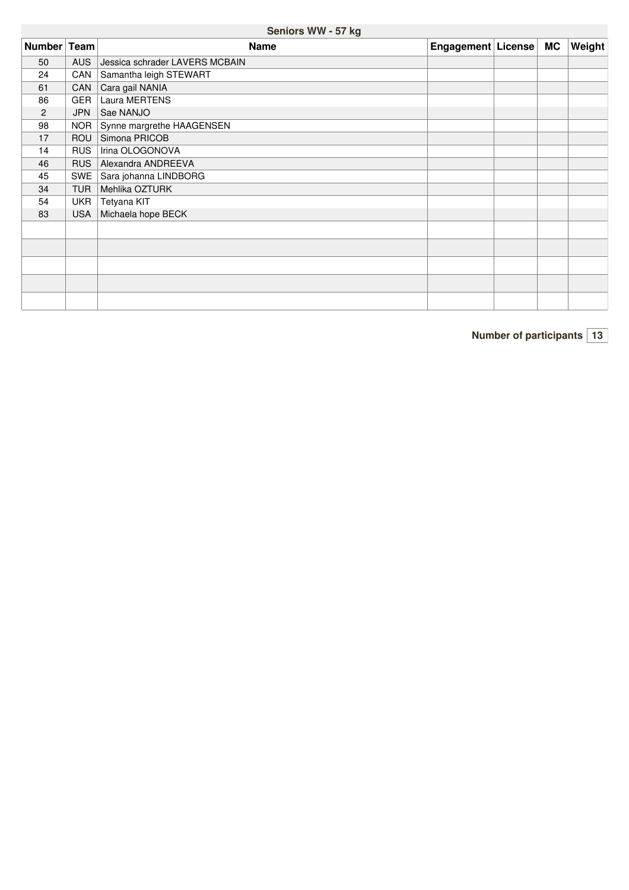## Seniors WW - 57 kg

| Number | Team | Name | Engagement | License | MC | Weight |
|---|---|---|---|---|---|---|
| 50 | AUS | Jessica schrader LAVERS MCBAIN | | | | |
| 24 | CAN | Samantha leigh STEWART | | | | |
| 61 | CAN | Cara gail NANIA | | | | |
| 86 | GER | Laura MERTENS | | | | |
| 2 | JPN | Sae NANJO | | | | |
| 98 | NOR | Synne margrethe HAAGENSEN | | | | |
| 17 | ROU | Simona PRICOB | | | | |
| 14 | RUS | Irina OLOGONOVA | | | | |
| 46 | RUS | Alexandra ANDREEVA | | | | |
| 45 | SWE | Sara johanna LINDBORG | | | | |
| 34 | TUR | Mehlika OZTURK | | | | |
| 54 | UKR | Tetyana KIT | | | | |
| 83 | USA | Michaela hope BECK | | | | |
| | | | | | | |
| | | | | | | |
| | | | | | | |
| | | | | | | |
| | | | | | | |

**Number of participants** 13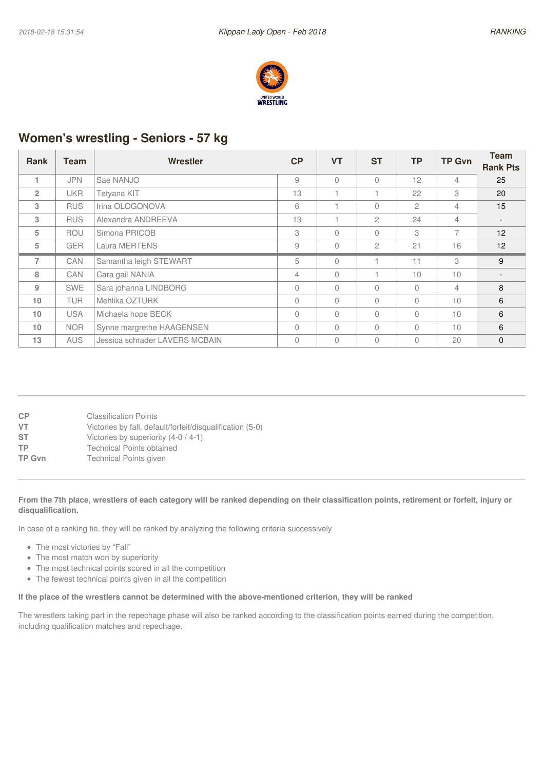## Women's wrestling - Seniors - 57 kg

| Rank | Team | Wrestler | CP | VT | ST | TP | TP Gvn | Team Rank Pts |
|---|---|---|---|---|---|---|---|---|
| 1 | JPN | Sae NANJO | 9 | 0 | 0 | 12 | 4 | 25 |
| 2 | UKR | Tetyana KIT | 13 | 1 | 1 | 22 | 3 | 20 |
| 3 | RUS | Irina OLOGONOVA | 6 | 1 | 0 | 2 | 4 | 15 |
| 3 | RUS | Alexandra ANDREEVA | 13 | 1 | 2 | 24 | 4 | - |
| 5 | ROU | Simona PRICOB | 3 | 0 | 0 | 3 | 7 | 12 |
| 5 | GER | Laura MERTENS | 9 | 0 | 2 | 21 | 16 | 12 |
| 7 | CAN | Samantha leigh STEWART | 5 | 0 | 1 | 11 | 3 | 9 |
| 8 | CAN | Cara gail NANIA | 4 | 0 | 1 | 10 | 10 | - |
| 9 | SWE | Sara johanna LINDBORG | 0 | 0 | 0 | 0 | 4 | 8 |
| 10 | TUR | Mehlika OZTURK | 0 | 0 | 0 | 0 | 10 | 6 |
| 10 | USA | Michaela hope BECK | 0 | 0 | 0 | 0 | 10 | 6 |
| 10 | NOR | Synne margrethe HAAGENSEN | 0 | 0 | 0 | 0 | 10 | 6 |
| 13 | AUS | Jessica schrader LAVERS MCBAIN | 0 | 0 | 0 | 0 | 20 | 0 |

| | |
|---|---|
| **CP** | Classification Points |
| **VT** | Victories by fall, default/forfeit/disqualification (5-0) |
| **ST** | Victories by superiority (4-0 / 4-1) |
| **TP** | Technical Points obtained |
| **TP Gvn** | Technical Points given |

**From the 7th place, wrestlers of each category will be ranked depending on their classification points, retirement or forfeit, injury or disqualification.**

In case of a ranking tie, they will be ranked by analyzing the following criteria successively

- The most victories by "Fall"
- The most match won by superiority
- The most technical points scored in all the competition
- The fewest technical points given in all the competition

**If the place of the wrestlers cannot be determined with the above-mentioned criterion, they will be ranked**

The wrestlers taking part in the repechage phase will also be ranked according to the classification points earned during the competition, including qualification matches and repechage.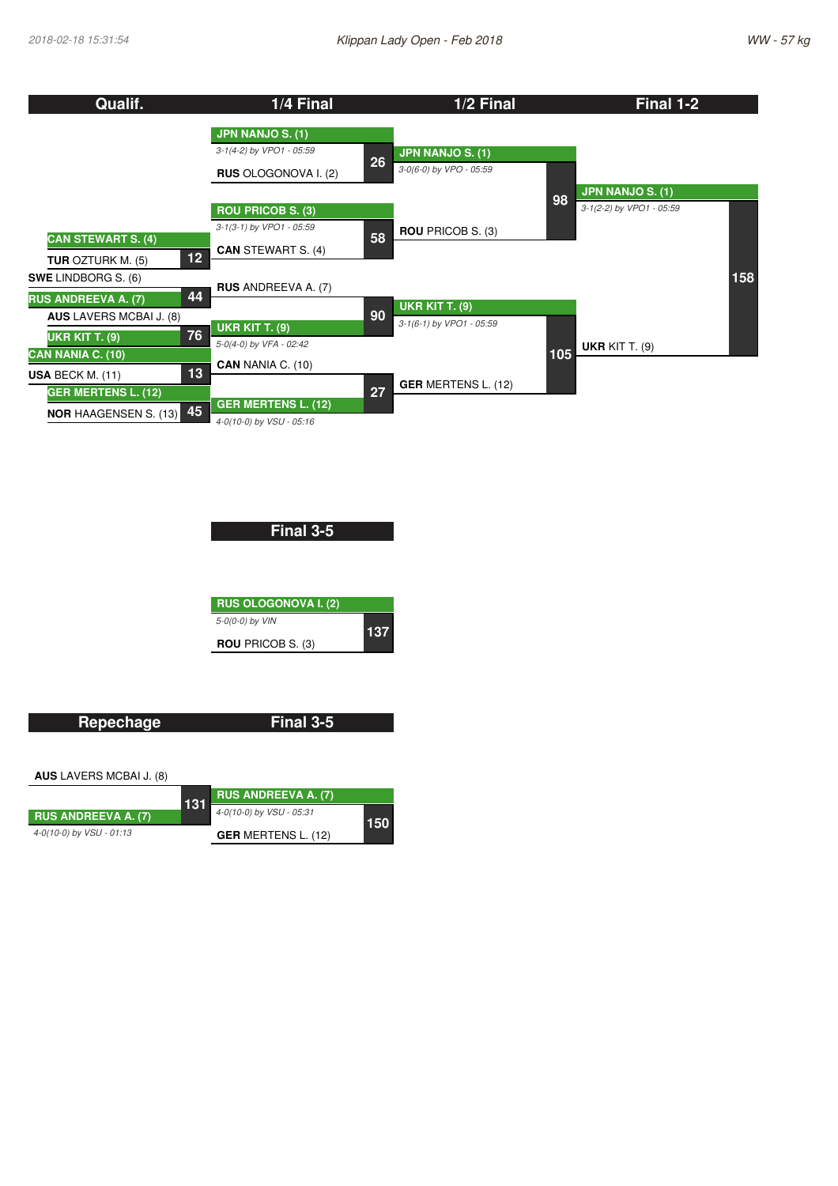# Klippan Lady Open - Feb 2018

WW - 57 kg

## Qualif.

| Bout | Wrestler 1 | Wrestler 2 | Winner |
|---|---|---|---|
| 12 | CAN STEWART S. (4) | TUR OZTURK M. (5) | CAN STEWART S. (4) |
| 44 | SWE LINDBORG S. (6) | RUS ANDREEVA A. (7) | RUS ANDREEVA A. (7) |
| 76 | AUS LAVERS MCBAI J. (8) | UKR KIT T. (9) | UKR KIT T. (9) |
| 13 | CAN NANIA C. (10) | USA BECK M. (11) | CAN NANIA C. (10) |
| 45 | GER MERTENS L. (12) | NOR HAAGENSEN S. (13) | GER MERTENS L. (12) |

## 1/4 Final

| Bout | Wrestler 1 | Wrestler 2 | Winner | Result |
|---|---|---|---|---|
| 26 | JPN NANJO S. (1) | RUS OLOGONOVA I. (2) | JPN NANJO S. (1) | 3-1(4-2) by VPO1 - 05:59 |
| 58 | ROU PRICOB S. (3) | CAN STEWART S. (4) | ROU PRICOB S. (3) | 3-1(3-1) by VPO1 - 05:59 |
| 90 | RUS ANDREEVA A. (7) | UKR KIT T. (9) | UKR KIT T. (9) | 5-0(4-0) by VFA - 02:42 |
| 27 | CAN NANIA C. (10) | GER MERTENS L. (12) | GER MERTENS L. (12) | 4-0(10-0) by VSU - 05:16 |

## 1/2 Final

| Bout | Wrestler 1 | Wrestler 2 | Winner | Result |
|---|---|---|---|---|
| 98 | JPN NANJO S. (1) | ROU PRICOB S. (3) | JPN NANJO S. (1) | 3-0(6-0) by VPO - 05:59 |
| 105 | UKR KIT T. (9) | GER MERTENS L. (12) | UKR KIT T. (9) | 3-1(6-1) by VPO1 - 05:59 |

## Final 1-2

| Bout | Wrestler 1 | Wrestler 2 | Winner | Result |
|---|---|---|---|---|
| 158 | JPN NANJO S. (1) | UKR KIT T. (9) | JPN NANJO S. (1) | 3-1(2-2) by VPO1 - 05:59 |

## Final 3-5

| Bout | Wrestler 1 | Wrestler 2 | Winner | Result |
|---|---|---|---|---|
| 137 | RUS OLOGONOVA I. (2) | ROU PRICOB S. (3) | RUS OLOGONOVA I. (2) | 5-0(0-0) by VIN |

## Repechage

| Bout | Wrestler 1 | Wrestler 2 | Winner | Result |
|---|---|---|---|---|
| 131 | AUS LAVERS MCBAI J. (8) | RUS ANDREEVA A. (7) | RUS ANDREEVA A. (7) | 4-0(10-0) by VSU - 01:13 |

## Final 3-5

| Bout | Wrestler 1 | Wrestler 2 | Winner | Result |
|---|---|---|---|---|
| 150 | RUS ANDREEVA A. (7) | GER MERTENS L. (12) | RUS ANDREEVA A. (7) | 4-0(10-0) by VSU - 05:31 |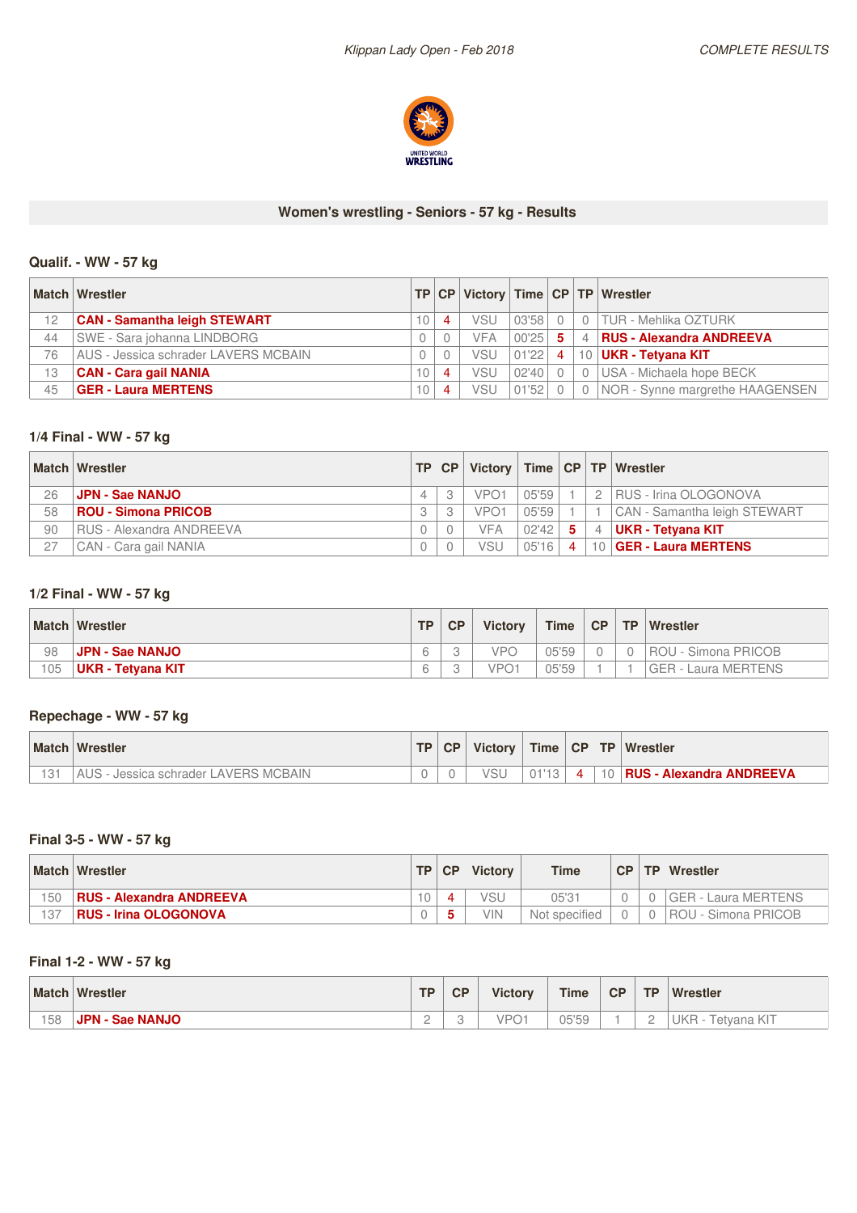Klippan Lady Open - Feb 2018 — COMPLETE RESULTS

## Women's wrestling - Seniors - 57 kg - Results

### Qualif. - WW - 57 kg

| Match | Wrestler | TP | CP | Victory | Time | CP | TP | Wrestler |
|---|---|---|---|---|---|---|---|---|
| 12 | **CAN - Samantha leigh STEWART** | 10 | 4 | VSU | 03'58 | 0 | 0 | TUR - Mehlika OZTURK |
| 44 | SWE - Sara johanna LINDBORG | 0 | 0 | VFA | 00'25 | 5 | 4 | **RUS - Alexandra ANDREEVA** |
| 76 | AUS - Jessica schrader LAVERS MCBAIN | 0 | 0 | VSU | 01'22 | 4 | 10 | **UKR - Tetyana KIT** |
| 13 | **CAN - Cara gail NANIA** | 10 | 4 | VSU | 02'40 | 0 | 0 | USA - Michaela hope BECK |
| 45 | **GER - Laura MERTENS** | 10 | 4 | VSU | 01'52 | 0 | 0 | NOR - Synne margrethe HAAGENSEN |

### 1/4 Final - WW - 57 kg

| Match | Wrestler | TP | CP | Victory | Time | CP | TP | Wrestler |
|---|---|---|---|---|---|---|---|---|
| 26 | **JPN - Sae NANJO** | 4 | 3 | VPO1 | 05'59 | 1 | 2 | RUS - Irina OLOGONOVA |
| 58 | **ROU - Simona PRICOB** | 3 | 3 | VPO1 | 05'59 | 1 | 1 | CAN - Samantha leigh STEWART |
| 90 | RUS - Alexandra ANDREEVA | 0 | 0 | VFA | 02'42 | 5 | 4 | **UKR - Tetyana KIT** |
| 27 | CAN - Cara gail NANIA | 0 | 0 | VSU | 05'16 | 4 | 10 | **GER - Laura MERTENS** |

### 1/2 Final - WW - 57 kg

| Match | Wrestler | TP | CP | Victory | Time | CP | TP | Wrestler |
|---|---|---|---|---|---|---|---|---|
| 98 | **JPN - Sae NANJO** | 6 | 3 | VPO | 05'59 | 0 | 0 | ROU - Simona PRICOB |
| 105 | **UKR - Tetyana KIT** | 6 | 3 | VPO1 | 05'59 | 1 | 1 | GER - Laura MERTENS |

### Repechage - WW - 57 kg

| Match | Wrestler | TP | CP | Victory | Time | CP | TP | Wrestler |
|---|---|---|---|---|---|---|---|---|
| 131 | AUS - Jessica schrader LAVERS MCBAIN | 0 | 0 | VSU | 01'13 | 4 | 10 | **RUS - Alexandra ANDREEVA** |

### Final 3-5 - WW - 57 kg

| Match | Wrestler | TP | CP | Victory | Time | CP | TP | Wrestler |
|---|---|---|---|---|---|---|---|---|
| 150 | **RUS - Alexandra ANDREEVA** | 10 | 4 | VSU | 05'31 | 0 | 0 | GER - Laura MERTENS |
| 137 | **RUS - Irina OLOGONOVA** | 0 | 5 | VIN | Not specified | 0 | 0 | ROU - Simona PRICOB |

### Final 1-2 - WW - 57 kg

| Match | Wrestler | TP | CP | Victory | Time | CP | TP | Wrestler |
|---|---|---|---|---|---|---|---|---|
| 158 | **JPN - Sae NANJO** | 2 | 3 | VPO1 | 05'59 | 1 | 2 | UKR - Tetyana KIT |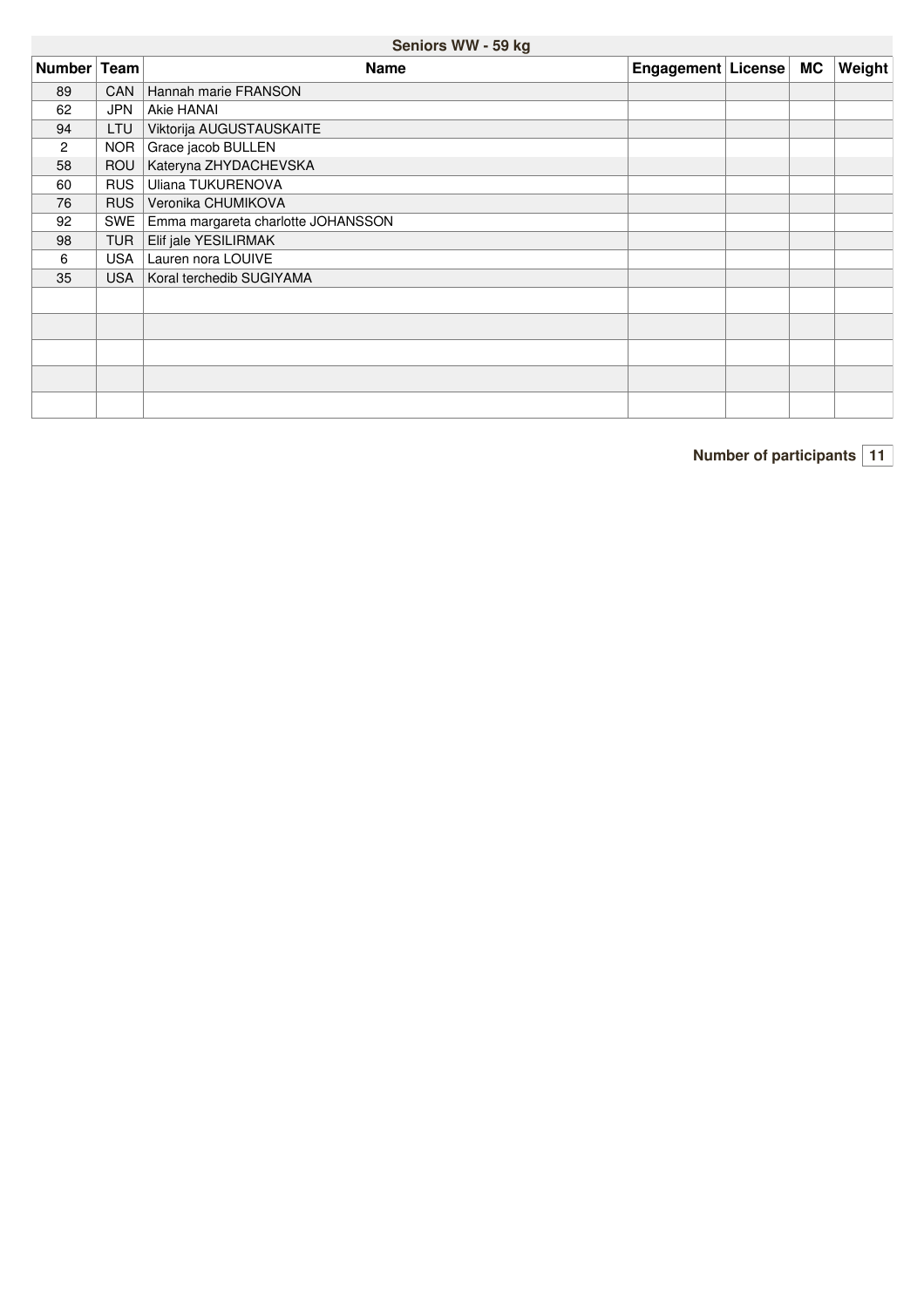| Seniors WW - 59 kg | | | | | | |
|---|---|---|---|---|---|---|
| **Number** | **Team** | **Name** | **Engagement** | **License** | **MC** | **Weight** |
| 89 | CAN | Hannah marie FRANSON | | | | |
| 62 | JPN | Akie HANAI | | | | |
| 94 | LTU | Viktorija AUGUSTAUSKAITE | | | | |
| 2 | NOR | Grace jacob BULLEN | | | | |
| 58 | ROU | Kateryna ZHYDACHEVSKA | | | | |
| 60 | RUS | Uliana TUKURENOVA | | | | |
| 76 | RUS | Veronika CHUMIKOVA | | | | |
| 92 | SWE | Emma margareta charlotte JOHANSSON | | | | |
| 98 | TUR | Elif jale YESILIRMAK | | | | |
| 6 | USA | Lauren nora LOUIVE | | | | |
| 35 | USA | Koral terchedib SUGIYAMA | | | | |
| | | | | | | |
| | | | | | | |
| | | | | | | |
| | | | | | | |
| | | | | | | |

**Number of participants** 11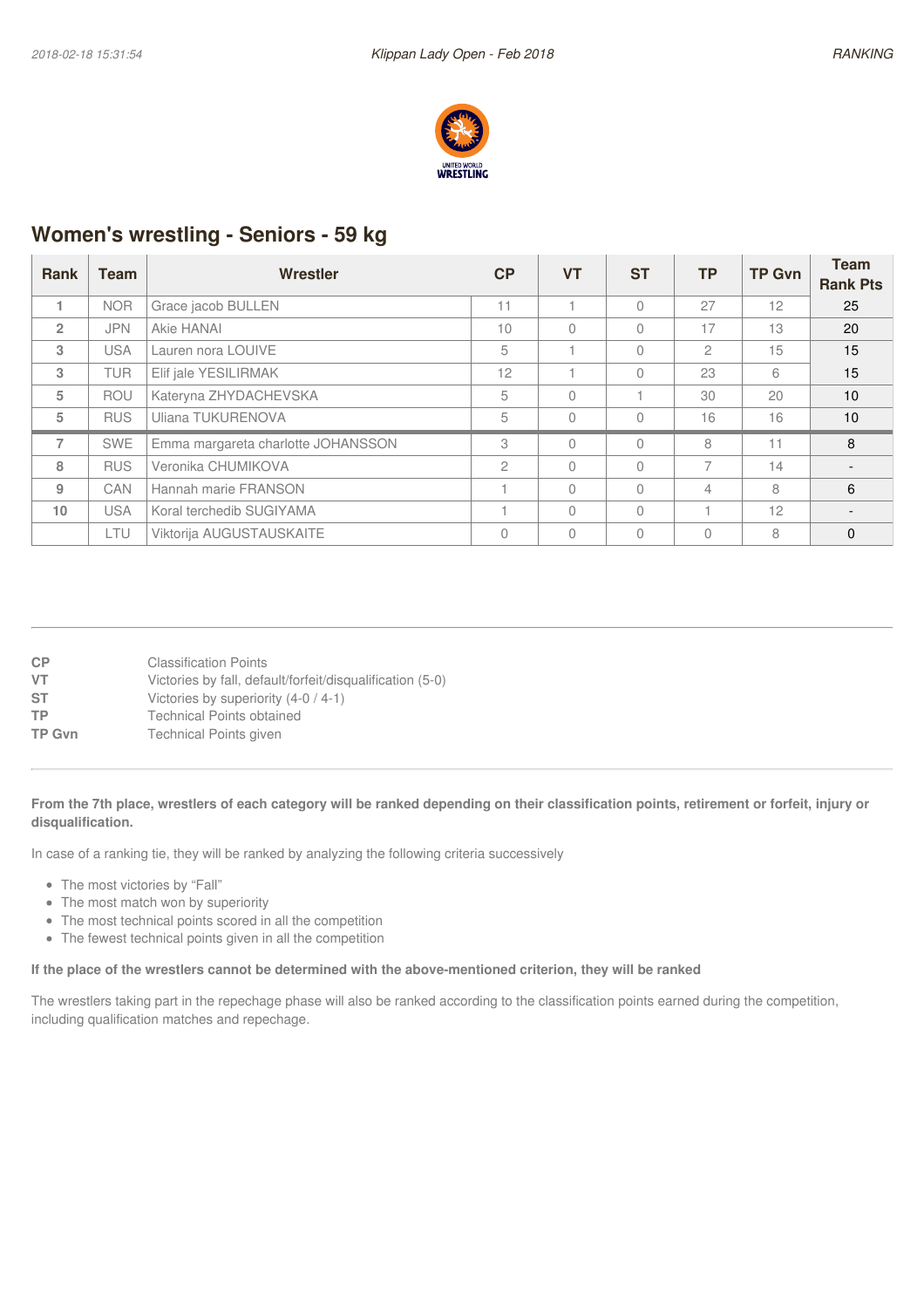## Women's wrestling - Seniors - 59 kg

| Rank | Team | Wrestler | CP | VT | ST | TP | TP Gvn | Team Rank Pts |
|---|---|---|---|---|---|---|---|---|
| 1 | NOR | Grace jacob BULLEN | 11 | 1 | 0 | 27 | 12 | 25 |
| 2 | JPN | Akie HANAI | 10 | 0 | 0 | 17 | 13 | 20 |
| 3 | USA | Lauren nora LOUIVE | 5 | 1 | 0 | 2 | 15 | 15 |
| 3 | TUR | Elif jale YESILIRMAK | 12 | 1 | 0 | 23 | 6 | 15 |
| 5 | ROU | Kateryna ZHYDACHEVSKA | 5 | 0 | 1 | 30 | 20 | 10 |
| 5 | RUS | Uliana TUKURENOVA | 5 | 0 | 0 | 16 | 16 | 10 |
| 7 | SWE | Emma margareta charlotte JOHANSSON | 3 | 0 | 0 | 8 | 11 | 8 |
| 8 | RUS | Veronika CHUMIKOVA | 2 | 0 | 0 | 7 | 14 | - |
| 9 | CAN | Hannah marie FRANSON | 1 | 0 | 0 | 4 | 8 | 6 |
| 10 | USA | Koral terchedib SUGIYAMA | 1 | 0 | 0 | 1 | 12 | - |
| | LTU | Viktorija AUGUSTAUSKAITE | 0 | 0 | 0 | 0 | 8 | 0 |

**CP** Classification Points
**VT** Victories by fall, default/forfeit/disqualification (5-0)
**ST** Victories by superiority (4-0 / 4-1)
**TP** Technical Points obtained
**TP Gvn** Technical Points given

**From the 7th place, wrestlers of each category will be ranked depending on their classification points, retirement or forfeit, injury or disqualification.**

In case of a ranking tie, they will be ranked by analyzing the following criteria successively

- The most victories by "Fall"
- The most match won by superiority
- The most technical points scored in all the competition
- The fewest technical points given in all the competition

**If the place of the wrestlers cannot be determined with the above-mentioned criterion, they will be ranked**

The wrestlers taking part in the repechage phase will also be ranked according to the classification points earned during the competition, including qualification matches and repechage.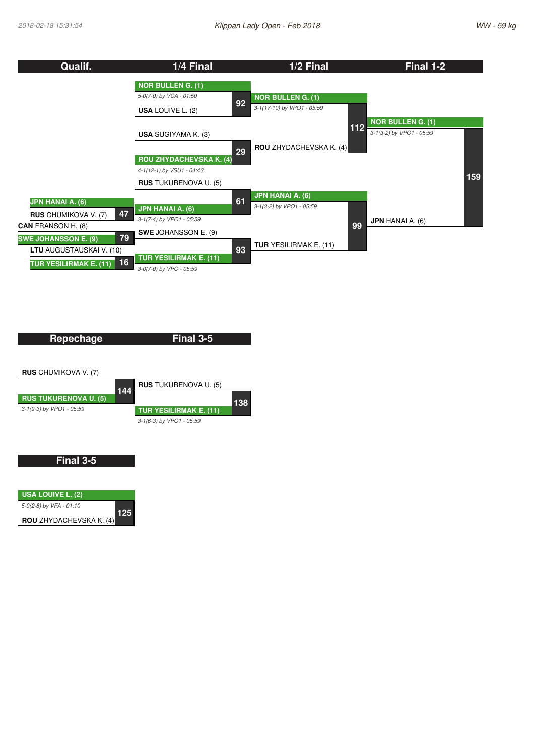# Klippan Lady Open - Feb 2018

2018-02-18 15:31:54 — WW - 59 kg

## Qualif.

| Bout | Wrestler 1 | Wrestler 2 | Winner | Result |
|---|---|---|---|---|
| 47 | JPN HANAI A. (6) | RUS CHUMIKOVA V. (7) | JPN HANAI A. (6) | |
| 79 | CAN FRANSON H. (8) | SWE JOHANSSON E. (9) | SWE JOHANSSON E. (9) | |
| 16 | LTU AUGUSTAUSKAI V. (10) | TUR YESILIRMAK E. (11) | TUR YESILIRMAK E. (11) | |

## 1/4 Final

| Bout | Wrestler 1 | Wrestler 2 | Winner | Result |
|---|---|---|---|---|
| 92 | NOR BULLEN G. (1) | USA LOUIVE L. (2) | NOR BULLEN G. (1) | 5-0(7-0) by VCA - 01:50 |
| 29 | USA SUGIYAMA K. (3) | ROU ZHYDACHEVSKA K. (4) | ROU ZHYDACHEVSKA K. (4) | 4-1(12-1) by VSU1 - 04:43 |
| 61 | RUS TUKURENOVA U. (5) | JPN HANAI A. (6) | JPN HANAI A. (6) | 3-1(7-4) by VPO1 - 05:59 |
| 93 | SWE JOHANSSON E. (9) | TUR YESILIRMAK E. (11) | TUR YESILIRMAK E. (11) | 3-0(7-0) by VPO - 05:59 |

## 1/2 Final

| Bout | Wrestler 1 | Wrestler 2 | Winner | Result |
|---|---|---|---|---|
| 112 | NOR BULLEN G. (1) | ROU ZHYDACHEVSKA K. (4) | NOR BULLEN G. (1) | 3-1(17-10) by VPO1 - 05:59 |
| 99 | JPN HANAI A. (6) | TUR YESILIRMAK E. (11) | JPN HANAI A. (6) | 3-1(3-2) by VPO1 - 05:59 |

## Final 1-2

| Bout | Wrestler 1 | Wrestler 2 | Winner | Result |
|---|---|---|---|---|
| 159 | NOR BULLEN G. (1) | JPN HANAI A. (6) | NOR BULLEN G. (1) | 3-1(3-2) by VPO1 - 05:59 |

## Repechage

| Bout | Wrestler 1 | Wrestler 2 | Winner | Result |
|---|---|---|---|---|
| 144 | RUS CHUMIKOVA V. (7) | RUS TUKURENOVA U. (5) | RUS TUKURENOVA U. (5) | 3-1(9-3) by VPO1 - 05:59 |

## Final 3-5

| Bout | Wrestler 1 | Wrestler 2 | Winner | Result |
|---|---|---|---|---|
| 138 | RUS TUKURENOVA U. (5) | TUR YESILIRMAK E. (11) | TUR YESILIRMAK E. (11) | 3-1(6-3) by VPO1 - 05:59 |

## Final 3-5

| Bout | Wrestler 1 | Wrestler 2 | Winner | Result |
|---|---|---|---|---|
| 125 | USA LOUIVE L. (2) | ROU ZHYDACHEVSKA K. (4) | USA LOUIVE L. (2) | 5-0(2-8) by VFA - 01:10 |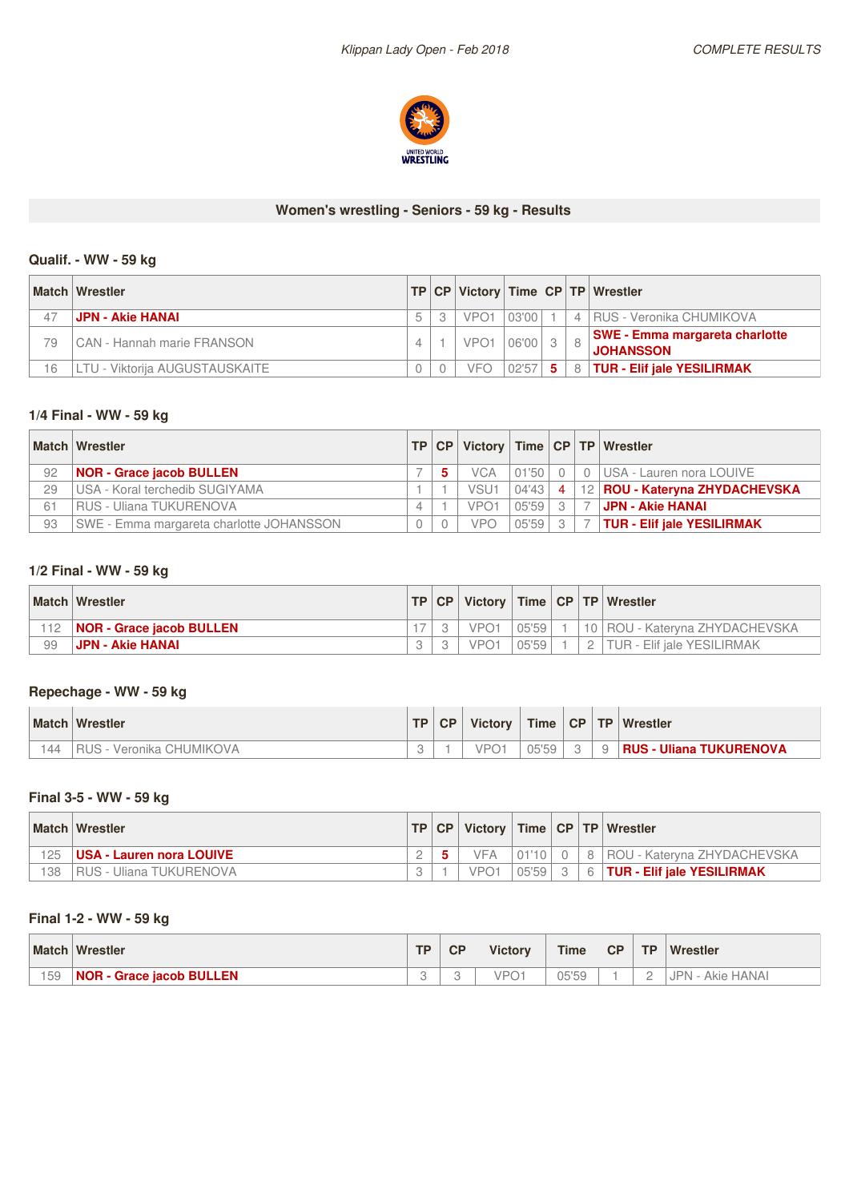## Women's wrestling - Seniors - 59 kg - Results

### Qualif. - WW - 59 kg

| Match | Wrestler | TP | CP | Victory | Time | CP | TP | Wrestler |
|---|---|---|---|---|---|---|---|---|
| 47 | **JPN - Akie HANAI** | 5 | 3 | VPO1 | 03'00 | 1 | 4 | RUS - Veronika CHUMIKOVA |
| 79 | CAN - Hannah marie FRANSON | 4 | 1 | VPO1 | 06'00 | 3 | 8 | **SWE - Emma margareta charlotte JOHANSSON** |
| 16 | LTU - Viktorija AUGUSTAUSKAITE | 0 | 0 | VFO | 02'57 | **5** | 8 | **TUR - Elif jale YESILIRMAK** |

### 1/4 Final - WW - 59 kg

| Match | Wrestler | TP | CP | Victory | Time | CP | TP | Wrestler |
|---|---|---|---|---|---|---|---|---|
| 92 | **NOR - Grace jacob BULLEN** | 7 | **5** | VCA | 01'50 | 0 | 0 | USA - Lauren nora LOUIVE |
| 29 | USA - Koral terchedib SUGIYAMA | 1 | 1 | VSU1 | 04'43 | **4** | 12 | **ROU - Kateryna ZHYDACHEVSKA** |
| 61 | RUS - Uliana TUKURENOVA | 4 | 1 | VPO1 | 05'59 | 3 | 7 | **JPN - Akie HANAI** |
| 93 | SWE - Emma margareta charlotte JOHANSSON | 0 | 0 | VPO | 05'59 | 3 | 7 | **TUR - Elif jale YESILIRMAK** |

### 1/2 Final - WW - 59 kg

| Match | Wrestler | TP | CP | Victory | Time | CP | TP | Wrestler |
|---|---|---|---|---|---|---|---|---|
| 112 | **NOR - Grace jacob BULLEN** | 17 | 3 | VPO1 | 05'59 | 1 | 10 | ROU - Kateryna ZHYDACHEVSKA |
| 99 | **JPN - Akie HANAI** | 3 | 3 | VPO1 | 05'59 | 1 | 2 | TUR - Elif jale YESILIRMAK |

### Repechage - WW - 59 kg

| Match | Wrestler | TP | CP | Victory | Time | CP | TP | Wrestler |
|---|---|---|---|---|---|---|---|---|
| 144 | RUS - Veronika CHUMIKOVA | 3 | 1 | VPO1 | 05'59 | 3 | 9 | **RUS - Uliana TUKURENOVA** |

### Final 3-5 - WW - 59 kg

| Match | Wrestler | TP | CP | Victory | Time | CP | TP | Wrestler |
|---|---|---|---|---|---|---|---|---|
| 125 | **USA - Lauren nora LOUIVE** | 2 | **5** | VFA | 01'10 | 0 | 8 | ROU - Kateryna ZHYDACHEVSKA |
| 138 | RUS - Uliana TUKURENOVA | 3 | 1 | VPO1 | 05'59 | 3 | 6 | **TUR - Elif jale YESILIRMAK** |

### Final 1-2 - WW - 59 kg

| Match | Wrestler | TP | CP | Victory | Time | CP | TP | Wrestler |
|---|---|---|---|---|---|---|---|---|
| 159 | **NOR - Grace jacob BULLEN** | 3 | 3 | VPO1 | 05'59 | 1 | 2 | JPN - Akie HANAI |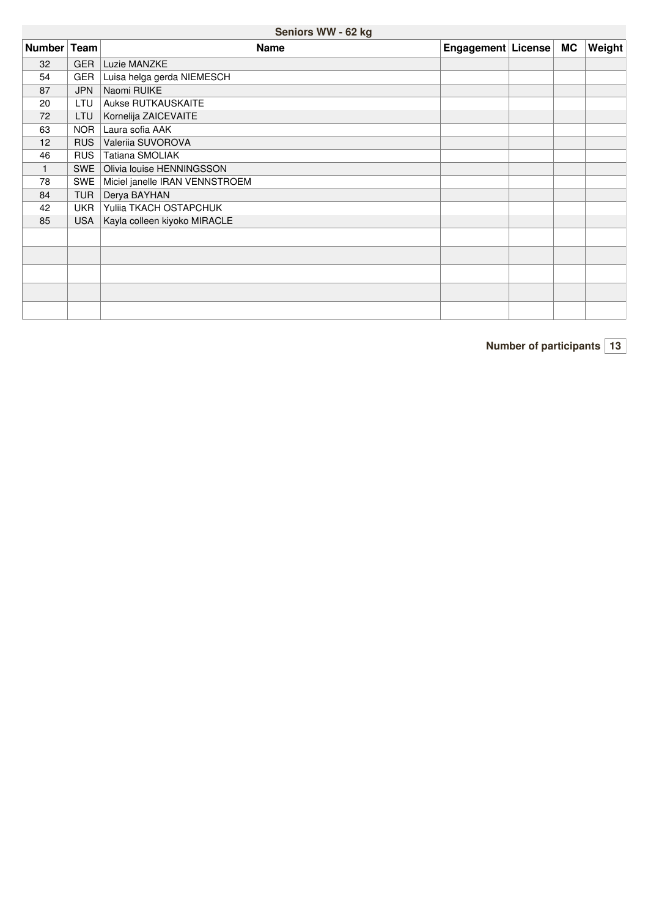| Seniors WW - 62 kg | | | | | | |
|---|---|---|---|---|---|---|
| Number | Team | Name | Engagement | License | MC | Weight |
| 32 | GER | Luzie MANZKE | | | | |
| 54 | GER | Luisa helga gerda NIEMESCH | | | | |
| 87 | JPN | Naomi RUIKE | | | | |
| 20 | LTU | Aukse RUTKAUSKAITE | | | | |
| 72 | LTU | Kornelija ZAICEVAITE | | | | |
| 63 | NOR | Laura sofia AAK | | | | |
| 12 | RUS | Valeriia SUVOROVA | | | | |
| 46 | RUS | Tatiana SMOLIAK | | | | |
| 1 | SWE | Olivia louise HENNINGSSON | | | | |
| 78 | SWE | Miciel janelle IRAN VENNSTROEM | | | | |
| 84 | TUR | Derya BAYHAN | | | | |
| 42 | UKR | Yuliia TKACH OSTAPCHUK | | | | |
| 85 | USA | Kayla colleen kiyoko MIRACLE | | | | |
| | | | | | | |
| | | | | | | |
| | | | | | | |
| | | | | | | |
| | | | | | | |

**Number of participants** 13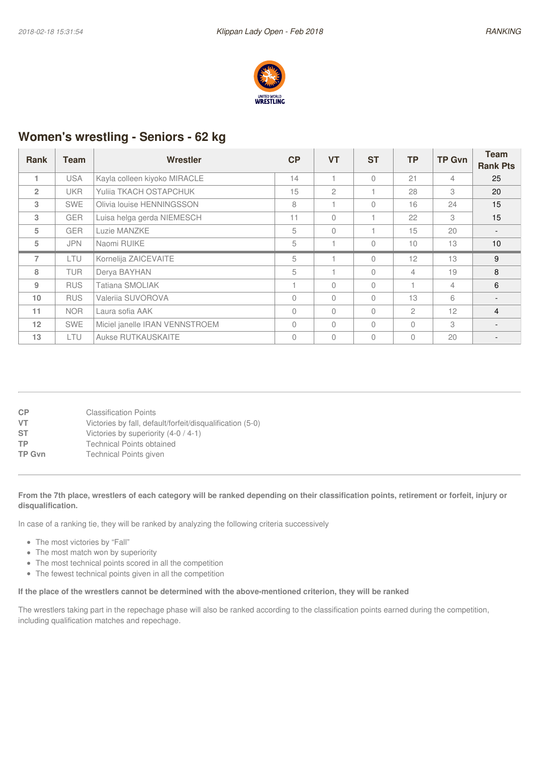## Women's wrestling - Seniors - 62 kg

| Rank | Team | Wrestler | CP | VT | ST | TP | TP Gvn | Team Rank Pts |
|---|---|---|---|---|---|---|---|---|
| 1 | USA | Kayla colleen kiyoko MIRACLE | 14 | 1 | 0 | 21 | 4 | 25 |
| 2 | UKR | Yuliia TKACH OSTAPCHUK | 15 | 2 | 1 | 28 | 3 | 20 |
| 3 | SWE | Olivia louise HENNINGSSON | 8 | 1 | 0 | 16 | 24 | 15 |
| 3 | GER | Luisa helga gerda NIEMESCH | 11 | 0 | 1 | 22 | 3 | 15 |
| 5 | GER | Luzie MANZKE | 5 | 0 | 1 | 15 | 20 | - |
| 5 | JPN | Naomi RUIKE | 5 | 1 | 0 | 10 | 13 | 10 |
| 7 | LTU | Kornelija ZAICEVAITE | 5 | 1 | 0 | 12 | 13 | 9 |
| 8 | TUR | Derya BAYHAN | 5 | 1 | 0 | 4 | 19 | 8 |
| 9 | RUS | Tatiana SMOLIAK | 1 | 0 | 0 | 1 | 4 | 6 |
| 10 | RUS | Valeriia SUVOROVA | 0 | 0 | 0 | 13 | 6 | - |
| 11 | NOR | Laura sofia AAK | 0 | 0 | 0 | 2 | 12 | 4 |
| 12 | SWE | Miciel janelle IRAN VENNSTROEM | 0 | 0 | 0 | 0 | 3 | - |
| 13 | LTU | Aukse RUTKAUSKAITE | 0 | 0 | 0 | 0 | 20 | - |

| | |
|---|---|
| **CP** | Classification Points |
| **VT** | Victories by fall, default/forfeit/disqualification (5-0) |
| **ST** | Victories by superiority (4-0 / 4-1) |
| **TP** | Technical Points obtained |
| **TP Gvn** | Technical Points given |

**From the 7th place, wrestlers of each category will be ranked depending on their classification points, retirement or forfeit, injury or disqualification.**

In case of a ranking tie, they will be ranked by analyzing the following criteria successively

- The most victories by "Fall"
- The most match won by superiority
- The most technical points scored in all the competition
- The fewest technical points given in all the competition

**If the place of the wrestlers cannot be determined with the above-mentioned criterion, they will be ranked**

The wrestlers taking part in the repechage phase will also be ranked according to the classification points earned during the competition, including qualification matches and repechage.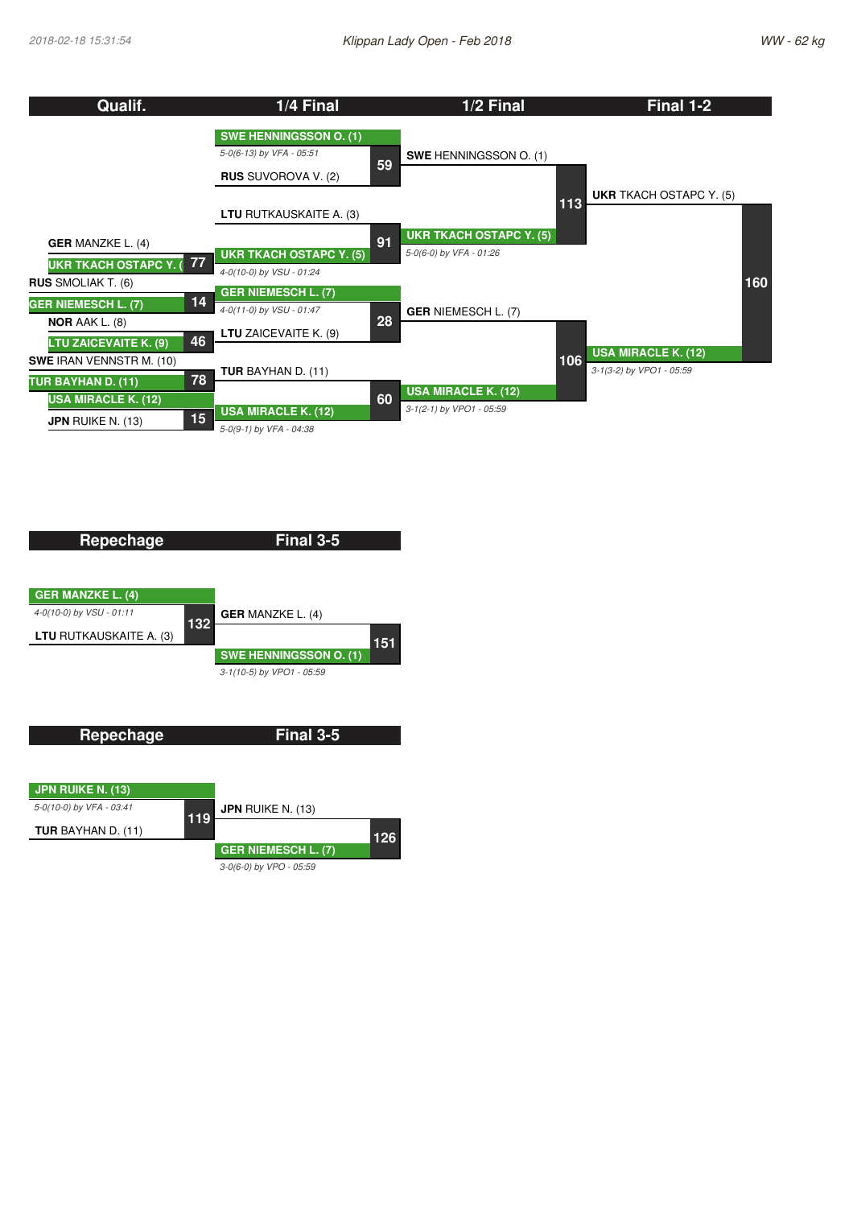2018-02-18 15:31:54 — Klippan Lady Open - Feb 2018 — WW - 62 kg

## Qualif.

| Match | Wrestler 1 | Wrestler 2 | Winner |
|---|---|---|---|
| 77 | GER MANZKE L. (4) | UKR TKACH OSTAPC Y. (5) | UKR TKACH OSTAPC Y. (5) |
| 14 | RUS SMOLIAK T. (6) | GER NIEMESCH L. (7) | GER NIEMESCH L. (7) |
| 46 | NOR AAK L. (8) | LTU ZAICEVAITE K. (9) | LTU ZAICEVAITE K. (9) |
| 78 | SWE IRAN VENNSTR M. (10) | TUR BAYHAN D. (11) | TUR BAYHAN D. (11) |
| 15 | USA MIRACLE K. (12) | JPN RUIKE N. (13) | USA MIRACLE K. (12) |

## 1/4 Final

| Match | Wrestler 1 | Wrestler 2 | Winner | Result |
|---|---|---|---|---|
| 59 | SWE HENNINGSSON O. (1) | RUS SUVOROVA V. (2) | SWE HENNINGSSON O. (1) | 5-0(6-13) by VFA - 05:51 |
| 91 | LTU RUTKAUSKAITE A. (3) | UKR TKACH OSTAPC Y. (5) | UKR TKACH OSTAPC Y. (5) | 4-0(10-0) by VSU - 01:24 |
| 28 | GER NIEMESCH L. (7) | LTU ZAICEVAITE K. (9) | GER NIEMESCH L. (7) | 4-0(11-0) by VSU - 01:47 |
| 60 | TUR BAYHAN D. (11) | USA MIRACLE K. (12) | USA MIRACLE K. (12) | 5-0(9-1) by VFA - 04:38 |

## 1/2 Final

| Match | Wrestler 1 | Wrestler 2 | Winner | Result |
|---|---|---|---|---|
| 113 | SWE HENNINGSSON O. (1) | UKR TKACH OSTAPC Y. (5) | UKR TKACH OSTAPC Y. (5) | 5-0(6-0) by VFA - 01:26 |
| 106 | GER NIEMESCH L. (7) | USA MIRACLE K. (12) | USA MIRACLE K. (12) | 3-1(2-1) by VPO1 - 05:59 |

## Final 1-2

| Match | Wrestler 1 | Wrestler 2 | Winner | Result |
|---|---|---|---|---|
| 160 | UKR TKACH OSTAPC Y. (5) | USA MIRACLE K. (12) | USA MIRACLE K. (12) | 3-1(3-2) by VPO1 - 05:59 |

## Repechage / Final 3-5

| Match | Wrestler 1 | Wrestler 2 | Winner | Result |
|---|---|---|---|---|
| 132 | GER MANZKE L. (4) | LTU RUTKAUSKAITE A. (3) | GER MANZKE L. (4) | 4-0(10-0) by VSU - 01:11 |
| 151 | GER MANZKE L. (4) | SWE HENNINGSSON O. (1) | SWE HENNINGSSON O. (1) | 3-1(10-5) by VPO1 - 05:59 |

## Repechage / Final 3-5

| Match | Wrestler 1 | Wrestler 2 | Winner | Result |
|---|---|---|---|---|
| 119 | JPN RUIKE N. (13) | TUR BAYHAN D. (11) | JPN RUIKE N. (13) | 5-0(10-0) by VFA - 03:41 |
| 126 | JPN RUIKE N. (13) | GER NIEMESCH L. (7) | GER NIEMESCH L. (7) | 3-0(6-0) by VPO - 05:59 |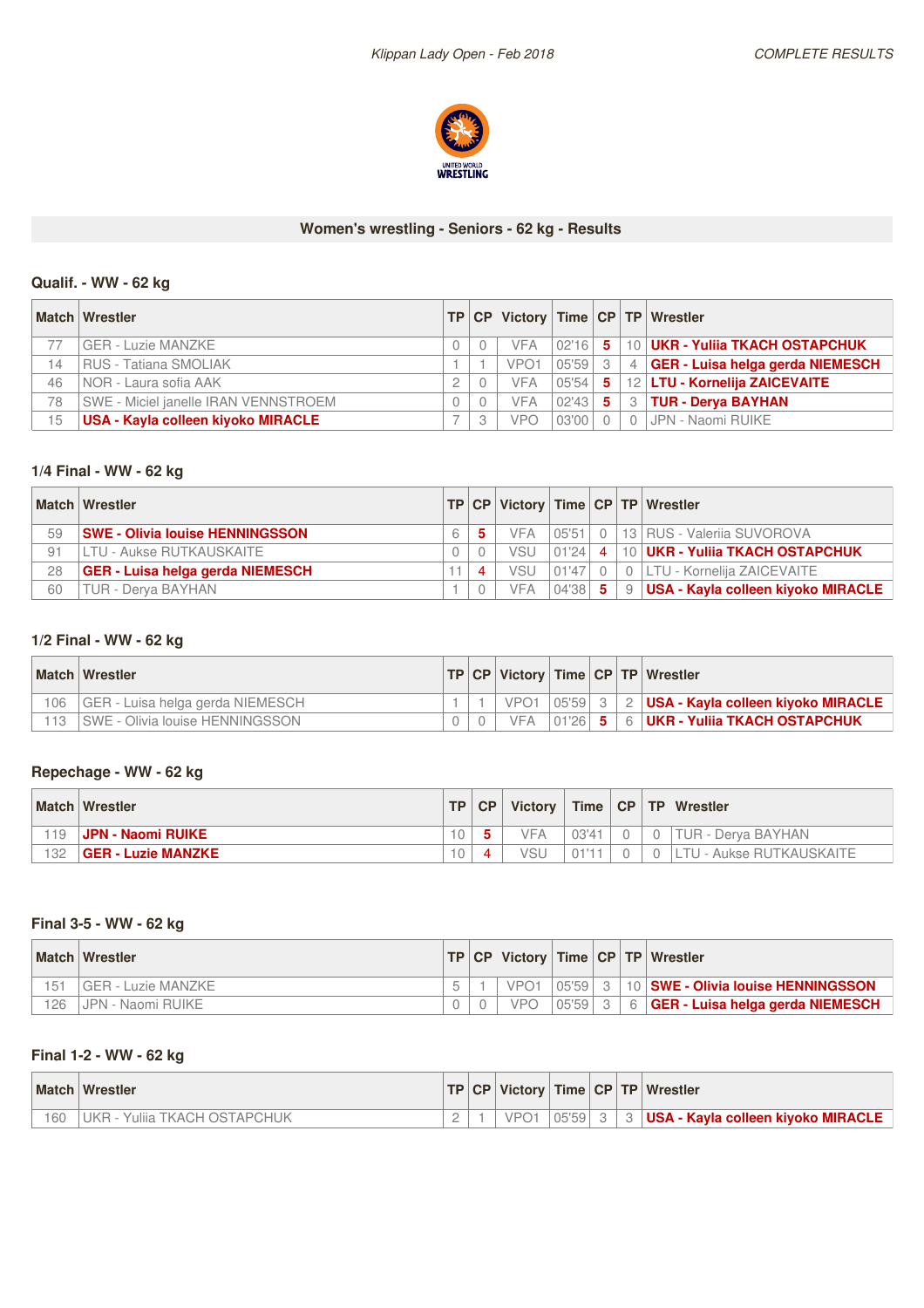## Women's wrestling - Seniors - 62 kg - Results

### Qualif. - WW - 62 kg

| Match | Wrestler | TP | CP | Victory | Time | CP | TP | Wrestler |
|---|---|---|---|---|---|---|---|---|
| 77 | GER - Luzie MANZKE | 0 | 0 | VFA | 02'16 | **5** | 10 | **UKR - Yuliia TKACH OSTAPCHUK** |
| 14 | RUS - Tatiana SMOLIAK | 1 | 1 | VPO1 | 05'59 | 3 | 4 | **GER - Luisa helga gerda NIEMESCH** |
| 46 | NOR - Laura sofia AAK | 2 | 0 | VFA | 05'54 | **5** | 12 | **LTU - Kornelija ZAICEVAITE** |
| 78 | SWE - Miciel janelle IRAN VENNSTROEM | 0 | 0 | VFA | 02'43 | **5** | 3 | **TUR - Derya BAYHAN** |
| 15 | **USA - Kayla colleen kiyoko MIRACLE** | 7 | 3 | VPO | 03'00 | 0 | 0 | JPN - Naomi RUIKE |

### 1/4 Final - WW - 62 kg

| Match | Wrestler | TP | CP | Victory | Time | CP | TP | Wrestler |
|---|---|---|---|---|---|---|---|---|
| 59 | **SWE - Olivia louise HENNINGSSON** | 6 | **5** | VFA | 05'51 | 0 | 13 | RUS - Valeriia SUVOROVA |
| 91 | LTU - Aukse RUTKAUSKAITE | 0 | 0 | VSU | 01'24 | **4** | 10 | **UKR - Yuliia TKACH OSTAPCHUK** |
| 28 | **GER - Luisa helga gerda NIEMESCH** | 11 | **4** | VSU | 01'47 | 0 | 0 | LTU - Kornelija ZAICEVAITE |
| 60 | TUR - Derya BAYHAN | 1 | 0 | VFA | 04'38 | **5** | 9 | **USA - Kayla colleen kiyoko MIRACLE** |

### 1/2 Final - WW - 62 kg

| Match | Wrestler | TP | CP | Victory | Time | CP | TP | Wrestler |
|---|---|---|---|---|---|---|---|---|
| 106 | GER - Luisa helga gerda NIEMESCH | 1 | 1 | VPO1 | 05'59 | 3 | 2 | **USA - Kayla colleen kiyoko MIRACLE** |
| 113 | SWE - Olivia louise HENNINGSSON | 0 | 0 | VFA | 01'26 | **5** | 6 | **UKR - Yuliia TKACH OSTAPCHUK** |

### Repechage - WW - 62 kg

| Match | Wrestler | TP | CP | Victory | Time | CP | TP | Wrestler |
|---|---|---|---|---|---|---|---|---|
| 119 | **JPN - Naomi RUIKE** | 10 | **5** | VFA | 03'41 | 0 | 0 | TUR - Derya BAYHAN |
| 132 | **GER - Luzie MANZKE** | 10 | **4** | VSU | 01'11 | 0 | 0 | LTU - Aukse RUTKAUSKAITE |

### Final 3-5 - WW - 62 kg

| Match | Wrestler | TP | CP | Victory | Time | CP | TP | Wrestler |
|---|---|---|---|---|---|---|---|---|
| 151 | GER - Luzie MANZKE | 5 | 1 | VPO1 | 05'59 | 3 | 10 | **SWE - Olivia louise HENNINGSSON** |
| 126 | JPN - Naomi RUIKE | 0 | 0 | VPO | 05'59 | 3 | 6 | **GER - Luisa helga gerda NIEMESCH** |

### Final 1-2 - WW - 62 kg

| Match | Wrestler | TP | CP | Victory | Time | CP | TP | Wrestler |
|---|---|---|---|---|---|---|---|---|
| 160 | UKR - Yuliia TKACH OSTAPCHUK | 2 | 1 | VPO1 | 05'59 | 3 | 3 | **USA - Kayla colleen kiyoko MIRACLE** |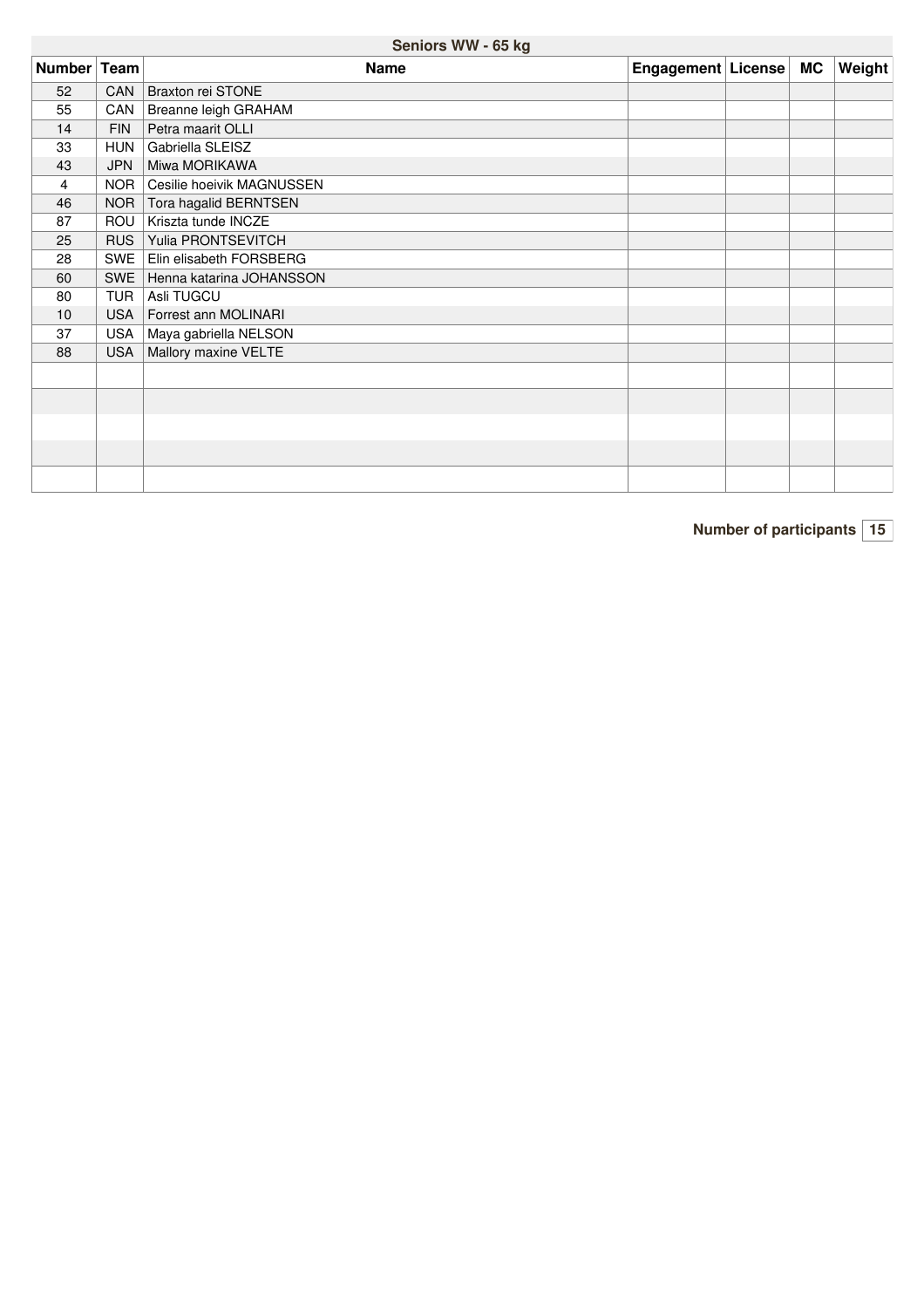## Seniors WW - 65 kg

| Number | Team | Name | Engagement | License | MC | Weight |
|---|---|---|---|---|---|---|
| 52 | CAN | Braxton rei STONE | | | | |
| 55 | CAN | Breanne leigh GRAHAM | | | | |
| 14 | FIN | Petra maarit OLLI | | | | |
| 33 | HUN | Gabriella SLEISZ | | | | |
| 43 | JPN | Miwa MORIKAWA | | | | |
| 4 | NOR | Cesilie hoeivik MAGNUSSEN | | | | |
| 46 | NOR | Tora hagalid BERNTSEN | | | | |
| 87 | ROU | Kriszta tunde INCZE | | | | |
| 25 | RUS | Yulia PRONTSEVITCH | | | | |
| 28 | SWE | Elin elisabeth FORSBERG | | | | |
| 60 | SWE | Henna katarina JOHANSSON | | | | |
| 80 | TUR | Asli TUGCU | | | | |
| 10 | USA | Forrest ann MOLINARI | | | | |
| 37 | USA | Maya gabriella NELSON | | | | |
| 88 | USA | Mallory maxine VELTE | | | | |
| | | | | | | |
| | | | | | | |
| | | | | | | |
| | | | | | | |
| | | | | | | |

**Number of participants** 15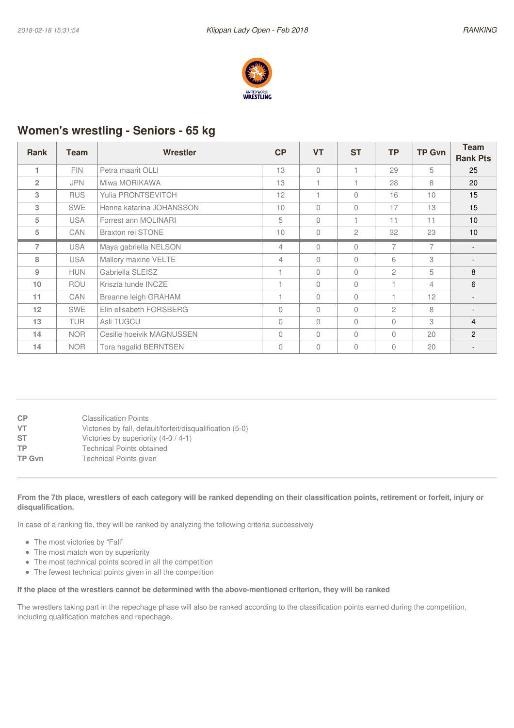## Women's wrestling - Seniors - 65 kg

| Rank | Team | Wrestler | CP | VT | ST | TP | TP Gvn | Team Rank Pts |
|---|---|---|---|---|---|---|---|---|
| 1 | FIN | Petra maarit OLLI | 13 | 0 | 1 | 29 | 5 | 25 |
| 2 | JPN | Miwa MORIKAWA | 13 | 1 | 1 | 28 | 8 | 20 |
| 3 | RUS | Yulia PRONTSEVITCH | 12 | 1 | 0 | 16 | 10 | 15 |
| 3 | SWE | Henna katarina JOHANSSON | 10 | 0 | 0 | 17 | 13 | 15 |
| 5 | USA | Forrest ann MOLINARI | 5 | 0 | 1 | 11 | 11 | 10 |
| 5 | CAN | Braxton rei STONE | 10 | 0 | 2 | 32 | 23 | 10 |
| 7 | USA | Maya gabriella NELSON | 4 | 0 | 0 | 7 | 7 | - |
| 8 | USA | Mallory maxine VELTE | 4 | 0 | 0 | 6 | 3 | - |
| 9 | HUN | Gabriella SLEISZ | 1 | 0 | 0 | 2 | 5 | 8 |
| 10 | ROU | Kriszta tunde INCZE | 1 | 0 | 0 | 1 | 4 | 6 |
| 11 | CAN | Breanne leigh GRAHAM | 1 | 0 | 0 | 1 | 12 | - |
| 12 | SWE | Elin elisabeth FORSBERG | 0 | 0 | 0 | 2 | 8 | - |
| 13 | TUR | Asli TUGCU | 0 | 0 | 0 | 0 | 3 | 4 |
| 14 | NOR | Cesilie hoeivik MAGNUSSEN | 0 | 0 | 0 | 0 | 20 | 2 |
| 14 | NOR | Tora hagalid BERNTSEN | 0 | 0 | 0 | 0 | 20 | - |

**CP** Classification Points
**VT** Victories by fall, default/forfeit/disqualification (5-0)
**ST** Victories by superiority (4-0 / 4-1)
**TP** Technical Points obtained
**TP Gvn** Technical Points given

**From the 7th place, wrestlers of each category will be ranked depending on their classification points, retirement or forfeit, injury or disqualification.**

In case of a ranking tie, they will be ranked by analyzing the following criteria successively

- The most victories by "Fall"
- The most match won by superiority
- The most technical points scored in all the competition
- The fewest technical points given in all the competition

**If the place of the wrestlers cannot be determined with the above-mentioned criterion, they will be ranked**

The wrestlers taking part in the repechage phase will also be ranked according to the classification points earned during the competition, including qualification matches and repechage.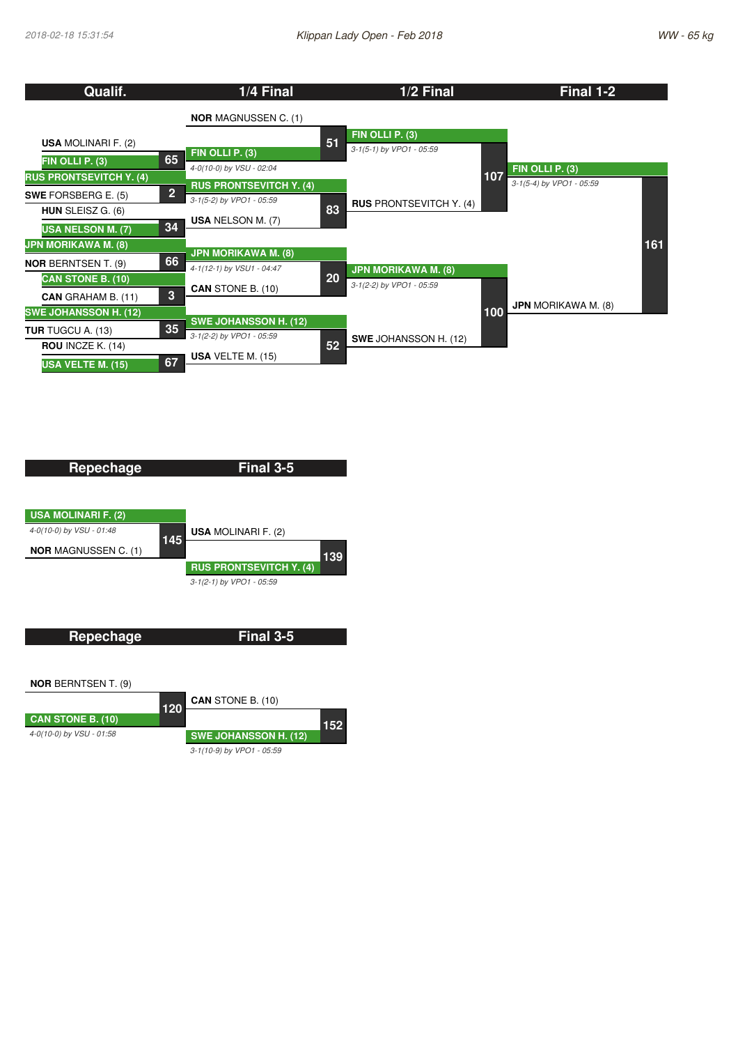## Klippan Lady Open - Feb 2018

**WW - 65 kg**

### Qualif.

| Bout | Athlete 1 | Athlete 2 | Winner |
|---|---|---|---|
| 65 | USA MOLINARI F. (2) | FIN OLLI P. (3) | FIN OLLI P. (3) |
| 2 | RUS PRONTSEVITCH Y. (4) | SWE FORSBERG E. (5) | RUS PRONTSEVITCH Y. (4) |
| 34 | HUN SLEISZ G. (6) | USA NELSON M. (7) | USA NELSON M. (7) |
| 66 | JPN MORIKAWA M. (8) | NOR BERNTSEN T. (9) | JPN MORIKAWA M. (8) |
| 3 | CAN STONE B. (10) | CAN GRAHAM B. (11) | CAN STONE B. (10) |
| 35 | SWE JOHANSSON H. (12) | TUR TUGCU A. (13) | SWE JOHANSSON H. (12) |
| 67 | ROU INCZE K. (14) | USA VELTE M. (15) | USA VELTE M. (15) |

### 1/4 Final

| Bout | Athlete 1 | Athlete 2 | Winner | Result |
|---|---|---|---|---|
| 51 | NOR MAGNUSSEN C. (1) | FIN OLLI P. (3) | FIN OLLI P. (3) | 4-0(10-0) by VSU - 02:04 |
| 83 | RUS PRONTSEVITCH Y. (4) | USA NELSON M. (7) | RUS PRONTSEVITCH Y. (4) | 3-1(5-2) by VPO1 - 05:59 |
| 20 | JPN MORIKAWA M. (8) | CAN STONE B. (10) | JPN MORIKAWA M. (8) | 4-1(12-1) by VSU1 - 04:47 |
| 52 | SWE JOHANSSON H. (12) | USA VELTE M. (15) | SWE JOHANSSON H. (12) | 3-1(2-2) by VPO1 - 05:59 |

### 1/2 Final

| Bout | Athlete 1 | Athlete 2 | Winner | Result |
|---|---|---|---|---|
| 107 | FIN OLLI P. (3) | RUS PRONTSEVITCH Y. (4) | FIN OLLI P. (3) | 3-1(5-1) by VPO1 - 05:59 |
| 100 | JPN MORIKAWA M. (8) | SWE JOHANSSON H. (12) | JPN MORIKAWA M. (8) | 3-1(2-2) by VPO1 - 05:59 |

### Final 1-2

| Bout | Athlete 1 | Athlete 2 | Winner | Result |
|---|---|---|---|---|
| 161 | FIN OLLI P. (3) | JPN MORIKAWA M. (8) | FIN OLLI P. (3) | 3-1(5-4) by VPO1 - 05:59 |

### Repechage / Final 3-5

| Round | Bout | Athlete 1 | Athlete 2 | Winner | Result |
|---|---|---|---|---|---|
| Repechage | 145 | USA MOLINARI F. (2) | NOR MAGNUSSEN C. (1) | USA MOLINARI F. (2) | 4-0(10-0) by VSU - 01:48 |
| Final 3-5 | 139 | USA MOLINARI F. (2) | RUS PRONTSEVITCH Y. (4) | RUS PRONTSEVITCH Y. (4) | 3-1(2-1) by VPO1 - 05:59 |

### Repechage / Final 3-5

| Round | Bout | Athlete 1 | Athlete 2 | Winner | Result |
|---|---|---|---|---|---|
| Repechage | 120 | NOR BERNTSEN T. (9) | CAN STONE B. (10) | CAN STONE B. (10) | 4-0(10-0) by VSU - 01:58 |
| Final 3-5 | 152 | CAN STONE B. (10) | SWE JOHANSSON H. (12) | SWE JOHANSSON H. (12) | 3-1(10-9) by VPO1 - 05:59 |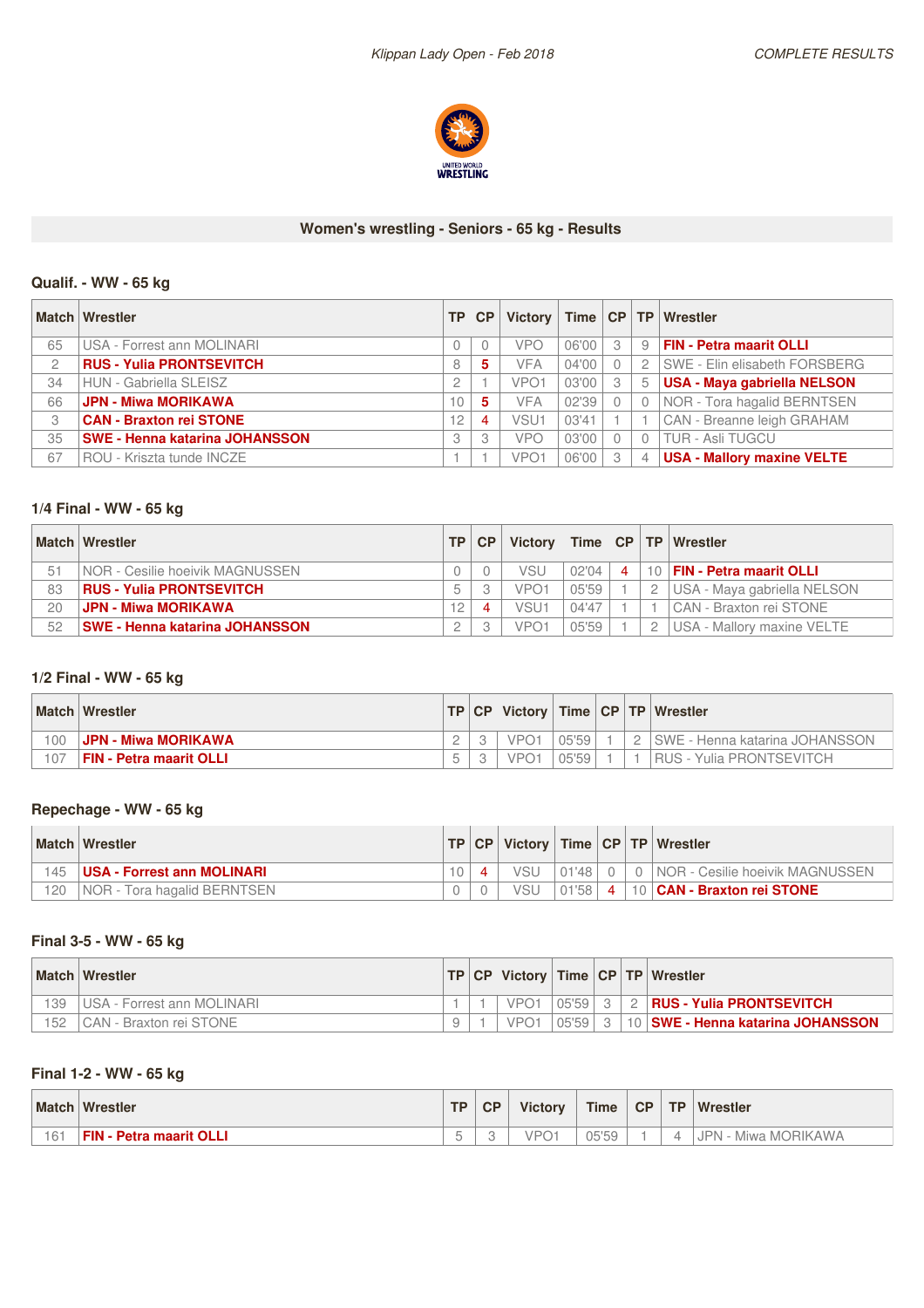Klippan Lady Open - Feb 2018

COMPLETE RESULTS

## Women's wrestling - Seniors - 65 kg - Results

### Qualif. - WW - 65 kg

| Match | Wrestler | TP | CP | Victory | Time | CP | TP | Wrestler |
|---|---|---|---|---|---|---|---|---|
| 65 | USA - Forrest ann MOLINARI | 0 | 0 | VPO | 06'00 | 3 | 9 | **FIN - Petra maarit OLLI** |
| 2 | **RUS - Yulia PRONTSEVITCH** | 8 | 5 | VFA | 04'00 | 0 | 2 | SWE - Elin elisabeth FORSBERG |
| 34 | HUN - Gabriella SLEISZ | 2 | 1 | VPO1 | 03'00 | 3 | 5 | **USA - Maya gabriella NELSON** |
| 66 | **JPN - Miwa MORIKAWA** | 10 | 5 | VFA | 02'39 | 0 | 0 | NOR - Tora hagalid BERNTSEN |
| 3 | **CAN - Braxton rei STONE** | 12 | 4 | VSU1 | 03'41 | 1 | 1 | CAN - Breanne leigh GRAHAM |
| 35 | **SWE - Henna katarina JOHANSSON** | 3 | 3 | VPO | 03'00 | 0 | 0 | TUR - Asli TUGCU |
| 67 | ROU - Kriszta tunde INCZE | 1 | 1 | VPO1 | 06'00 | 3 | 4 | **USA - Mallory maxine VELTE** |

### 1/4 Final - WW - 65 kg

| Match | Wrestler | TP | CP | Victory | Time | CP | TP | Wrestler |
|---|---|---|---|---|---|---|---|---|
| 51 | NOR - Cesilie hoeivik MAGNUSSEN | 0 | 0 | VSU | 02'04 | 4 | 10 | **FIN - Petra maarit OLLI** |
| 83 | **RUS - Yulia PRONTSEVITCH** | 5 | 3 | VPO1 | 05'59 | 1 | 2 | USA - Maya gabriella NELSON |
| 20 | **JPN - Miwa MORIKAWA** | 12 | 4 | VSU1 | 04'47 | 1 | 1 | CAN - Braxton rei STONE |
| 52 | **SWE - Henna katarina JOHANSSON** | 2 | 3 | VPO1 | 05'59 | 1 | 2 | USA - Mallory maxine VELTE |

### 1/2 Final - WW - 65 kg

| Match | Wrestler | TP | CP | Victory | Time | CP | TP | Wrestler |
|---|---|---|---|---|---|---|---|---|
| 100 | **JPN - Miwa MORIKAWA** | 2 | 3 | VPO1 | 05'59 | 1 | 2 | SWE - Henna katarina JOHANSSON |
| 107 | **FIN - Petra maarit OLLI** | 5 | 3 | VPO1 | 05'59 | 1 | 1 | RUS - Yulia PRONTSEVITCH |

### Repechage - WW - 65 kg

| Match | Wrestler | TP | CP | Victory | Time | CP | TP | Wrestler |
|---|---|---|---|---|---|---|---|---|
| 145 | **USA - Forrest ann MOLINARI** | 10 | 4 | VSU | 01'48 | 0 | 0 | NOR - Cesilie hoeivik MAGNUSSEN |
| 120 | NOR - Tora hagalid BERNTSEN | 0 | 0 | VSU | 01'58 | 4 | 10 | **CAN - Braxton rei STONE** |

### Final 3-5 - WW - 65 kg

| Match | Wrestler | TP | CP | Victory | Time | CP | TP | Wrestler |
|---|---|---|---|---|---|---|---|---|
| 139 | USA - Forrest ann MOLINARI | 1 | 1 | VPO1 | 05'59 | 3 | 2 | **RUS - Yulia PRONTSEVITCH** |
| 152 | CAN - Braxton rei STONE | 9 | 1 | VPO1 | 05'59 | 3 | 10 | **SWE - Henna katarina JOHANSSON** |

### Final 1-2 - WW - 65 kg

| Match | Wrestler | TP | CP | Victory | Time | CP | TP | Wrestler |
|---|---|---|---|---|---|---|---|---|
| 161 | **FIN - Petra maarit OLLI** | 5 | 3 | VPO1 | 05'59 | 1 | 4 | JPN - Miwa MORIKAWA |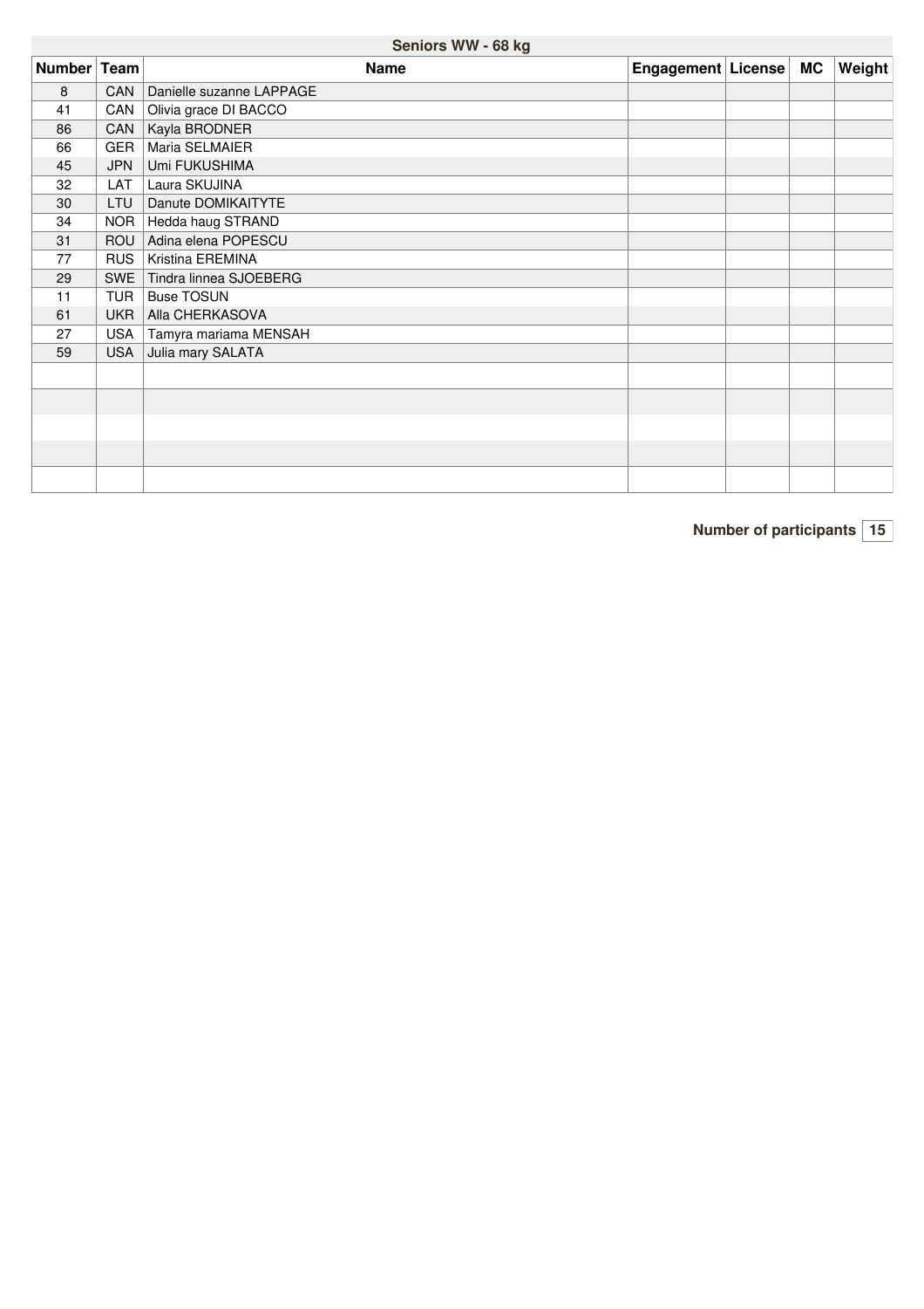## Seniors WW - 68 kg

| Number | Team | Name | Engagement | License | MC | Weight |
|---|---|---|---|---|---|---|
| 8 | CAN | Danielle suzanne LAPPAGE | | | | |
| 41 | CAN | Olivia grace DI BACCO | | | | |
| 86 | CAN | Kayla BRODNER | | | | |
| 66 | GER | Maria SELMAIER | | | | |
| 45 | JPN | Umi FUKUSHIMA | | | | |
| 32 | LAT | Laura SKUJINA | | | | |
| 30 | LTU | Danute DOMIKAITYTE | | | | |
| 34 | NOR | Hedda haug STRAND | | | | |
| 31 | ROU | Adina elena POPESCU | | | | |
| 77 | RUS | Kristina EREMINA | | | | |
| 29 | SWE | Tindra linnea SJOEBERG | | | | |
| 11 | TUR | Buse TOSUN | | | | |
| 61 | UKR | Alla CHERKASOVA | | | | |
| 27 | USA | Tamyra mariama MENSAH | | | | |
| 59 | USA | Julia mary SALATA | | | | |
| | | | | | | |
| | | | | | | |
| | | | | | | |
| | | | | | | |
| | | | | | | |

**Number of participants** 15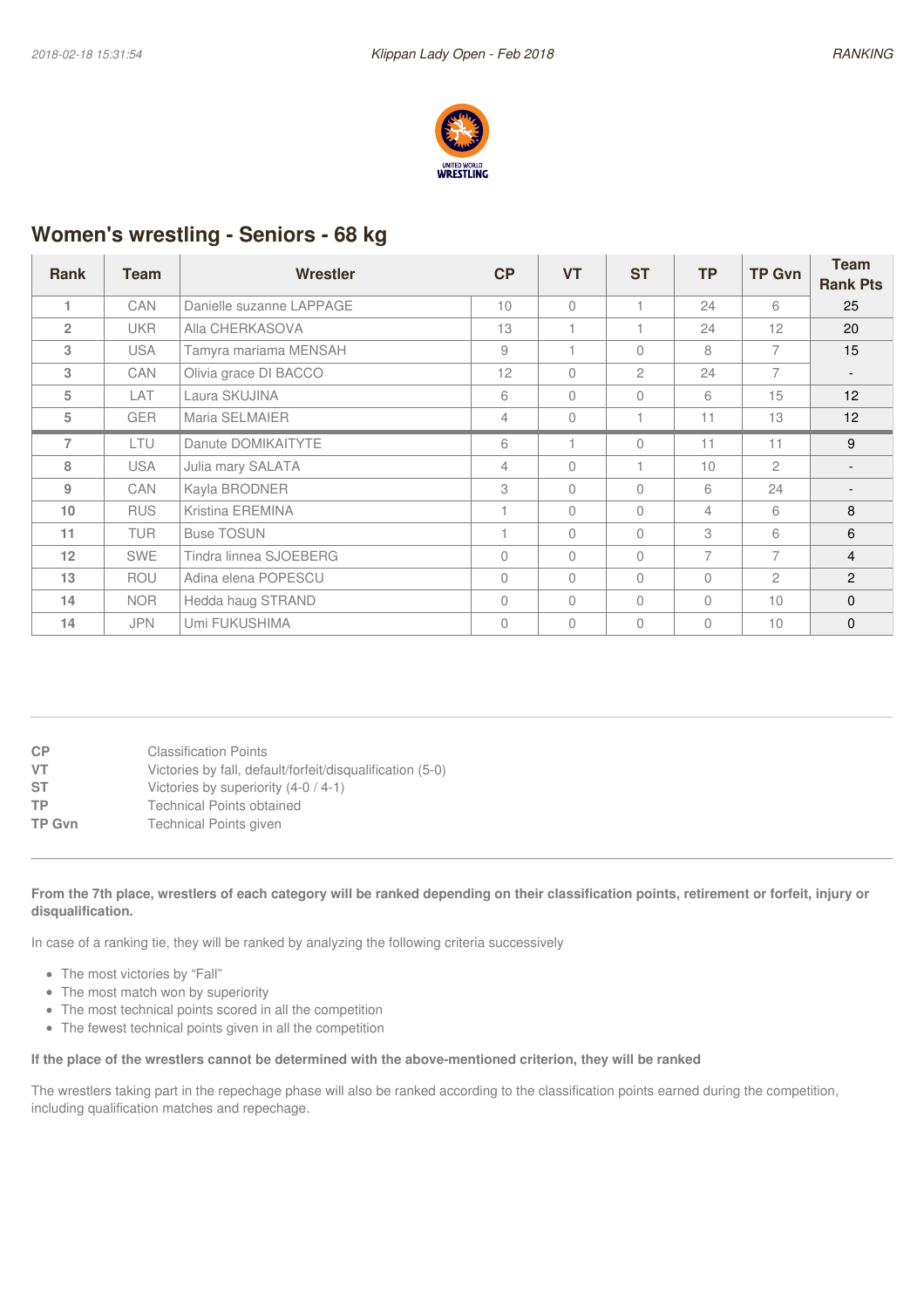## Women's wrestling - Seniors - 68 kg

| Rank | Team | Wrestler | CP | VT | ST | TP | TP Gvn | Team Rank Pts |
|---|---|---|---|---|---|---|---|---|
| 1 | CAN | Danielle suzanne LAPPAGE | 10 | 0 | 1 | 24 | 6 | 25 |
| 2 | UKR | Alla CHERKASOVA | 13 | 1 | 1 | 24 | 12 | 20 |
| 3 | USA | Tamyra mariama MENSAH | 9 | 1 | 0 | 8 | 7 | 15 |
| 3 | CAN | Olivia grace DI BACCO | 12 | 0 | 2 | 24 | 7 | - |
| 5 | LAT | Laura SKUJINA | 6 | 0 | 0 | 6 | 15 | 12 |
| 5 | GER | Maria SELMAIER | 4 | 0 | 1 | 11 | 13 | 12 |
| 7 | LTU | Danute DOMIKAITYTE | 6 | 1 | 0 | 11 | 11 | 9 |
| 8 | USA | Julia mary SALATA | 4 | 0 | 1 | 10 | 2 | - |
| 9 | CAN | Kayla BRODNER | 3 | 0 | 0 | 6 | 24 | - |
| 10 | RUS | Kristina EREMINA | 1 | 0 | 0 | 4 | 6 | 8 |
| 11 | TUR | Buse TOSUN | 1 | 0 | 0 | 3 | 6 | 6 |
| 12 | SWE | Tindra linnea SJOEBERG | 0 | 0 | 0 | 7 | 7 | 4 |
| 13 | ROU | Adina elena POPESCU | 0 | 0 | 0 | 0 | 2 | 2 |
| 14 | NOR | Hedda haug STRAND | 0 | 0 | 0 | 0 | 10 | 0 |
| 14 | JPN | Umi FUKUSHIMA | 0 | 0 | 0 | 0 | 10 | 0 |

**CP** Classification Points
**VT** Victories by fall, default/forfeit/disqualification (5-0)
**ST** Victories by superiority (4-0 / 4-1)
**TP** Technical Points obtained
**TP Gvn** Technical Points given

**From the 7th place, wrestlers of each category will be ranked depending on their classification points, retirement or forfeit, injury or disqualification.**

In case of a ranking tie, they will be ranked by analyzing the following criteria successively

- The most victories by "Fall"
- The most match won by superiority
- The most technical points scored in all the competition
- The fewest technical points given in all the competition

**If the place of the wrestlers cannot be determined with the above-mentioned criterion, they will be ranked**

The wrestlers taking part in the repechage phase will also be ranked according to the classification points earned during the competition, including qualification matches and repechage.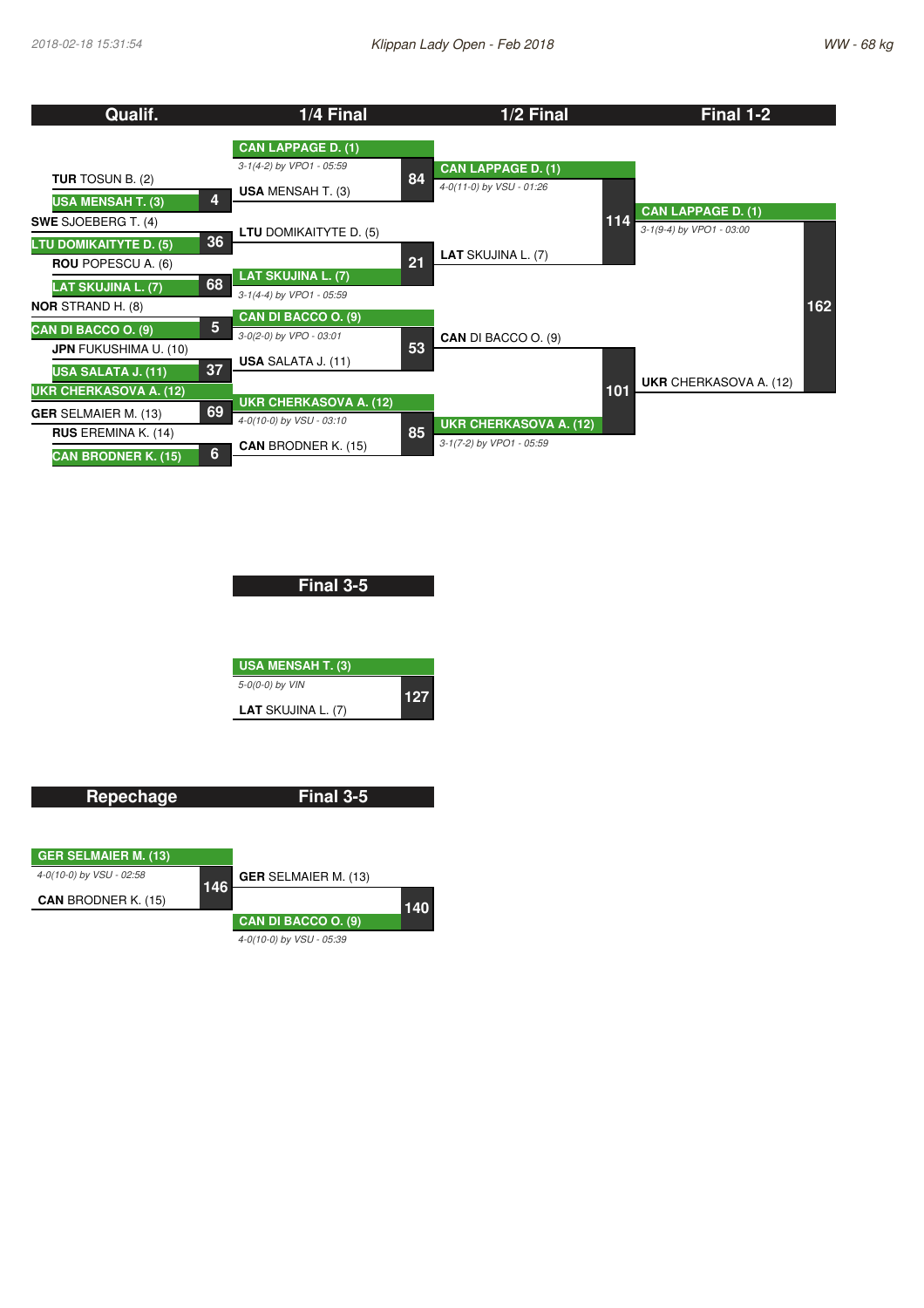Klippan Lady Open - Feb 2018

WW - 68 kg

## Qualif.

| Match | Wrestler 1 | Wrestler 2 | Winner |
|---|---|---|---|
| 4 | TUR TOSUN B. (2) | USA MENSAH T. (3) | USA MENSAH T. (3) |
| 36 | SWE SJOEBERG T. (4) | LTU DOMIKAITYTE D. (5) | LTU DOMIKAITYTE D. (5) |
| 68 | ROU POPESCU A. (6) | LAT SKUJINA L. (7) | LAT SKUJINA L. (7) |
| 5 | NOR STRAND H. (8) | CAN DI BACCO O. (9) | CAN DI BACCO O. (9) |
| 37 | JPN FUKUSHIMA U. (10) | USA SALATA J. (11) | USA SALATA J. (11) |
| 69 | UKR CHERKASOVA A. (12) | GER SELMAIER M. (13) | UKR CHERKASOVA A. (12) |
| 6 | RUS EREMINA K. (14) | CAN BRODNER K. (15) | CAN BRODNER K. (15) |

## 1/4 Final

| Match | Wrestler 1 | Wrestler 2 | Winner | Result |
|---|---|---|---|---|
| 84 | CAN LAPPAGE D. (1) | USA MENSAH T. (3) | CAN LAPPAGE D. (1) | 3-1(4-2) by VPO1 - 05:59 |
| 21 | LTU DOMIKAITYTE D. (5) | LAT SKUJINA L. (7) | LAT SKUJINA L. (7) | 3-1(4-4) by VPO1 - 05:59 |
| 53 | CAN DI BACCO O. (9) | USA SALATA J. (11) | CAN DI BACCO O. (9) | 3-0(2-0) by VPO - 03:01 |
| 85 | UKR CHERKASOVA A. (12) | CAN BRODNER K. (15) | UKR CHERKASOVA A. (12) | 4-0(10-0) by VSU - 03:10 |

## 1/2 Final

| Match | Wrestler 1 | Wrestler 2 | Winner | Result |
|---|---|---|---|---|
| 114 | CAN LAPPAGE D. (1) | LAT SKUJINA L. (7) | CAN LAPPAGE D. (1) | 4-0(11-0) by VSU - 01:26 |
| 101 | CAN DI BACCO O. (9) | UKR CHERKASOVA A. (12) | UKR CHERKASOVA A. (12) | 3-1(7-2) by VPO1 - 05:59 |

## Final 1-2

| Match | Wrestler 1 | Wrestler 2 | Winner | Result |
|---|---|---|---|---|
| 162 | CAN LAPPAGE D. (1) | UKR CHERKASOVA A. (12) | CAN LAPPAGE D. (1) | 3-1(9-4) by VPO1 - 03:00 |

## Final 3-5

| Match | Wrestler 1 | Wrestler 2 | Winner | Result |
|---|---|---|---|---|
| 127 | USA MENSAH T. (3) | LAT SKUJINA L. (7) | USA MENSAH T. (3) | 5-0(0-0) by VIN |

## Repechage

| Match | Wrestler 1 | Wrestler 2 | Winner | Result |
|---|---|---|---|---|
| 146 | GER SELMAIER M. (13) | CAN BRODNER K. (15) | GER SELMAIER M. (13) | 4-0(10-0) by VSU - 02:58 |

## Final 3-5

| Match | Wrestler 1 | Wrestler 2 | Winner | Result |
|---|---|---|---|---|
| 140 | GER SELMAIER M. (13) | CAN DI BACCO O. (9) | CAN DI BACCO O. (9) | 4-0(10-0) by VSU - 05:39 |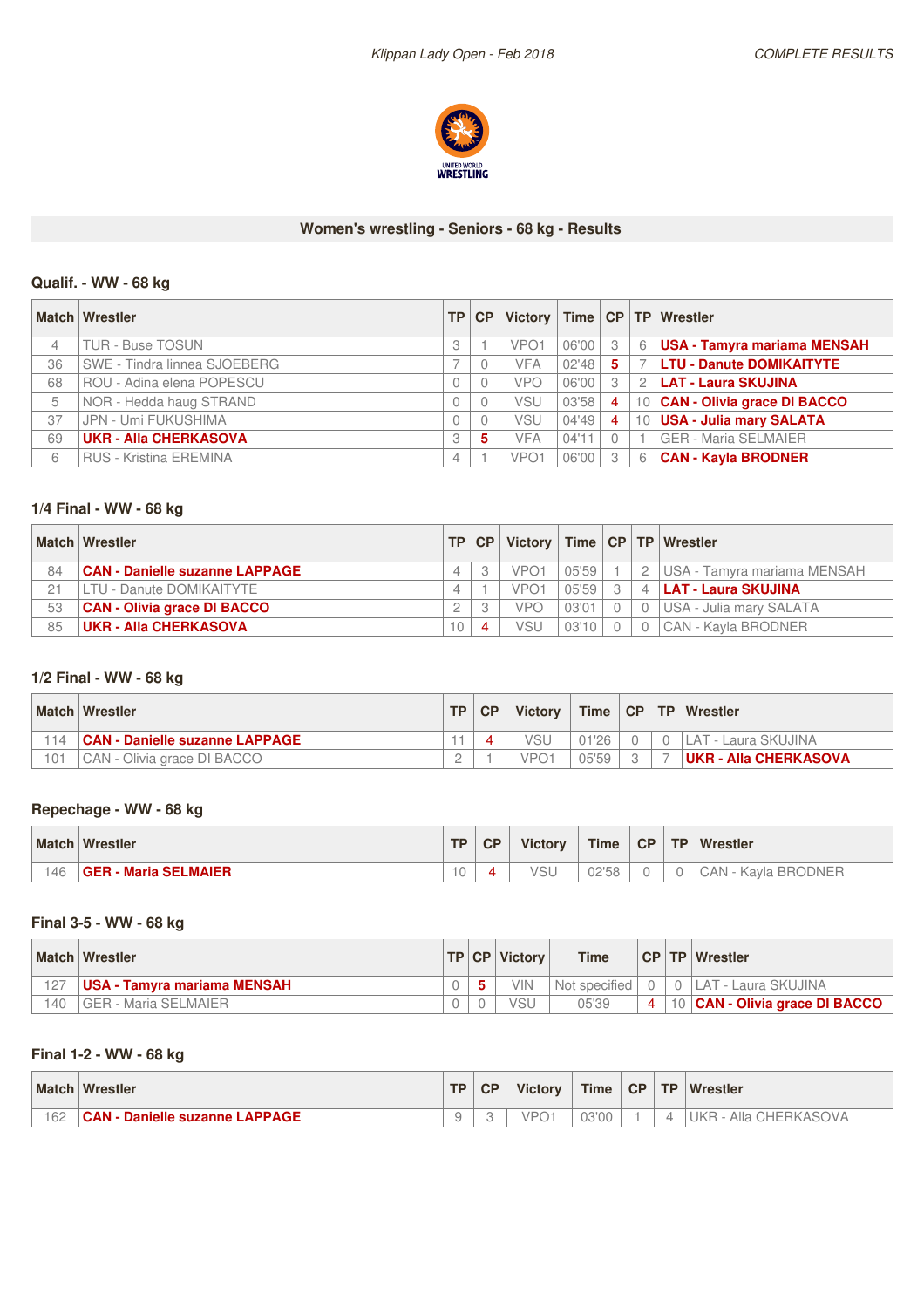## Women's wrestling - Seniors - 68 kg - Results

### Qualif. - WW - 68 kg

| Match | Wrestler | TP | CP | Victory | Time | CP | TP | Wrestler |
|---|---|---|---|---|---|---|---|---|
| 4 | TUR - Buse TOSUN | 3 | 1 | VPO1 | 06'00 | 3 | 6 | **USA - Tamyra mariama MENSAH** |
| 36 | SWE - Tindra linnea SJOEBERG | 7 | 0 | VFA | 02'48 | 5 | 7 | **LTU - Danute DOMIKAITYTE** |
| 68 | ROU - Adina elena POPESCU | 0 | 0 | VPO | 06'00 | 3 | 2 | **LAT - Laura SKUJINA** |
| 5 | NOR - Hedda haug STRAND | 0 | 0 | VSU | 03'58 | 4 | 10 | **CAN - Olivia grace DI BACCO** |
| 37 | JPN - Umi FUKUSHIMA | 0 | 0 | VSU | 04'49 | 4 | 10 | **USA - Julia mary SALATA** |
| 69 | **UKR - Alla CHERKASOVA** | 3 | 5 | VFA | 04'11 | 0 | 1 | GER - Maria SELMAIER |
| 6 | RUS - Kristina EREMINA | 4 | 1 | VPO1 | 06'00 | 3 | 6 | **CAN - Kayla BRODNER** |

### 1/4 Final - WW - 68 kg

| Match | Wrestler | TP | CP | Victory | Time | CP | TP | Wrestler |
|---|---|---|---|---|---|---|---|---|
| 84 | **CAN - Danielle suzanne LAPPAGE** | 4 | 3 | VPO1 | 05'59 | 1 | 2 | USA - Tamyra mariama MENSAH |
| 21 | LTU - Danute DOMIKAITYTE | 4 | 1 | VPO1 | 05'59 | 3 | 4 | **LAT - Laura SKUJINA** |
| 53 | **CAN - Olivia grace DI BACCO** | 2 | 3 | VPO | 03'01 | 0 | 0 | USA - Julia mary SALATA |
| 85 | **UKR - Alla CHERKASOVA** | 10 | 4 | VSU | 03'10 | 0 | 0 | CAN - Kayla BRODNER |

### 1/2 Final - WW - 68 kg

| Match | Wrestler | TP | CP | Victory | Time | CP | TP | Wrestler |
|---|---|---|---|---|---|---|---|---|
| 114 | **CAN - Danielle suzanne LAPPAGE** | 11 | 4 | VSU | 01'26 | 0 | 0 | LAT - Laura SKUJINA |
| 101 | CAN - Olivia grace DI BACCO | 2 | 1 | VPO1 | 05'59 | 3 | 7 | **UKR - Alla CHERKASOVA** |

### Repechage - WW - 68 kg

| Match | Wrestler | TP | CP | Victory | Time | CP | TP | Wrestler |
|---|---|---|---|---|---|---|---|---|
| 146 | **GER - Maria SELMAIER** | 10 | 4 | VSU | 02'58 | 0 | 0 | CAN - Kayla BRODNER |

### Final 3-5 - WW - 68 kg

| Match | Wrestler | TP | CP | Victory | Time | CP | TP | Wrestler |
|---|---|---|---|---|---|---|---|---|
| 127 | **USA - Tamyra mariama MENSAH** | 0 | 5 | VIN | Not specified | 0 | 0 | LAT - Laura SKUJINA |
| 140 | GER - Maria SELMAIER | 0 | 0 | VSU | 05'39 | 4 | 10 | **CAN - Olivia grace DI BACCO** |

### Final 1-2 - WW - 68 kg

| Match | Wrestler | TP | CP | Victory | Time | CP | TP | Wrestler |
|---|---|---|---|---|---|---|---|---|
| 162 | **CAN - Danielle suzanne LAPPAGE** | 9 | 3 | VPO1 | 03'00 | 1 | 4 | UKR - Alla CHERKASOVA |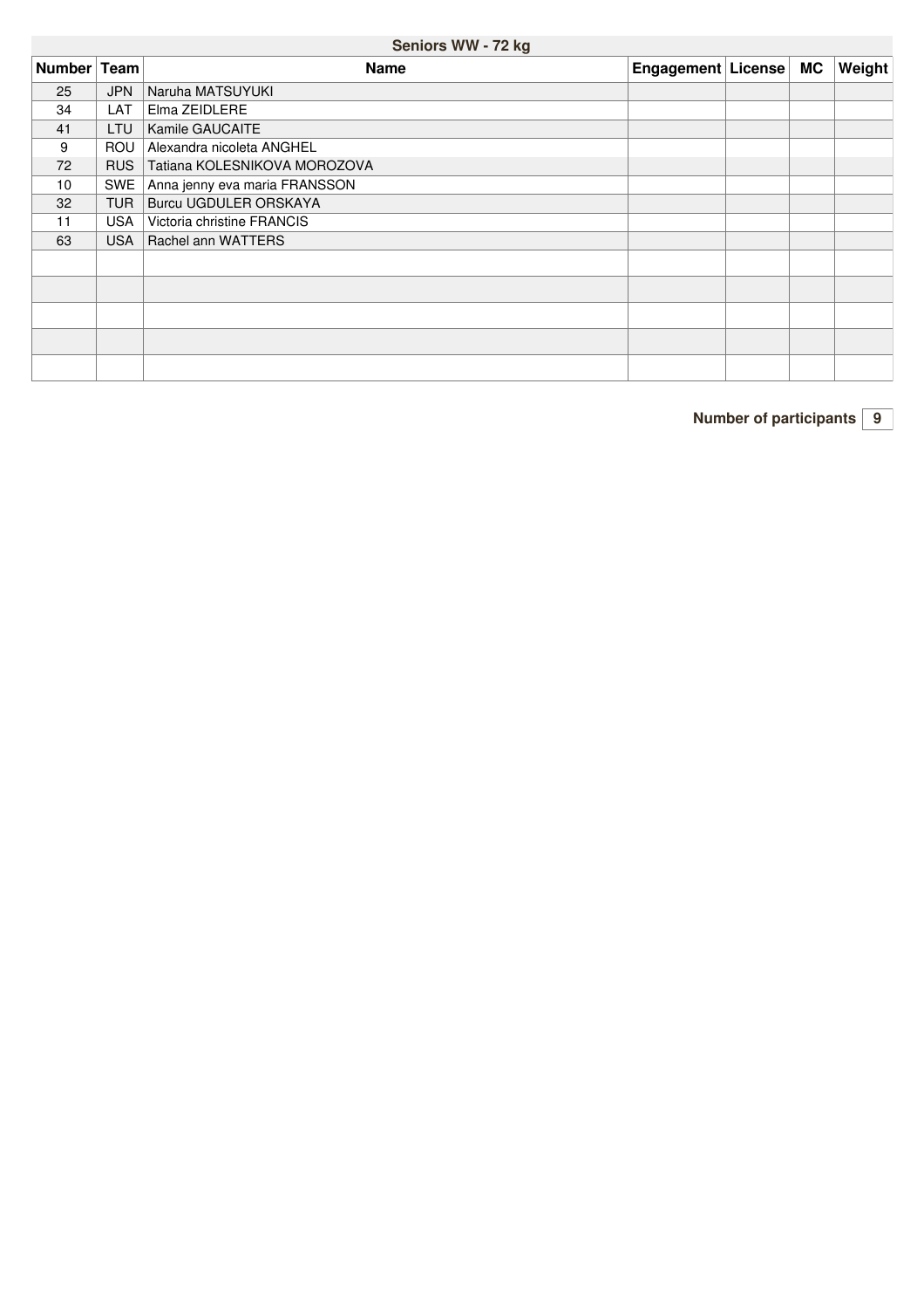| Seniors WW - 72 kg | | | | | | |
|---|---|---|---|---|---|---|
| Number | Team | Name | Engagement | License | MC | Weight |
| 25 | JPN | Naruha MATSUYUKI | | | | |
| 34 | LAT | Elma ZEIDLERE | | | | |
| 41 | LTU | Kamile GAUCAITE | | | | |
| 9 | ROU | Alexandra nicoleta ANGHEL | | | | |
| 72 | RUS | Tatiana KOLESNIKOVA MOROZOVA | | | | |
| 10 | SWE | Anna jenny eva maria FRANSSON | | | | |
| 32 | TUR | Burcu UGDULER ORSKAYA | | | | |
| 11 | USA | Victoria christine FRANCIS | | | | |
| 63 | USA | Rachel ann WATTERS | | | | |
| | | | | | | |
| | | | | | | |
| | | | | | | |
| | | | | | | |
| | | | | | | |

**Number of participants** 9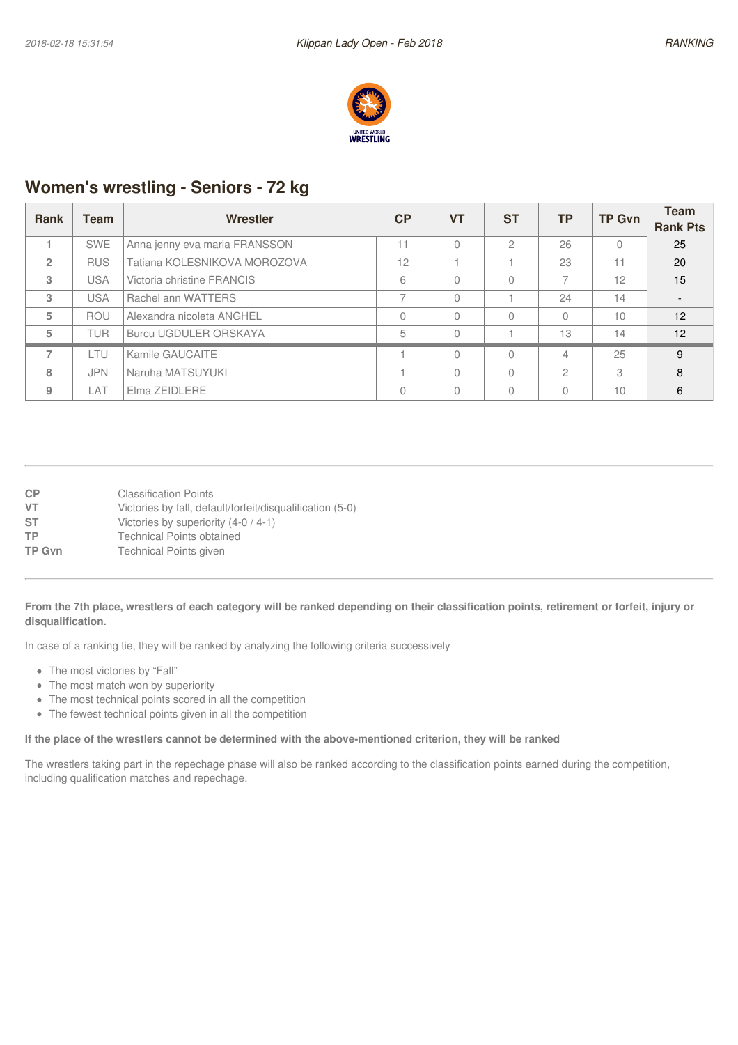## Women's wrestling - Seniors - 72 kg

| Rank | Team | Wrestler | CP | VT | ST | TP | TP Gvn | Team Rank Pts |
|---|---|---|---|---|---|---|---|---|
| 1 | SWE | Anna jenny eva maria FRANSSON | 11 | 0 | 2 | 26 | 0 | 25 |
| 2 | RUS | Tatiana KOLESNIKOVA MOROZOVA | 12 | 1 | 1 | 23 | 11 | 20 |
| 3 | USA | Victoria christine FRANCIS | 6 | 0 | 0 | 7 | 12 | 15 |
| 3 | USA | Rachel ann WATTERS | 7 | 0 | 1 | 24 | 14 | - |
| 5 | ROU | Alexandra nicoleta ANGHEL | 0 | 0 | 0 | 0 | 10 | 12 |
| 5 | TUR | Burcu UGDULER ORSKAYA | 5 | 0 | 1 | 13 | 14 | 12 |
| 7 | LTU | Kamile GAUCAITE | 1 | 0 | 0 | 4 | 25 | 9 |
| 8 | JPN | Naruha MATSUYUKI | 1 | 0 | 0 | 2 | 3 | 8 |
| 9 | LAT | Elma ZEIDLERE | 0 | 0 | 0 | 0 | 10 | 6 |

**CP** Classification Points
**VT** Victories by fall, default/forfeit/disqualification (5-0)
**ST** Victories by superiority (4-0 / 4-1)
**TP** Technical Points obtained
**TP Gvn** Technical Points given

**From the 7th place, wrestlers of each category will be ranked depending on their classification points, retirement or forfeit, injury or disqualification.**

In case of a ranking tie, they will be ranked by analyzing the following criteria successively

- The most victories by "Fall"
- The most match won by superiority
- The most technical points scored in all the competition
- The fewest technical points given in all the competition

**If the place of the wrestlers cannot be determined with the above-mentioned criterion, they will be ranked**

The wrestlers taking part in the repechage phase will also be ranked according to the classification points earned during the competition, including qualification matches and repechage.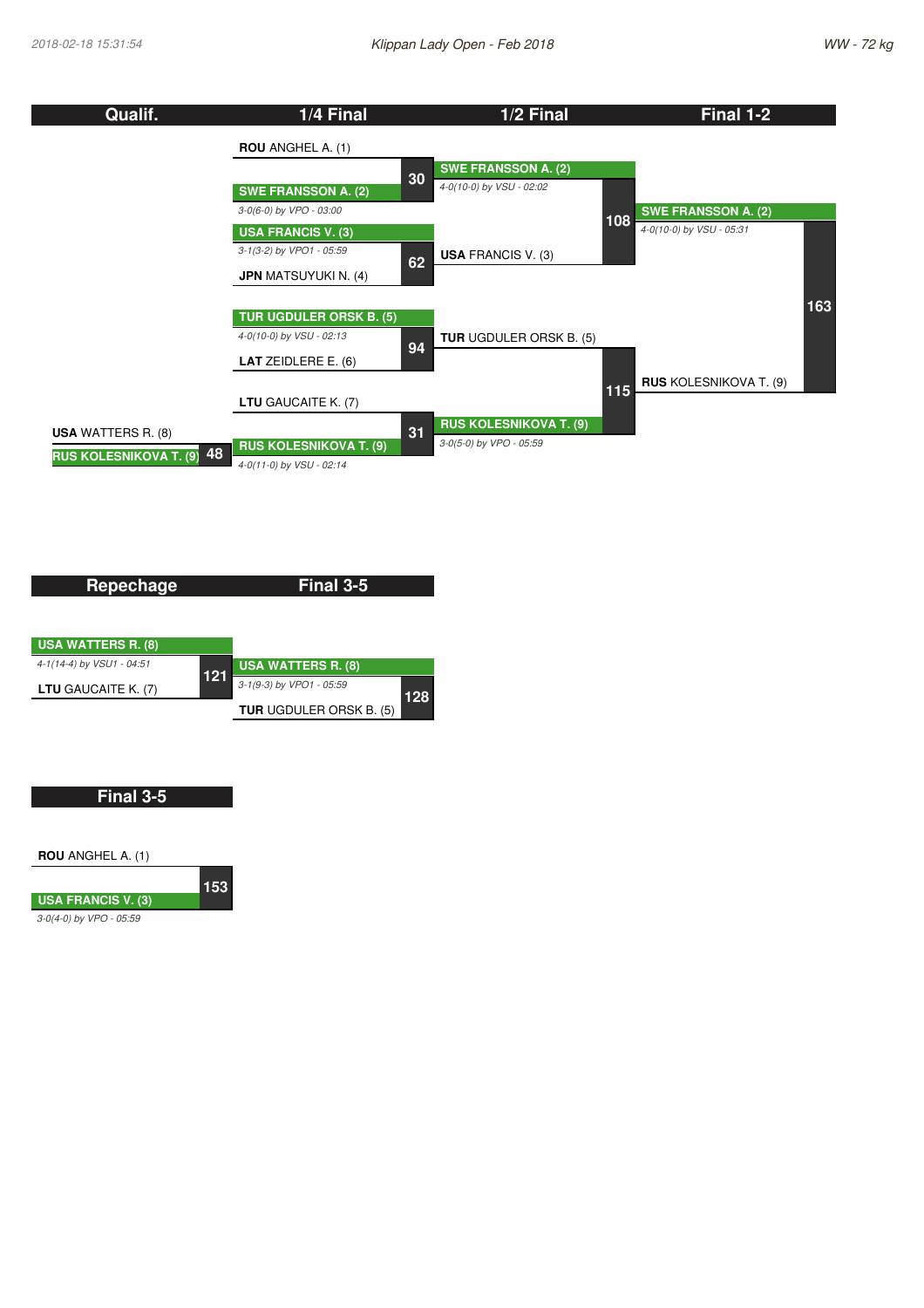# WW - 72 kg

## Qualif.

**Bout 48**
- USA WATTERS R. (8)
- **RUS KOLESNIKOVA T. (9)** — winner

## 1/4 Final

**Bout 30**
- ROU ANGHEL A. (1)
- **SWE FRANSSON A. (2)** — winner, *3-0(6-0) by VPO - 03:00*

**Bout 62**
- **USA FRANCIS V. (3)** — winner, *3-1(3-2) by VPO1 - 05:59*
- JPN MATSUYUKI N. (4)

**Bout 94**
- **TUR UGDULER ORSK B. (5)** — winner, *4-0(10-0) by VSU - 02:13*
- LAT ZEIDLERE E. (6)

**Bout 31**
- LTU GAUCAITE K. (7)
- **RUS KOLESNIKOVA T. (9)** — winner, *4-0(11-0) by VSU - 02:14*

## 1/2 Final

**Bout 108**
- **SWE FRANSSON A. (2)** — winner, *4-0(10-0) by VSU - 02:02*
- USA FRANCIS V. (3)

**Bout 115**
- TUR UGDULER ORSK B. (5)
- **RUS KOLESNIKOVA T. (9)** — winner, *3-0(5-0) by VPO - 05:59*

## Final 1-2

**Bout 163**
- **SWE FRANSSON A. (2)** — winner, *4-0(10-0) by VSU - 05:31*
- RUS KOLESNIKOVA T. (9)

## Repechage

**Bout 121**
- **USA WATTERS R. (8)** — winner, *4-1(14-4) by VSU1 - 04:51*
- LTU GAUCAITE K. (7)

## Final 3-5

**Bout 128**
- **USA WATTERS R. (8)** — winner, *3-1(9-3) by VPO1 - 05:59*
- TUR UGDULER ORSK B. (5)

## Final 3-5

**Bout 153**
- ROU ANGHEL A. (1)
- **USA FRANCIS V. (3)** — winner, *3-0(4-0) by VPO - 05:59*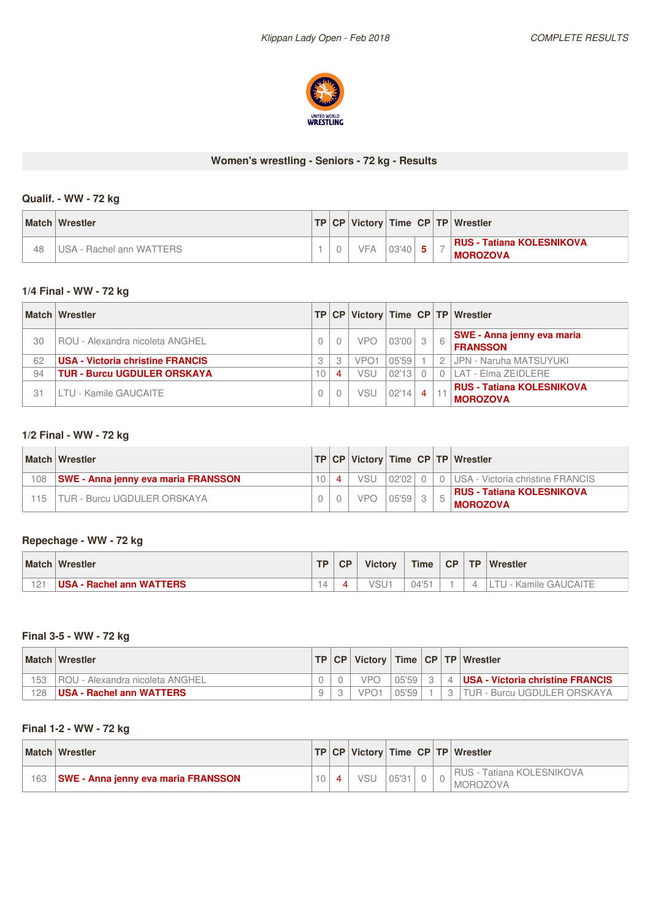## Women's wrestling - Seniors - 72 kg - Results

### Qualif. - WW - 72 kg

| Match | Wrestler | TP | CP | Victory | Time | CP | TP | Wrestler |
|---|---|---|---|---|---|---|---|---|
| 48 | USA - Rachel ann WATTERS | 1 | 0 | VFA | 03'40 | **5** | 7 | **RUS - Tatiana KOLESNIKOVA MOROZOVA** |

### 1/4 Final - WW - 72 kg

| Match | Wrestler | TP | CP | Victory | Time | CP | TP | Wrestler |
|---|---|---|---|---|---|---|---|---|
| 30 | ROU - Alexandra nicoleta ANGHEL | 0 | 0 | VPO | 03'00 | 3 | 6 | **SWE - Anna jenny eva maria FRANSSON** |
| 62 | **USA - Victoria christine FRANCIS** | 3 | 3 | VPO1 | 05'59 | 1 | 2 | JPN - Naruha MATSUYUKI |
| 94 | **TUR - Burcu UGDULER ORSKAYA** | 10 | 4 | VSU | 02'13 | 0 | 0 | LAT - Elma ZEIDLERE |
| 31 | LTU - Kamile GAUCAITE | 0 | 0 | VSU | 02'14 | 4 | 11 | **RUS - Tatiana KOLESNIKOVA MOROZOVA** |

### 1/2 Final - WW - 72 kg

| Match | Wrestler | TP | CP | Victory | Time | CP | TP | Wrestler |
|---|---|---|---|---|---|---|---|---|
| 108 | **SWE - Anna jenny eva maria FRANSSON** | 10 | 4 | VSU | 02'02 | 0 | 0 | USA - Victoria christine FRANCIS |
| 115 | TUR - Burcu UGDULER ORSKAYA | 0 | 0 | VPO | 05'59 | 3 | 5 | **RUS - Tatiana KOLESNIKOVA MOROZOVA** |

### Repechage - WW - 72 kg

| Match | Wrestler | TP | CP | Victory | Time | CP | TP | Wrestler |
|---|---|---|---|---|---|---|---|---|
| 121 | **USA - Rachel ann WATTERS** | 14 | 4 | VSU1 | 04'51 | 1 | 4 | LTU - Kamile GAUCAITE |

### Final 3-5 - WW - 72 kg

| Match | Wrestler | TP | CP | Victory | Time | CP | TP | Wrestler |
|---|---|---|---|---|---|---|---|---|
| 153 | ROU - Alexandra nicoleta ANGHEL | 0 | 0 | VPO | 05'59 | 3 | 4 | **USA - Victoria christine FRANCIS** |
| 128 | **USA - Rachel ann WATTERS** | 9 | 3 | VPO1 | 05'59 | 1 | 3 | TUR - Burcu UGDULER ORSKAYA |

### Final 1-2 - WW - 72 kg

| Match | Wrestler | TP | CP | Victory | Time | CP | TP | Wrestler |
|---|---|---|---|---|---|---|---|---|
| 163 | **SWE - Anna jenny eva maria FRANSSON** | 10 | 4 | VSU | 05'31 | 0 | 0 | RUS - Tatiana KOLESNIKOVA MOROZOVA |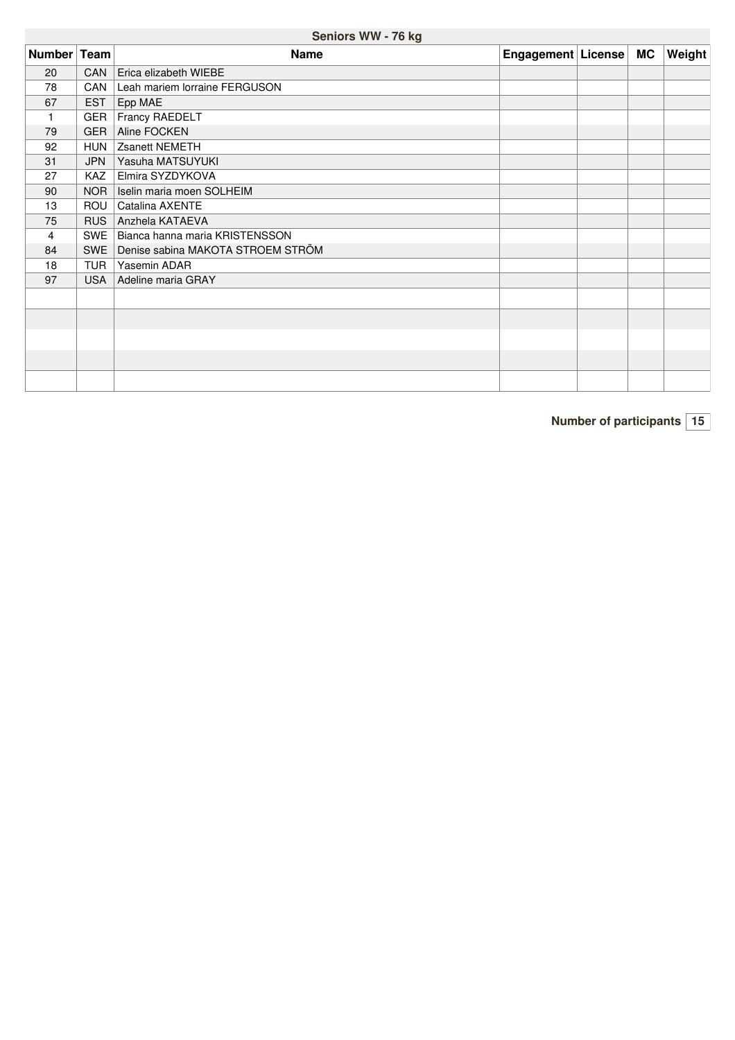## Seniors WW - 76 kg

| Number | Team | Name | Engagement | License | MC | Weight |
|---|---|---|---|---|---|---|
| 20 | CAN | Erica elizabeth WIEBE | | | | |
| 78 | CAN | Leah mariem lorraine FERGUSON | | | | |
| 67 | EST | Epp MAE | | | | |
| 1 | GER | Francy RAEDELT | | | | |
| 79 | GER | Aline FOCKEN | | | | |
| 92 | HUN | Zsanett NEMETH | | | | |
| 31 | JPN | Yasuha MATSUYUKI | | | | |
| 27 | KAZ | Elmira SYZDYKOVA | | | | |
| 90 | NOR | Iselin maria moen SOLHEIM | | | | |
| 13 | ROU | Catalina AXENTE | | | | |
| 75 | RUS | Anzhela KATAEVA | | | | |
| 4 | SWE | Bianca hanna maria KRISTENSSON | | | | |
| 84 | SWE | Denise sabina MAKOTA STROEM STRÖM | | | | |
| 18 | TUR | Yasemin ADAR | | | | |
| 97 | USA | Adeline maria GRAY | | | | |
| | | | | | | |
| | | | | | | |
| | | | | | | |
| | | | | | | |
| | | | | | | |

**Number of participants** 15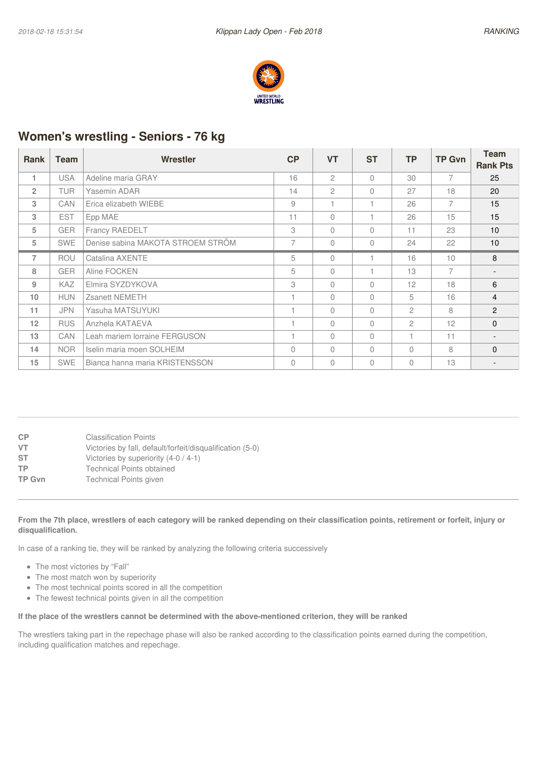## Women's wrestling - Seniors - 76 kg

| Rank | Team | Wrestler | CP | VT | ST | TP | TP Gvn | Team Rank Pts |
|---|---|---|---|---|---|---|---|---|
| 1 | USA | Adeline maria GRAY | 16 | 2 | 0 | 30 | 7 | 25 |
| 2 | TUR | Yasemin ADAR | 14 | 2 | 0 | 27 | 18 | 20 |
| 3 | CAN | Erica elizabeth WIEBE | 9 | 1 | 1 | 26 | 7 | 15 |
| 3 | EST | Epp MAE | 11 | 0 | 1 | 26 | 15 | 15 |
| 5 | GER | Francy RAEDELT | 3 | 0 | 0 | 11 | 23 | 10 |
| 5 | SWE | Denise sabina MAKOTA STROEM STRÖM | 7 | 0 | 0 | 24 | 22 | 10 |
| 7 | ROU | Catalina AXENTE | 5 | 0 | 1 | 16 | 10 | 8 |
| 8 | GER | Aline FOCKEN | 5 | 0 | 1 | 13 | 7 | - |
| 9 | KAZ | Elmira SYZDYKOVA | 3 | 0 | 0 | 12 | 18 | 6 |
| 10 | HUN | Zsanett NEMETH | 1 | 0 | 0 | 5 | 16 | 4 |
| 11 | JPN | Yasuha MATSUYUKI | 1 | 0 | 0 | 2 | 8 | 2 |
| 12 | RUS | Anzhela KATAEVA | 1 | 0 | 0 | 2 | 12 | 0 |
| 13 | CAN | Leah mariem lorraine FERGUSON | 1 | 0 | 0 | 1 | 11 | - |
| 14 | NOR | Iselin maria moen SOLHEIM | 0 | 0 | 0 | 0 | 8 | 0 |
| 15 | SWE | Bianca hanna maria KRISTENSSON | 0 | 0 | 0 | 0 | 13 | - |

**CP** Classification Points
**VT** Victories by fall, default/forfeit/disqualification (5-0)
**ST** Victories by superiority (4-0 / 4-1)
**TP** Technical Points obtained
**TP Gvn** Technical Points given

**From the 7th place, wrestlers of each category will be ranked depending on their classification points, retirement or forfeit, injury or disqualification.**

In case of a ranking tie, they will be ranked by analyzing the following criteria successively

- The most victories by "Fall"
- The most match won by superiority
- The most technical points scored in all the competition
- The fewest technical points given in all the competition

**If the place of the wrestlers cannot be determined with the above-mentioned criterion, they will be ranked**

The wrestlers taking part in the repechage phase will also be ranked according to the classification points earned during the competition, including qualification matches and repechage.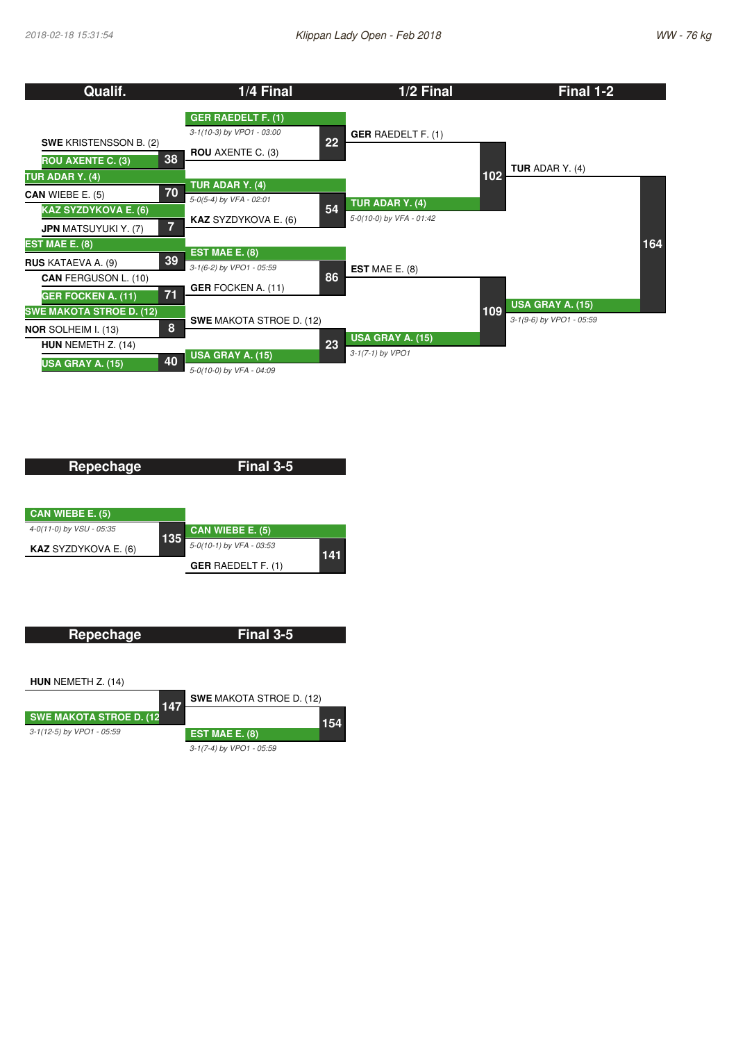# Klippan Lady Open - Feb 2018

**WW - 76 kg**

2018-02-18 15:31:54

## Qualif.

| Bout | Wrestler | Wrestler | Winner |
|---|---|---|---|
| 38 | SWE KRISTENSSON B. (2) | ROU AXENTE C. (3) | ROU AXENTE C. (3) |
| 70 | TUR ADAR Y. (4) | CAN WIEBE E. (5) | TUR ADAR Y. (4) |
| 7 | KAZ SYZDYKOVA E. (6) | JPN MATSUYUKI Y. (7) | KAZ SYZDYKOVA E. (6) |
| 39 | EST MAE E. (8) | RUS KATAEVA A. (9) | EST MAE E. (8) |
| 71 | CAN FERGUSON L. (10) | GER FOCKEN A. (11) | GER FOCKEN A. (11) |
| 8 | SWE MAKOTA STROE D. (12) | NOR SOLHEIM I. (13) | SWE MAKOTA STROE D. (12) |
| 40 | HUN NEMETH Z. (14) | USA GRAY A. (15) | USA GRAY A. (15) |

## 1/4 Final

| Bout | Wrestler | Wrestler | Winner | Result |
|---|---|---|---|---|
| 22 | GER RAEDELT F. (1) | ROU AXENTE C. (3) | GER RAEDELT F. (1) | 3-1(10-3) by VPO1 - 03:00 |
| 54 | TUR ADAR Y. (4) | KAZ SYZDYKOVA E. (6) | TUR ADAR Y. (4) | 5-0(5-4) by VFA - 02:01 |
| 86 | EST MAE E. (8) | GER FOCKEN A. (11) | EST MAE E. (8) | 3-1(6-2) by VPO1 - 05:59 |
| 23 | SWE MAKOTA STROE D. (12) | USA GRAY A. (15) | USA GRAY A. (15) | 5-0(10-0) by VFA - 04:09 |

## 1/2 Final

| Bout | Wrestler | Wrestler | Winner | Result |
|---|---|---|---|---|
| 102 | GER RAEDELT F. (1) | TUR ADAR Y. (4) | TUR ADAR Y. (4) | 5-0(10-0) by VFA - 01:42 |
| 109 | EST MAE E. (8) | USA GRAY A. (15) | USA GRAY A. (15) | 3-1(7-1) by VPO1 |

## Final 1-2

| Bout | Wrestler | Wrestler | Winner | Result |
|---|---|---|---|---|
| 164 | TUR ADAR Y. (4) | USA GRAY A. (15) | USA GRAY A. (15) | 3-1(9-6) by VPO1 - 05:59 |

## Repechage / Final 3-5

| Bout | Wrestler | Wrestler | Winner | Result |
|---|---|---|---|---|
| 135 (Repechage) | CAN WIEBE E. (5) | KAZ SYZDYKOVA E. (6) | CAN WIEBE E. (5) | 4-0(11-0) by VSU - 05:35 |
| 141 (Final 3-5) | CAN WIEBE E. (5) | GER RAEDELT F. (1) | CAN WIEBE E. (5) | 5-0(10-1) by VFA - 03:53 |

## Repechage / Final 3-5

| Bout | Wrestler | Wrestler | Winner | Result |
|---|---|---|---|---|
| 147 (Repechage) | HUN NEMETH Z. (14) | SWE MAKOTA STROE D. (12) | SWE MAKOTA STROE D. (12) | 3-1(12-5) by VPO1 - 05:59 |
| 154 (Final 3-5) | SWE MAKOTA STROE D. (12) | EST MAE E. (8) | EST MAE E. (8) | 3-1(7-4) by VPO1 - 05:59 |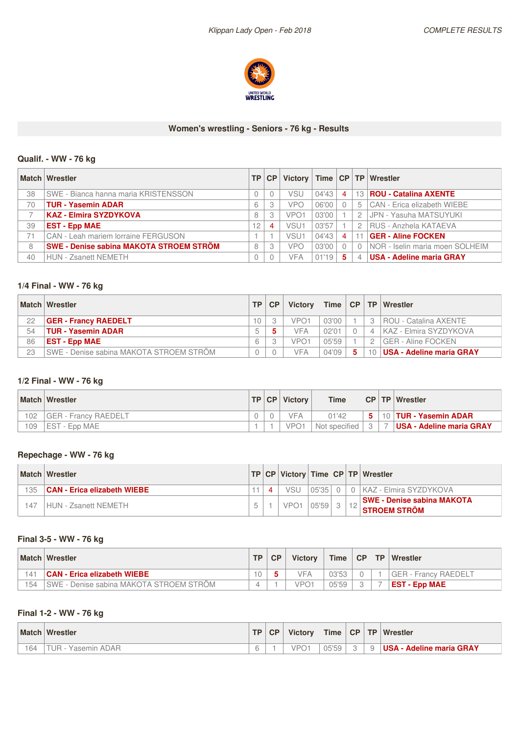Klippan Lady Open - Feb 2018 COMPLETE RESULTS

## Women's wrestling - Seniors - 76 kg - Results

### Qualif. - WW - 76 kg

| Match | Wrestler | TP | CP | Victory | Time | CP | TP | Wrestler |
|---|---|---|---|---|---|---|---|---|
| 38 | SWE - Bianca hanna maria KRISTENSSON | 0 | 0 | VSU | 04'43 | 4 | 13 | **ROU - Catalina AXENTE** |
| 70 | **TUR - Yasemin ADAR** | 6 | 3 | VPO | 06'00 | 0 | 5 | CAN - Erica elizabeth WIEBE |
| 7 | **KAZ - Elmira SYZDYKOVA** | 8 | 3 | VPO1 | 03'00 | 1 | 2 | JPN - Yasuha MATSUYUKI |
| 39 | **EST - Epp MAE** | 12 | 4 | VSU1 | 03'57 | 1 | 2 | RUS - Anzhela KATAEVA |
| 71 | CAN - Leah mariem lorraine FERGUSON | 1 | 1 | VSU1 | 04'43 | 4 | 11 | **GER - Aline FOCKEN** |
| 8 | **SWE - Denise sabina MAKOTA STROEM STRÖM** | 8 | 3 | VPO | 03'00 | 0 | 0 | NOR - Iselin maria moen SOLHEIM |
| 40 | HUN - Zsanett NEMETH | 0 | 0 | VFA | 01'19 | 5 | 4 | **USA - Adeline maria GRAY** |

### 1/4 Final - WW - 76 kg

| Match | Wrestler | TP | CP | Victory | Time | CP | TP | Wrestler |
|---|---|---|---|---|---|---|---|---|
| 22 | **GER - Francy RAEDELT** | 10 | 3 | VPO1 | 03'00 | 1 | 3 | ROU - Catalina AXENTE |
| 54 | **TUR - Yasemin ADAR** | 5 | 5 | VFA | 02'01 | 0 | 4 | KAZ - Elmira SYZDYKOVA |
| 86 | **EST - Epp MAE** | 6 | 3 | VPO1 | 05'59 | 1 | 2 | GER - Aline FOCKEN |
| 23 | SWE - Denise sabina MAKOTA STROEM STRÖM | 0 | 0 | VFA | 04'09 | 5 | 10 | **USA - Adeline maria GRAY** |

### 1/2 Final - WW - 76 kg

| Match | Wrestler | TP | CP | Victory | Time | CP | TP | Wrestler |
|---|---|---|---|---|---|---|---|---|
| 102 | GER - Francy RAEDELT | 0 | 0 | VFA | 01'42 | 5 | 10 | **TUR - Yasemin ADAR** |
| 109 | EST - Epp MAE | 1 | 1 | VPO1 | Not specified | 3 | 7 | **USA - Adeline maria GRAY** |

### Repechage - WW - 76 kg

| Match | Wrestler | TP | CP | Victory | Time | CP | TP | Wrestler |
|---|---|---|---|---|---|---|---|---|
| 135 | **CAN - Erica elizabeth WIEBE** | 11 | 4 | VSU | 05'35 | 0 | 0 | KAZ - Elmira SYZDYKOVA |
| 147 | HUN - Zsanett NEMETH | 5 | 1 | VPO1 | 05'59 | 3 | 12 | **SWE - Denise sabina MAKOTA STROEM STRÖM** |

### Final 3-5 - WW - 76 kg

| Match | Wrestler | TP | CP | Victory | Time | CP | TP | Wrestler |
|---|---|---|---|---|---|---|---|---|
| 141 | **CAN - Erica elizabeth WIEBE** | 10 | 5 | VFA | 03'53 | 0 | 1 | GER - Francy RAEDELT |
| 154 | SWE - Denise sabina MAKOTA STROEM STRÖM | 4 | 1 | VPO1 | 05'59 | 3 | 7 | **EST - Epp MAE** |

### Final 1-2 - WW - 76 kg

| Match | Wrestler | TP | CP | Victory | Time | CP | TP | Wrestler |
|---|---|---|---|---|---|---|---|---|
| 164 | TUR - Yasemin ADAR | 6 | 1 | VPO1 | 05'59 | 3 | 9 | **USA - Adeline maria GRAY** |